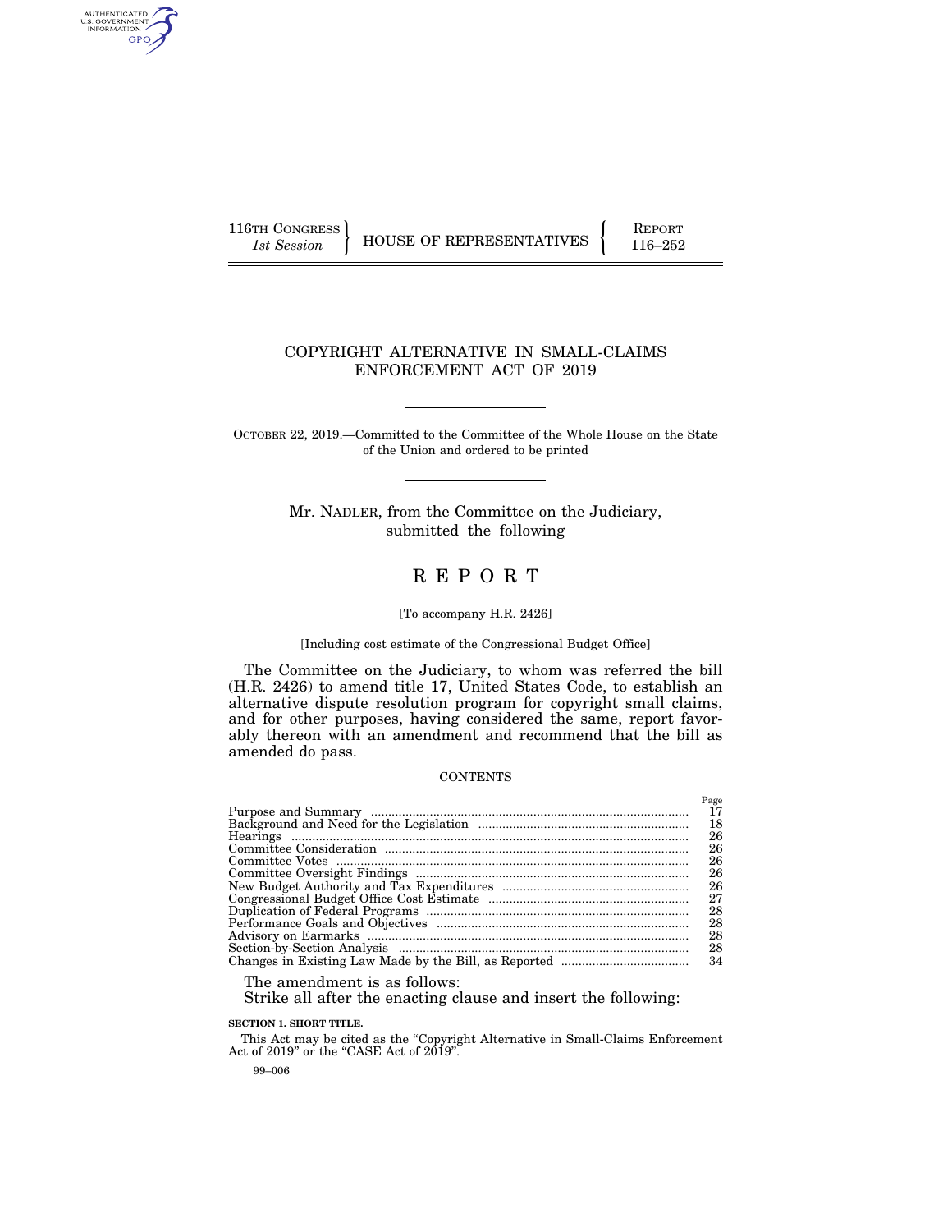116TH CONGRESS
*1st Session*

HOUSE OF REPRESENTATIVES

REPORT
116–252

# COPYRIGHT ALTERNATIVE IN SMALL-CLAIMS ENFORCEMENT ACT OF 2019

OCTOBER 22, 2019.—Committed to the Committee of the Whole House on the State of the Union and ordered to be printed

Mr. NADLER, from the Committee on the Judiciary, submitted the following

# R E P O R T

[To accompany H.R. 2426]

[Including cost estimate of the Congressional Budget Office]

The Committee on the Judiciary, to whom was referred the bill (H.R. 2426) to amend title 17, United States Code, to establish an alternative dispute resolution program for copyright small claims, and for other purposes, having considered the same, report favorably thereon with an amendment and recommend that the bill as amended do pass.

CONTENTS

| | Page |
|---|---|
| Purpose and Summary | 17 |
| Background and Need for the Legislation | 18 |
| Hearings | 26 |
| Committee Consideration | 26 |
| Committee Votes | 26 |
| Committee Oversight Findings | 26 |
| New Budget Authority and Tax Expenditures | 26 |
| Congressional Budget Office Cost Estimate | 27 |
| Duplication of Federal Programs | 28 |
| Performance Goals and Objectives | 28 |
| Advisory on Earmarks | 28 |
| Section-by-Section Analysis | 28 |
| Changes in Existing Law Made by the Bill, as Reported | 34 |

The amendment is as follows:

Strike all after the enacting clause and insert the following:

**SECTION 1. SHORT TITLE.**

This Act may be cited as the "Copyright Alternative in Small-Claims Enforcement Act of 2019" or the "CASE Act of 2019".

99–006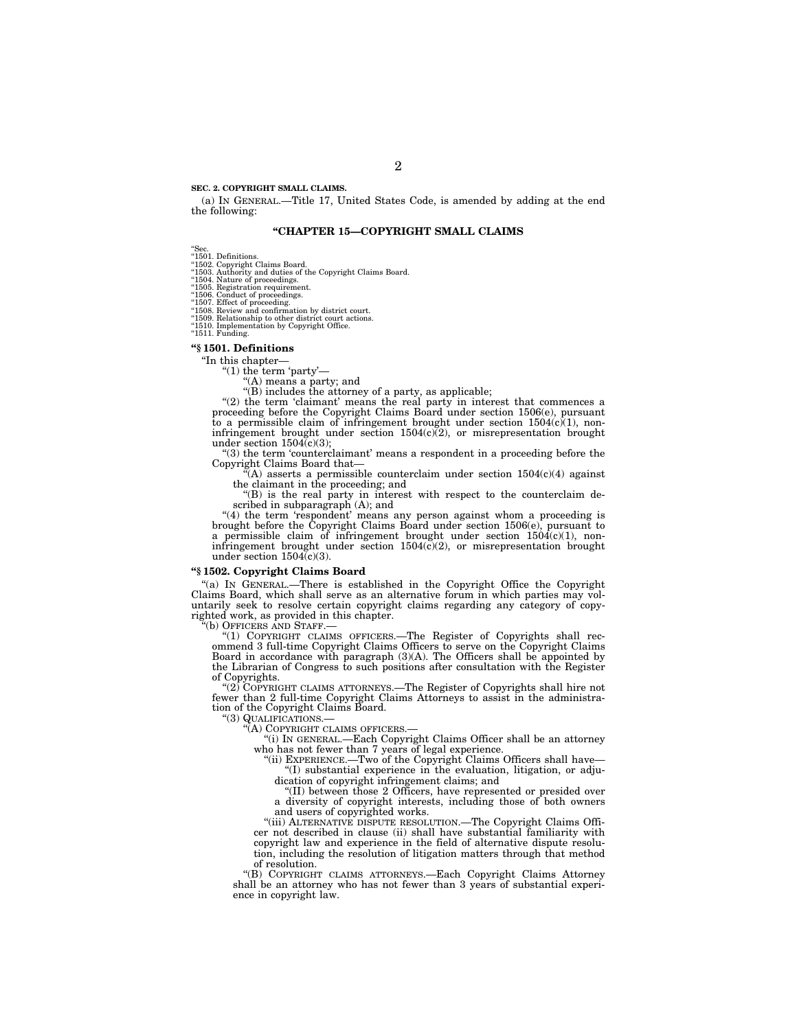**SEC. 2. COPYRIGHT SMALL CLAIMS.**

(a) IN GENERAL.—Title 17, United States Code, is amended by adding at the end the following:

## "CHAPTER 15—COPYRIGHT SMALL CLAIMS

"Sec.
"1501. Definitions.
"1502. Copyright Claims Board.
"1503. Authority and duties of the Copyright Claims Board.
"1504. Nature of proceedings.
"1505. Registration requirement.
"1506. Conduct of proceedings.
"1507. Effect of proceeding.
"1508. Review and confirmation by district court.
"1509. Relationship to other district court actions.
"1510. Implementation by Copyright Office.
"1511. Funding.

### "§ 1501. Definitions

"In this chapter—

"(1) the term 'party'—

"(A) means a party; and

"(B) includes the attorney of a party, as applicable;

"(2) the term 'claimant' means the real party in interest that commences a proceeding before the Copyright Claims Board under section 1506(e), pursuant to a permissible claim of infringement brought under section 1504(c)(1), noninfringement brought under section 1504(c)(2), or misrepresentation brought under section 1504(c)(3);

"(3) the term 'counterclaimant' means a respondent in a proceeding before the Copyright Claims Board that—

"(A) asserts a permissible counterclaim under section 1504(c)(4) against the claimant in the proceeding; and

"(B) is the real party in interest with respect to the counterclaim described in subparagraph (A); and

"(4) the term 'respondent' means any person against whom a proceeding is brought before the Copyright Claims Board under section 1506(e), pursuant to a permissible claim of infringement brought under section 1504(c)(1), noninfringement brought under section 1504(c)(2), or misrepresentation brought under section 1504(c)(3).

### "§ 1502. Copyright Claims Board

"(a) IN GENERAL.—There is established in the Copyright Office the Copyright Claims Board, which shall serve as an alternative forum in which parties may voluntarily seek to resolve certain copyright claims regarding any category of copyrighted work, as provided in this chapter.

"(b) OFFICERS AND STAFF.—

"(1) COPYRIGHT CLAIMS OFFICERS.—The Register of Copyrights shall recommend 3 full-time Copyright Claims Officers to serve on the Copyright Claims Board in accordance with paragraph (3)(A). The Officers shall be appointed by the Librarian of Congress to such positions after consultation with the Register of Copyrights.

"(2) COPYRIGHT CLAIMS ATTORNEYS.—The Register of Copyrights shall hire not fewer than 2 full-time Copyright Claims Attorneys to assist in the administration of the Copyright Claims Board.

"(3) QUALIFICATIONS.—

"(A) COPYRIGHT CLAIMS OFFICERS.—

"(i) IN GENERAL.—Each Copyright Claims Officer shall be an attorney who has not fewer than 7 years of legal experience.

"(ii) EXPERIENCE.—Two of the Copyright Claims Officers shall have—

"(I) substantial experience in the evaluation, litigation, or adjudication of copyright infringement claims; and

"(II) between those 2 Officers, have represented or presided over a diversity of copyright interests, including those of both owners and users of copyrighted works.

"(iii) ALTERNATIVE DISPUTE RESOLUTION.—The Copyright Claims Officer not described in clause (ii) shall have substantial familiarity with copyright law and experience in the field of alternative dispute resolution, including the resolution of litigation matters through that method of resolution.

"(B) COPYRIGHT CLAIMS ATTORNEYS.—Each Copyright Claims Attorney shall be an attorney who has not fewer than 3 years of substantial experience in copyright law.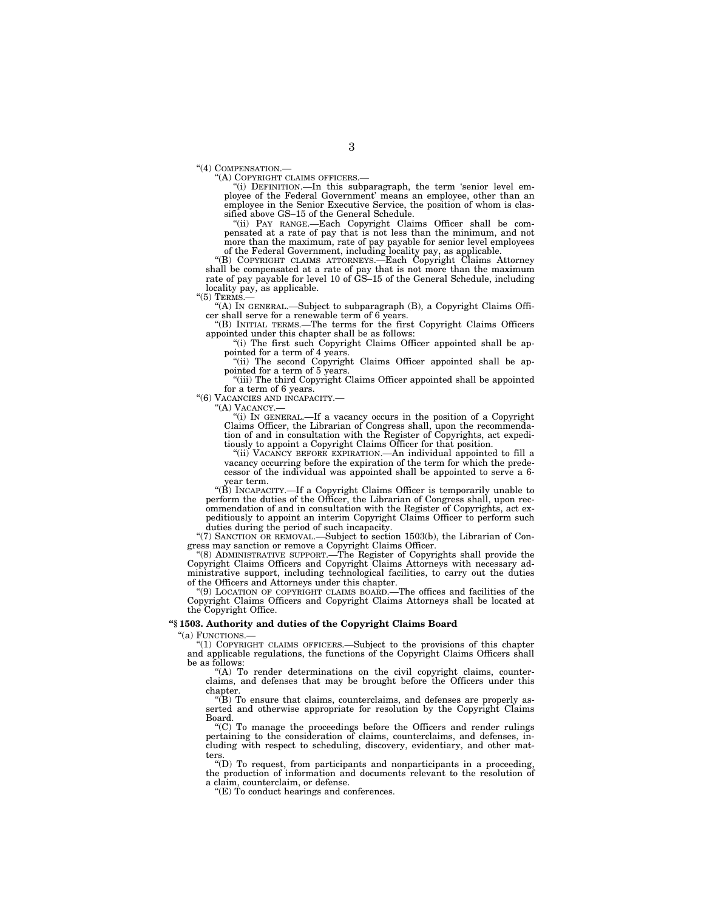"(4) COMPENSATION.—

"(A) COPYRIGHT CLAIMS OFFICERS.—

"(i) DEFINITION.—In this subparagraph, the term 'senior level employee of the Federal Government' means an employee, other than an employee in the Senior Executive Service, the position of whom is classified above GS–15 of the General Schedule.

"(ii) PAY RANGE.—Each Copyright Claims Officer shall be compensated at a rate of pay that is not less than the minimum, and not more than the maximum, rate of pay payable for senior level employees of the Federal Government, including locality pay, as applicable.

"(B) COPYRIGHT CLAIMS ATTORNEYS.—Each Copyright Claims Attorney shall be compensated at a rate of pay that is not more than the maximum rate of pay payable for level 10 of GS–15 of the General Schedule, including locality pay, as applicable.

"(5) TERMS.—

"(A) IN GENERAL.—Subject to subparagraph (B), a Copyright Claims Officer shall serve for a renewable term of 6 years.

"(B) INITIAL TERMS.—The terms for the first Copyright Claims Officers appointed under this chapter shall be as follows:

"(i) The first such Copyright Claims Officer appointed shall be appointed for a term of 4 years.

"(ii) The second Copyright Claims Officer appointed shall be appointed for a term of 5 years.

"(iii) The third Copyright Claims Officer appointed shall be appointed for a term of 6 years.

"(6) VACANCIES AND INCAPACITY.—

"(A) VACANCY.—

"(i) IN GENERAL.—If a vacancy occurs in the position of a Copyright Claims Officer, the Librarian of Congress shall, upon the recommendation of and in consultation with the Register of Copyrights, act expeditiously to appoint a Copyright Claims Officer for that position.

"(ii) VACANCY BEFORE EXPIRATION.—An individual appointed to fill a vacancy occurring before the expiration of the term for which the predecessor of the individual was appointed shall be appointed to serve a 6-year term.

"(B) INCAPACITY.—If a Copyright Claims Officer is temporarily unable to perform the duties of the Officer, the Librarian of Congress shall, upon recommendation of and in consultation with the Register of Copyrights, act expeditiously to appoint an interim Copyright Claims Officer to perform such duties during the period of such incapacity.

"(7) SANCTION OR REMOVAL.—Subject to section 1503(b), the Librarian of Congress may sanction or remove a Copyright Claims Officer.

"(8) ADMINISTRATIVE SUPPORT.—The Register of Copyrights shall provide the Copyright Claims Officers and Copyright Claims Attorneys with necessary administrative support, including technological facilities, to carry out the duties of the Officers and Attorneys under this chapter.

"(9) LOCATION OF COPYRIGHT CLAIMS BOARD.—The offices and facilities of the Copyright Claims Officers and Copyright Claims Attorneys shall be located at the Copyright Office.

**"§ 1503. Authority and duties of the Copyright Claims Board**

"(a) FUNCTIONS.—

"(1) COPYRIGHT CLAIMS OFFICERS.—Subject to the provisions of this chapter and applicable regulations, the functions of the Copyright Claims Officers shall be as follows:

"(A) To render determinations on the civil copyright claims, counterclaims, and defenses that may be brought before the Officers under this chapter.

"(B) To ensure that claims, counterclaims, and defenses are properly asserted and otherwise appropriate for resolution by the Copyright Claims Board.

"(C) To manage the proceedings before the Officers and render rulings pertaining to the consideration of claims, counterclaims, and defenses, including with respect to scheduling, discovery, evidentiary, and other matters.

"(D) To request, from participants and nonparticipants in a proceeding, the production of information and documents relevant to the resolution of a claim, counterclaim, or defense.

"(E) To conduct hearings and conferences.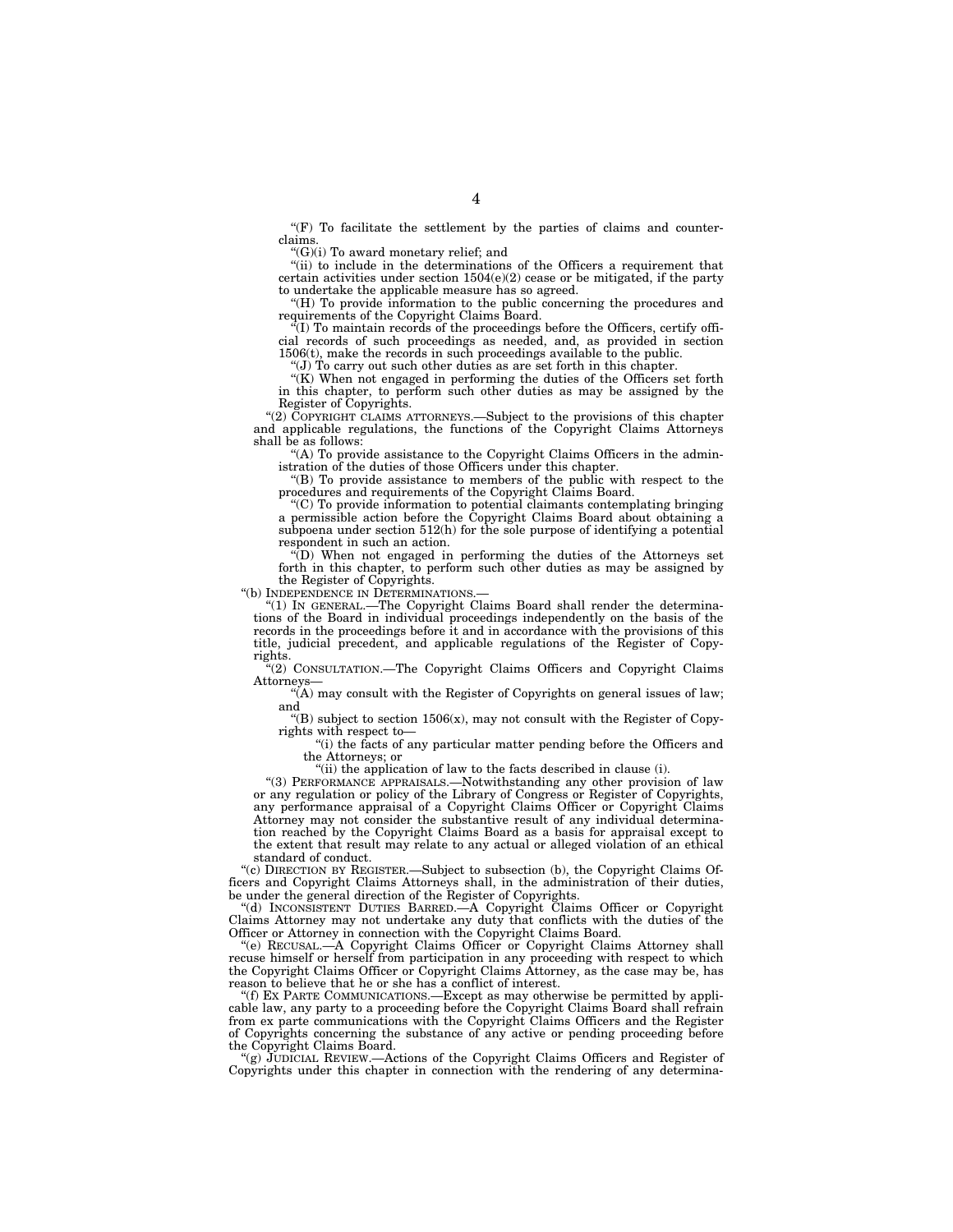"(F) To facilitate the settlement by the parties of claims and counterclaims.

"(G)(i) To award monetary relief; and

"(ii) to include in the determinations of the Officers a requirement that certain activities under section 1504(e)(2) cease or be mitigated, if the party to undertake the applicable measure has so agreed.

"(H) To provide information to the public concerning the procedures and requirements of the Copyright Claims Board.

"(I) To maintain records of the proceedings before the Officers, certify official records of such proceedings as needed, and, as provided in section 1506(t), make the records in such proceedings available to the public.

"(J) To carry out such other duties as are set forth in this chapter.

"(K) When not engaged in performing the duties of the Officers set forth in this chapter, to perform such other duties as may be assigned by the Register of Copyrights.

"(2) COPYRIGHT CLAIMS ATTORNEYS.—Subject to the provisions of this chapter and applicable regulations, the functions of the Copyright Claims Attorneys shall be as follows:

"(A) To provide assistance to the Copyright Claims Officers in the administration of the duties of those Officers under this chapter.

"(B) To provide assistance to members of the public with respect to the procedures and requirements of the Copyright Claims Board.

"(C) To provide information to potential claimants contemplating bringing a permissible action before the Copyright Claims Board about obtaining a subpoena under section 512(h) for the sole purpose of identifying a potential respondent in such an action.

"(D) When not engaged in performing the duties of the Attorneys set forth in this chapter, to perform such other duties as may be assigned by the Register of Copyrights.

"(b) INDEPENDENCE IN DETERMINATIONS.—

"(1) IN GENERAL.—The Copyright Claims Board shall render the determinations of the Board in individual proceedings independently on the basis of the records in the proceedings before it and in accordance with the provisions of this title, judicial precedent, and applicable regulations of the Register of Copyrights.

"(2) CONSULTATION.—The Copyright Claims Officers and Copyright Claims Attorneys—

"(A) may consult with the Register of Copyrights on general issues of law; and

"(B) subject to section 1506(x), may not consult with the Register of Copyrights with respect to—

"(i) the facts of any particular matter pending before the Officers and the Attorneys; or

"(ii) the application of law to the facts described in clause (i).

"(3) PERFORMANCE APPRAISALS.—Notwithstanding any other provision of law or any regulation or policy of the Library of Congress or Register of Copyrights, any performance appraisal of a Copyright Claims Officer or Copyright Claims Attorney may not consider the substantive result of any individual determination reached by the Copyright Claims Board as a basis for appraisal except to the extent that result may relate to any actual or alleged violation of an ethical standard of conduct.

"(c) DIRECTION BY REGISTER.—Subject to subsection (b), the Copyright Claims Officers and Copyright Claims Attorneys shall, in the administration of their duties, be under the general direction of the Register of Copyrights.

"(d) INCONSISTENT DUTIES BARRED.—A Copyright Claims Officer or Copyright Claims Attorney may not undertake any duty that conflicts with the duties of the Officer or Attorney in connection with the Copyright Claims Board.

"(e) RECUSAL.—A Copyright Claims Officer or Copyright Claims Attorney shall recuse himself or herself from participation in any proceeding with respect to which the Copyright Claims Officer or Copyright Claims Attorney, as the case may be, has reason to believe that he or she has a conflict of interest.

"(f) EX PARTE COMMUNICATIONS.—Except as may otherwise be permitted by applicable law, any party to a proceeding before the Copyright Claims Board shall refrain from ex parte communications with the Copyright Claims Officers and the Register of Copyrights concerning the substance of any active or pending proceeding before the Copyright Claims Board.

"(g) JUDICIAL REVIEW.—Actions of the Copyright Claims Officers and Register of Copyrights under this chapter in connection with the rendering of any determina-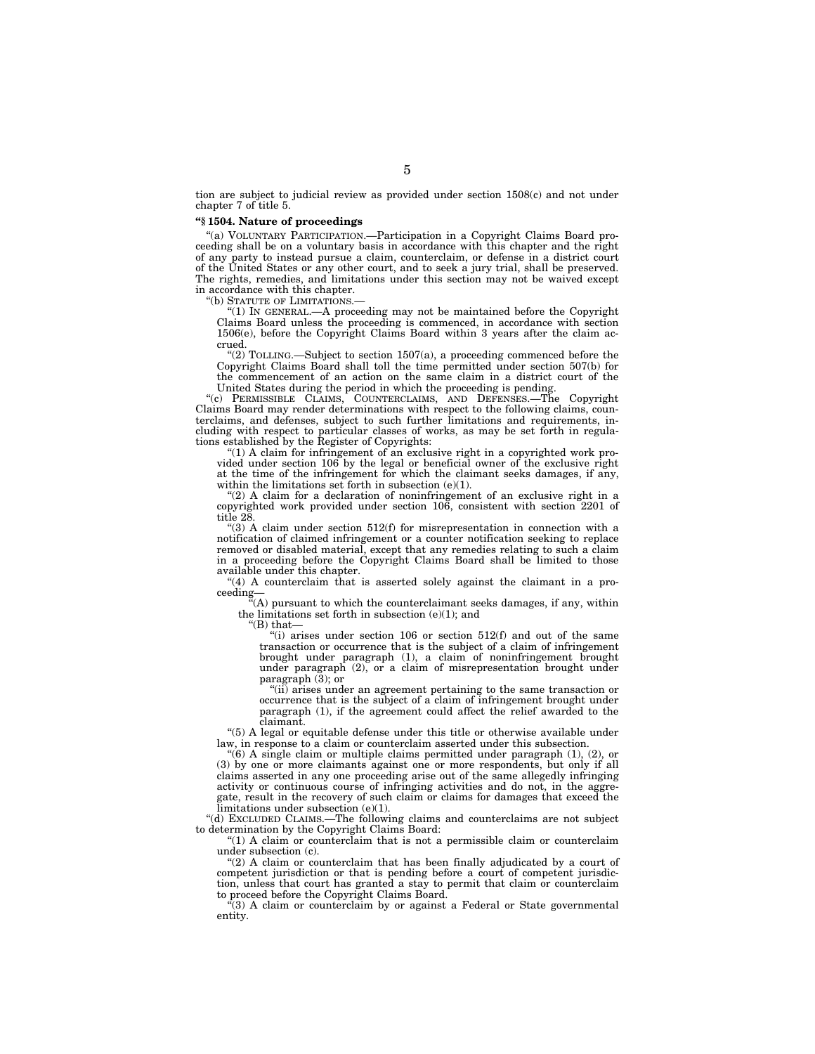tion are subject to judicial review as provided under section 1508(c) and not under chapter 7 of title 5.

**"§ 1504. Nature of proceedings**

"(a) VOLUNTARY PARTICIPATION.—Participation in a Copyright Claims Board proceeding shall be on a voluntary basis in accordance with this chapter and the right of any party to instead pursue a claim, counterclaim, or defense in a district court of the United States or any other court, and to seek a jury trial, shall be preserved. The rights, remedies, and limitations under this section may not be waived except in accordance with this chapter.

"(b) STATUTE OF LIMITATIONS.—

"(1) IN GENERAL.—A proceeding may not be maintained before the Copyright Claims Board unless the proceeding is commenced, in accordance with section 1506(e), before the Copyright Claims Board within 3 years after the claim accrued.

"(2) TOLLING.—Subject to section 1507(a), a proceeding commenced before the Copyright Claims Board shall toll the time permitted under section 507(b) for the commencement of an action on the same claim in a district court of the United States during the period in which the proceeding is pending.

"(c) PERMISSIBLE CLAIMS, COUNTERCLAIMS, AND DEFENSES.—The Copyright Claims Board may render determinations with respect to the following claims, counterclaims, and defenses, subject to such further limitations and requirements, including with respect to particular classes of works, as may be set forth in regulations established by the Register of Copyrights:

"(1) A claim for infringement of an exclusive right in a copyrighted work provided under section 106 by the legal or beneficial owner of the exclusive right at the time of the infringement for which the claimant seeks damages, if any, within the limitations set forth in subsection (e)(1).

"(2) A claim for a declaration of noninfringement of an exclusive right in a copyrighted work provided under section 106, consistent with section 2201 of title 28.

"(3) A claim under section 512(f) for misrepresentation in connection with a notification of claimed infringement or a counter notification seeking to replace removed or disabled material, except that any remedies relating to such a claim in a proceeding before the Copyright Claims Board shall be limited to those available under this chapter.

"(4) A counterclaim that is asserted solely against the claimant in a proceeding—

"(A) pursuant to which the counterclaimant seeks damages, if any, within the limitations set forth in subsection (e)(1); and

"(B) that—

"(i) arises under section 106 or section 512(f) and out of the same transaction or occurrence that is the subject of a claim of infringement brought under paragraph (1), a claim of noninfringement brought under paragraph (2), or a claim of misrepresentation brought under paragraph (3); or

"(ii) arises under an agreement pertaining to the same transaction or occurrence that is the subject of a claim of infringement brought under paragraph (1), if the agreement could affect the relief awarded to the claimant.

"(5) A legal or equitable defense under this title or otherwise available under law, in response to a claim or counterclaim asserted under this subsection.

"(6) A single claim or multiple claims permitted under paragraph (1), (2), or (3) by one or more claimants against one or more respondents, but only if all claims asserted in any one proceeding arise out of the same allegedly infringing activity or continuous course of infringing activities and do not, in the aggregate, result in the recovery of such claim or claims for damages that exceed the limitations under subsection (e)(1).

"(d) EXCLUDED CLAIMS.—The following claims and counterclaims are not subject to determination by the Copyright Claims Board:

"(1) A claim or counterclaim that is not a permissible claim or counterclaim under subsection (c).

"(2) A claim or counterclaim that has been finally adjudicated by a court of competent jurisdiction or that is pending before a court of competent jurisdiction, unless that court has granted a stay to permit that claim or counterclaim to proceed before the Copyright Claims Board.

"(3) A claim or counterclaim by or against a Federal or State governmental entity.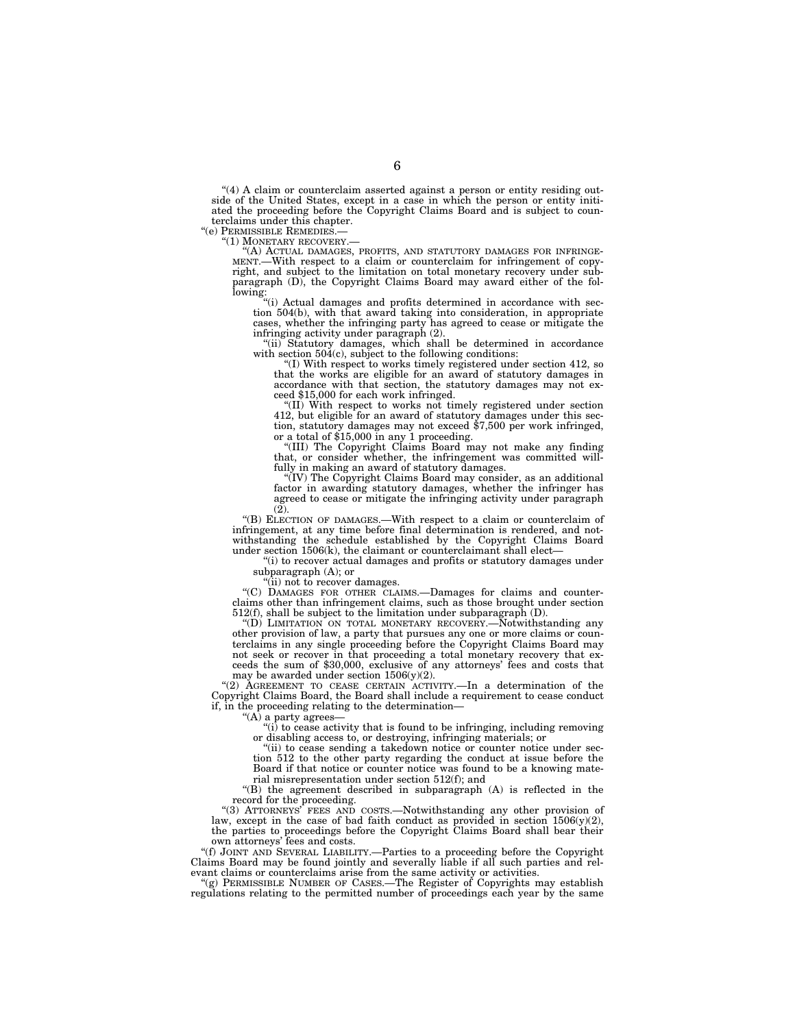"(4) A claim or counterclaim asserted against a person or entity residing outside of the United States, except in a case in which the person or entity initiated the proceeding before the Copyright Claims Board and is subject to counterclaims under this chapter.

"(e) PERMISSIBLE REMEDIES.—

"(1) MONETARY RECOVERY.—

"(A) ACTUAL DAMAGES, PROFITS, AND STATUTORY DAMAGES FOR INFRINGEMENT.—With respect to a claim or counterclaim for infringement of copyright, and subject to the limitation on total monetary recovery under subparagraph (D), the Copyright Claims Board may award either of the following:

"(i) Actual damages and profits determined in accordance with section 504(b), with that award taking into consideration, in appropriate cases, whether the infringing party has agreed to cease or mitigate the infringing activity under paragraph (2).

"(ii) Statutory damages, which shall be determined in accordance with section 504(c), subject to the following conditions:

"(I) With respect to works timely registered under section 412, so that the works are eligible for an award of statutory damages in accordance with that section, the statutory damages may not exceed $15,000 for each work infringed.

"(II) With respect to works not timely registered under section 412, but eligible for an award of statutory damages under this section, statutory damages may not exceed $7,500 per work infringed, or a total of $15,000 in any 1 proceeding.

"(III) The Copyright Claims Board may not make any finding that, or consider whether, the infringement was committed willfully in making an award of statutory damages.

"(IV) The Copyright Claims Board may consider, as an additional factor in awarding statutory damages, whether the infringer has agreed to cease or mitigate the infringing activity under paragraph (2).

"(B) ELECTION OF DAMAGES.—With respect to a claim or counterclaim of infringement, at any time before final determination is rendered, and notwithstanding the schedule established by the Copyright Claims Board under section 1506(k), the claimant or counterclaimant shall elect—

"(i) to recover actual damages and profits or statutory damages under subparagraph (A); or

"(ii) not to recover damages.

"(C) DAMAGES FOR OTHER CLAIMS.—Damages for claims and counterclaims other than infringement claims, such as those brought under section 512(f), shall be subject to the limitation under subparagraph (D).

"(D) LIMITATION ON TOTAL MONETARY RECOVERY.—Notwithstanding any other provision of law, a party that pursues any one or more claims or counterclaims in any single proceeding before the Copyright Claims Board may not seek or recover in that proceeding a total monetary recovery that exceeds the sum of $30,000, exclusive of any attorneys' fees and costs that may be awarded under section 1506(y)(2).

"(2) AGREEMENT TO CEASE CERTAIN ACTIVITY.—In a determination of the Copyright Claims Board, the Board shall include a requirement to cease conduct if, in the proceeding relating to the determination—

"(A) a party agrees—

"(i) to cease activity that is found to be infringing, including removing or disabling access to, or destroying, infringing materials; or

"(ii) to cease sending a takedown notice or counter notice under section 512 to the other party regarding the conduct at issue before the Board if that notice or counter notice was found to be a knowing material misrepresentation under section 512(f); and

"(B) the agreement described in subparagraph (A) is reflected in the record for the proceeding.

"(3) ATTORNEYS' FEES AND COSTS.—Notwithstanding any other provision of law, except in the case of bad faith conduct as provided in section 1506(y)(2), the parties to proceedings before the Copyright Claims Board shall bear their own attorneys' fees and costs.

"(f) JOINT AND SEVERAL LIABILITY.—Parties to a proceeding before the Copyright Claims Board may be found jointly and severally liable if all such parties and relevant claims or counterclaims arise from the same activity or activities.

"(g) PERMISSIBLE NUMBER OF CASES.—The Register of Copyrights may establish regulations relating to the permitted number of proceedings each year by the same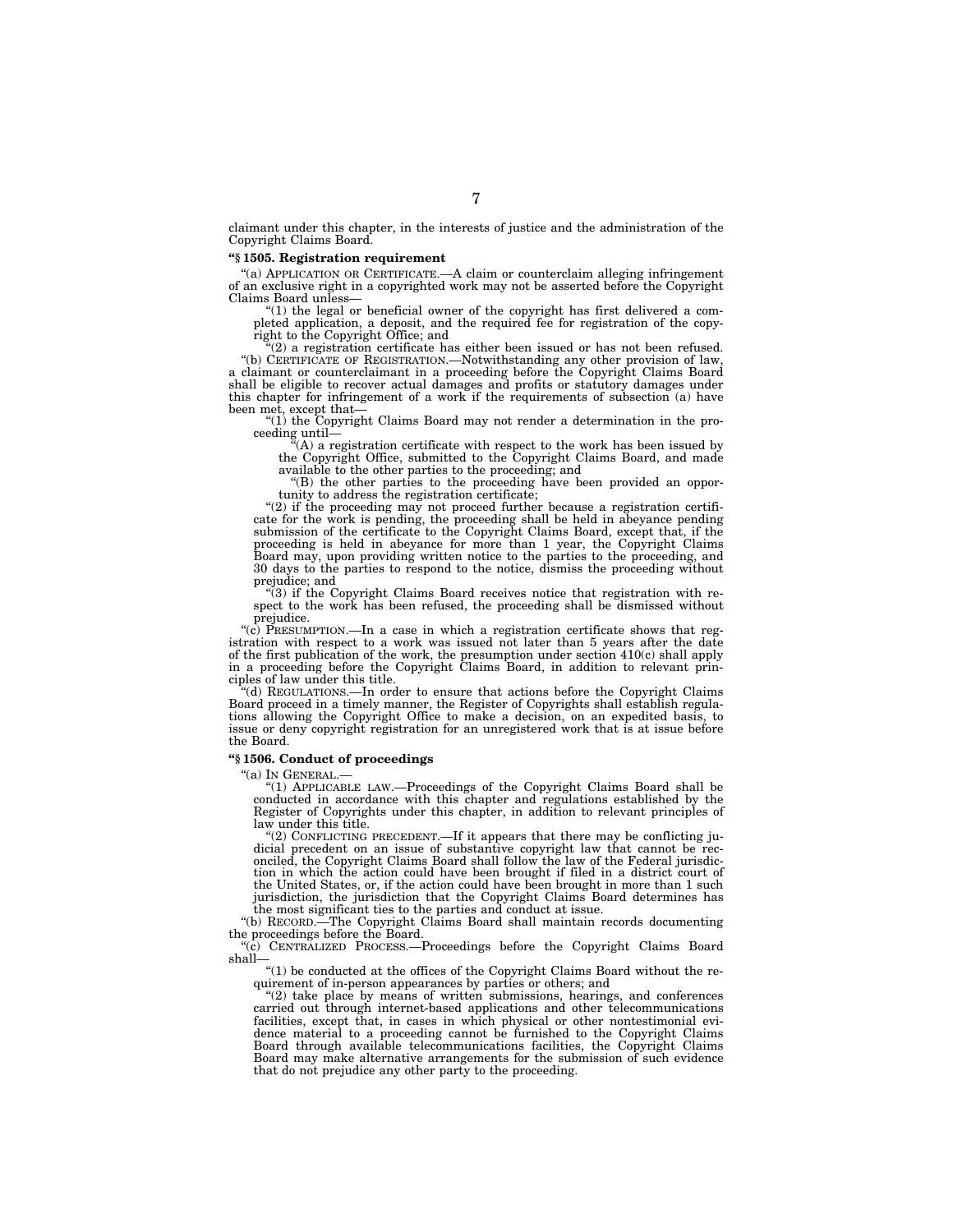claimant under this chapter, in the interests of justice and the administration of the Copyright Claims Board.

**"§ 1505. Registration requirement**

"(a) APPLICATION OR CERTIFICATE.—A claim or counterclaim alleging infringement of an exclusive right in a copyrighted work may not be asserted before the Copyright Claims Board unless—

"(1) the legal or beneficial owner of the copyright has first delivered a completed application, a deposit, and the required fee for registration of the copyright to the Copyright Office; and

"(2) a registration certificate has either been issued or has not been refused.

"(b) CERTIFICATE OF REGISTRATION.—Notwithstanding any other provision of law, a claimant or counterclaimant in a proceeding before the Copyright Claims Board shall be eligible to recover actual damages and profits or statutory damages under this chapter for infringement of a work if the requirements of subsection (a) have been met, except that—

"(1) the Copyright Claims Board may not render a determination in the proceeding until—

"(A) a registration certificate with respect to the work has been issued by the Copyright Office, submitted to the Copyright Claims Board, and made available to the other parties to the proceeding; and

"(B) the other parties to the proceeding have been provided an opportunity to address the registration certificate;

"(2) if the proceeding may not proceed further because a registration certificate for the work is pending, the proceeding shall be held in abeyance pending submission of the certificate to the Copyright Claims Board, except that, if the proceeding is held in abeyance for more than 1 year, the Copyright Claims Board may, upon providing written notice to the parties to the proceeding, and 30 days to the parties to respond to the notice, dismiss the proceeding without prejudice; and

"(3) if the Copyright Claims Board receives notice that registration with respect to the work has been refused, the proceeding shall be dismissed without prejudice.

"(c) PRESUMPTION.—In a case in which a registration certificate shows that registration with respect to a work was issued not later than 5 years after the date of the first publication of the work, the presumption under section 410(c) shall apply in a proceeding before the Copyright Claims Board, in addition to relevant principles of law under this title.

"(d) REGULATIONS.—In order to ensure that actions before the Copyright Claims Board proceed in a timely manner, the Register of Copyrights shall establish regulations allowing the Copyright Office to make a decision, on an expedited basis, to issue or deny copyright registration for an unregistered work that is at issue before the Board.

**"§ 1506. Conduct of proceedings**

"(a) IN GENERAL.—

"(1) APPLICABLE LAW.—Proceedings of the Copyright Claims Board shall be conducted in accordance with this chapter and regulations established by the Register of Copyrights under this chapter, in addition to relevant principles of law under this title.

"(2) CONFLICTING PRECEDENT.—If it appears that there may be conflicting judicial precedent on an issue of substantive copyright law that cannot be reconciled, the Copyright Claims Board shall follow the law of the Federal jurisdiction in which the action could have been brought if filed in a district court of the United States, or, if the action could have been brought in more than 1 such jurisdiction, the jurisdiction that the Copyright Claims Board determines has the most significant ties to the parties and conduct at issue.

"(b) RECORD.—The Copyright Claims Board shall maintain records documenting the proceedings before the Board.

"(c) CENTRALIZED PROCESS.—Proceedings before the Copyright Claims Board shall—

"(1) be conducted at the offices of the Copyright Claims Board without the requirement of in-person appearances by parties or others; and

"(2) take place by means of written submissions, hearings, and conferences carried out through internet-based applications and other telecommunications facilities, except that, in cases in which physical or other nontestimonial evidence material to a proceeding cannot be furnished to the Copyright Claims Board through available telecommunications facilities, the Copyright Claims Board may make alternative arrangements for the submission of such evidence that do not prejudice any other party to the proceeding.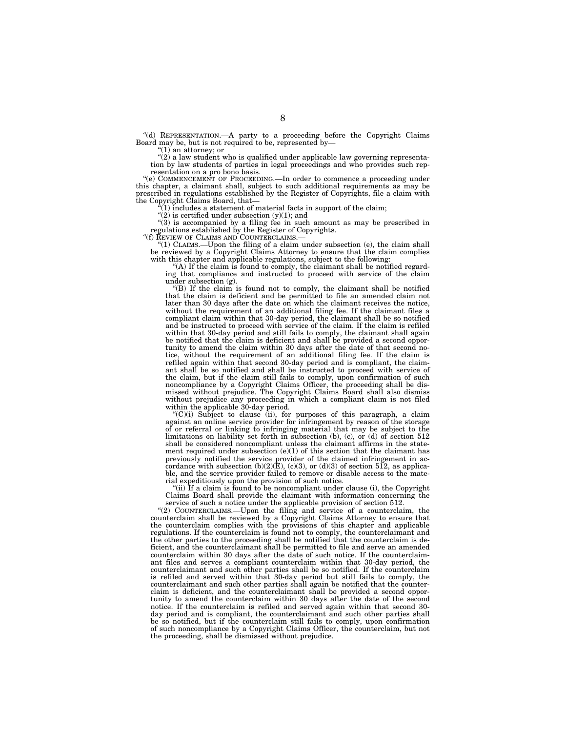“(d) REPRESENTATION.—A party to a proceeding before the Copyright Claims Board may be, but is not required to be, represented by—

“(1) an attorney; or

“(2) a law student who is qualified under applicable law governing representation by law students of parties in legal proceedings and who provides such representation on a pro bono basis.

“(e) COMMENCEMENT OF PROCEEDING.—In order to commence a proceeding under this chapter, a claimant shall, subject to such additional requirements as may be prescribed in regulations established by the Register of Copyrights, file a claim with the Copyright Claims Board, that—

“(1) includes a statement of material facts in support of the claim;

“(2) is certified under subsection (y)(1); and

“(3) is accompanied by a filing fee in such amount as may be prescribed in regulations established by the Register of Copyrights.

“(f) REVIEW OF CLAIMS AND COUNTERCLAIMS.—

“(1) CLAIMS.—Upon the filing of a claim under subsection (e), the claim shall be reviewed by a Copyright Claims Attorney to ensure that the claim complies with this chapter and applicable regulations, subject to the following:

“(A) If the claim is found to comply, the claimant shall be notified regarding that compliance and instructed to proceed with service of the claim under subsection (g).

“(B) If the claim is found not to comply, the claimant shall be notified that the claim is deficient and be permitted to file an amended claim not later than 30 days after the date on which the claimant receives the notice, without the requirement of an additional filing fee. If the claimant files a compliant claim within that 30-day period, the claimant shall be so notified and be instructed to proceed with service of the claim. If the claim is refiled within that 30-day period and still fails to comply, the claimant shall again be notified that the claim is deficient and shall be provided a second opportunity to amend the claim within 30 days after the date of that second notice, without the requirement of an additional filing fee. If the claim is refiled again within that second 30-day period and is compliant, the claimant shall be so notified and shall be instructed to proceed with service of the claim, but if the claim still fails to comply, upon confirmation of such noncompliance by a Copyright Claims Officer, the proceeding shall be dismissed without prejudice. The Copyright Claims Board shall also dismiss without prejudice any proceeding in which a compliant claim is not filed within the applicable 30-day period.

“(C)(i) Subject to clause (ii), for purposes of this paragraph, a claim against an online service provider for infringement by reason of the storage of or referral or linking to infringing material that may be subject to the limitations on liability set forth in subsection (b), (c), or (d) of section 512 shall be considered noncompliant unless the claimant affirms in the statement required under subsection (e)(1) of this section that the claimant has previously notified the service provider of the claimed infringement in accordance with subsection (b)(2)(E), (c)(3), or (d)(3) of section 512, as applicable, and the service provider failed to remove or disable access to the material expeditiously upon the provision of such notice.

“(ii) If a claim is found to be noncompliant under clause (i), the Copyright Claims Board shall provide the claimant with information concerning the service of such a notice under the applicable provision of section 512.

“(2) COUNTERCLAIMS.—Upon the filing and service of a counterclaim, the counterclaim shall be reviewed by a Copyright Claims Attorney to ensure that the counterclaim complies with the provisions of this chapter and applicable regulations. If the counterclaim is found not to comply, the counterclaimant and the other parties to the proceeding shall be notified that the counterclaim is deficient, and the counterclaimant shall be permitted to file and serve an amended counterclaim within 30 days after the date of such notice. If the counterclaimant files and serves a compliant counterclaim within that 30-day period, the counterclaimant and such other parties shall be so notified. If the counterclaim is refiled and served within that 30-day period but still fails to comply, the counterclaimant and such other parties shall again be notified that the counterclaim is deficient, and the counterclaimant shall be provided a second opportunity to amend the counterclaim within 30 days after the date of the second notice. If the counterclaim is refiled and served again within that second 30-day period and is compliant, the counterclaimant and such other parties shall be so notified, but if the counterclaim still fails to comply, upon confirmation of such noncompliance by a Copyright Claims Officer, the counterclaim, but not the proceeding, shall be dismissed without prejudice.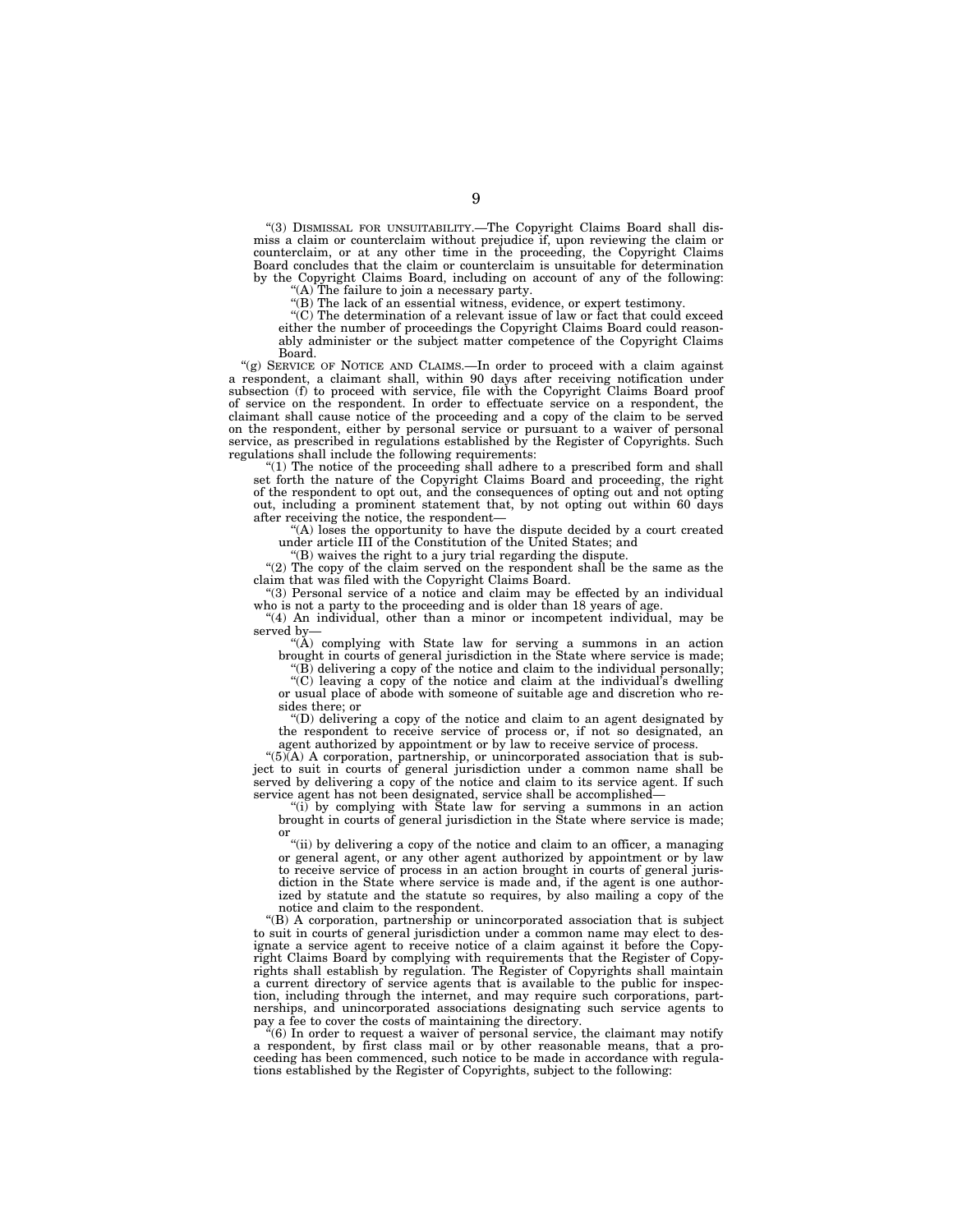"(3) DISMISSAL FOR UNSUITABILITY.—The Copyright Claims Board shall dismiss a claim or counterclaim without prejudice if, upon reviewing the claim or counterclaim, or at any other time in the proceeding, the Copyright Claims Board concludes that the claim or counterclaim is unsuitable for determination by the Copyright Claims Board, including on account of any of the following:

"(A) The failure to join a necessary party.

"(B) The lack of an essential witness, evidence, or expert testimony.

"(C) The determination of a relevant issue of law or fact that could exceed either the number of proceedings the Copyright Claims Board could reasonably administer or the subject matter competence of the Copyright Claims Board.

"(g) SERVICE OF NOTICE AND CLAIMS.—In order to proceed with a claim against a respondent, a claimant shall, within 90 days after receiving notification under subsection (f) to proceed with service, file with the Copyright Claims Board proof of service on the respondent. In order to effectuate service on a respondent, the claimant shall cause notice of the proceeding and a copy of the claim to be served on the respondent, either by personal service or pursuant to a waiver of personal service, as prescribed in regulations established by the Register of Copyrights. Such regulations shall include the following requirements:

"(1) The notice of the proceeding shall adhere to a prescribed form and shall set forth the nature of the Copyright Claims Board and proceeding, the right of the respondent to opt out, and the consequences of opting out and not opting out, including a prominent statement that, by not opting out within 60 days after receiving the notice, the respondent—

"(A) loses the opportunity to have the dispute decided by a court created under article III of the Constitution of the United States; and

"(B) waives the right to a jury trial regarding the dispute.

"(2) The copy of the claim served on the respondent shall be the same as the claim that was filed with the Copyright Claims Board.

"(3) Personal service of a notice and claim may be effected by an individual who is not a party to the proceeding and is older than 18 years of age.

"(4) An individual, other than a minor or incompetent individual, may be served by—

"(A) complying with State law for serving a summons in an action brought in courts of general jurisdiction in the State where service is made;

"(B) delivering a copy of the notice and claim to the individual personally;

"(C) leaving a copy of the notice and claim at the individual's dwelling or usual place of abode with someone of suitable age and discretion who resides there; or

"(D) delivering a copy of the notice and claim to an agent designated by the respondent to receive service of process or, if not so designated, an agent authorized by appointment or by law to receive service of process.

"(5)(A) A corporation, partnership, or unincorporated association that is subject to suit in courts of general jurisdiction under a common name shall be served by delivering a copy of the notice and claim to its service agent. If such service agent has not been designated, service shall be accomplished—

"(i) by complying with State law for serving a summons in an action brought in courts of general jurisdiction in the State where service is made; or

"(ii) by delivering a copy of the notice and claim to an officer, a managing or general agent, or any other agent authorized by appointment or by law to receive service of process in an action brought in courts of general jurisdiction in the State where service is made and, if the agent is one authorized by statute and the statute so requires, by also mailing a copy of the notice and claim to the respondent.

"(B) A corporation, partnership or unincorporated association that is subject to suit in courts of general jurisdiction under a common name may elect to designate a service agent to receive notice of a claim against it before the Copyright Claims Board by complying with requirements that the Register of Copyrights shall establish by regulation. The Register of Copyrights shall maintain a current directory of service agents that is available to the public for inspection, including through the internet, and may require such corporations, partnerships, and unincorporated associations designating such service agents to pay a fee to cover the costs of maintaining the directory.

"(6) In order to request a waiver of personal service, the claimant may notify a respondent, by first class mail or by other reasonable means, that a proceeding has been commenced, such notice to be made in accordance with regulations established by the Register of Copyrights, subject to the following: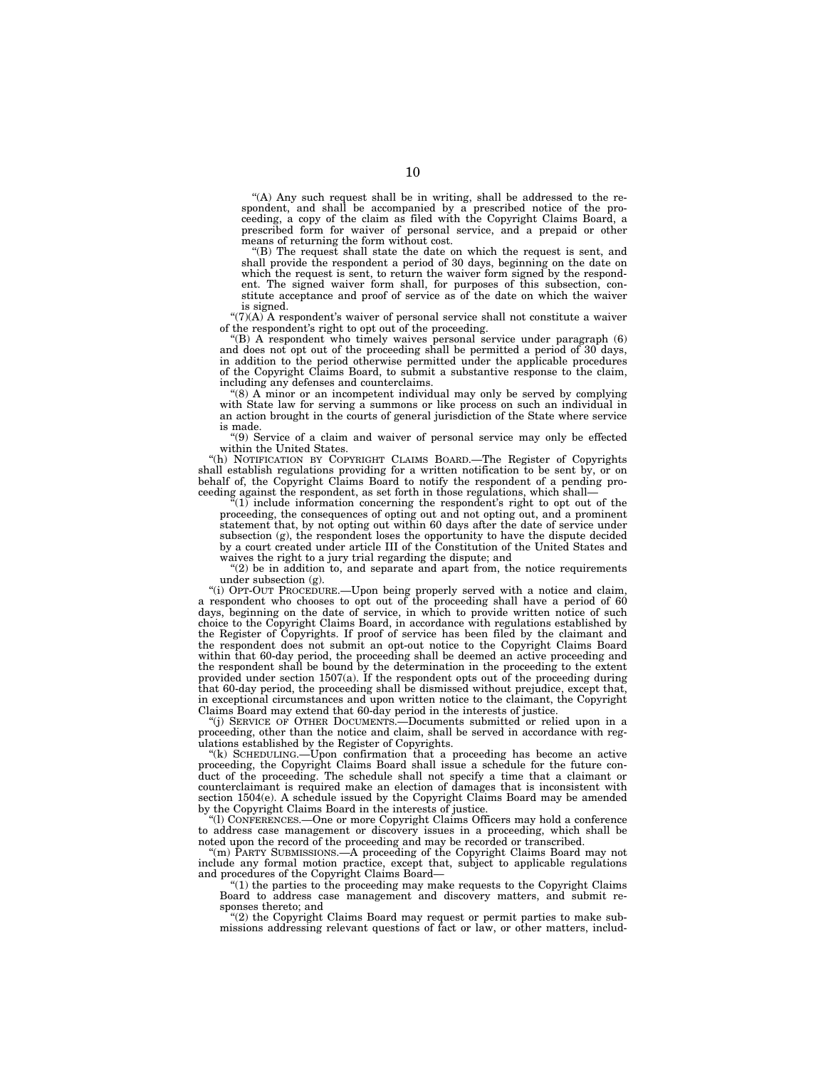"(A) Any such request shall be in writing, shall be addressed to the respondent, and shall be accompanied by a prescribed notice of the proceeding, a copy of the claim as filed with the Copyright Claims Board, a prescribed form for waiver of personal service, and a prepaid or other means of returning the form without cost.

"(B) The request shall state the date on which the request is sent, and shall provide the respondent a period of 30 days, beginning on the date on which the request is sent, to return the waiver form signed by the respondent. The signed waiver form shall, for purposes of this subsection, constitute acceptance and proof of service as of the date on which the waiver is signed.

"(7)(A) A respondent's waiver of personal service shall not constitute a waiver of the respondent's right to opt out of the proceeding.

"(B) A respondent who timely waives personal service under paragraph (6) and does not opt out of the proceeding shall be permitted a period of 30 days, in addition to the period otherwise permitted under the applicable procedures of the Copyright Claims Board, to submit a substantive response to the claim, including any defenses and counterclaims.

"(8) A minor or an incompetent individual may only be served by complying with State law for serving a summons or like process on such an individual in an action brought in the courts of general jurisdiction of the State where service is made.

"(9) Service of a claim and waiver of personal service may only be effected within the United States.

"(h) NOTIFICATION BY COPYRIGHT CLAIMS BOARD.—The Register of Copyrights shall establish regulations providing for a written notification to be sent by, or on behalf of, the Copyright Claims Board to notify the respondent of a pending proceeding against the respondent, as set forth in those regulations, which shall—

"(1) include information concerning the respondent's right to opt out of the proceeding, the consequences of opting out and not opting out, and a prominent statement that, by not opting out within 60 days after the date of service under subsection (g), the respondent loses the opportunity to have the dispute decided by a court created under article III of the Constitution of the United States and waives the right to a jury trial regarding the dispute; and

"(2) be in addition to, and separate and apart from, the notice requirements under subsection (g).

"(i) OPT-OUT PROCEDURE.—Upon being properly served with a notice and claim, a respondent who chooses to opt out of the proceeding shall have a period of 60 days, beginning on the date of service, in which to provide written notice of such choice to the Copyright Claims Board, in accordance with regulations established by the Register of Copyrights. If proof of service has been filed by the claimant and the respondent does not submit an opt-out notice to the Copyright Claims Board within that 60-day period, the proceeding shall be deemed an active proceeding and the respondent shall be bound by the determination in the proceeding to the extent provided under section 1507(a). If the respondent opts out of the proceeding during that 60-day period, the proceeding shall be dismissed without prejudice, except that, in exceptional circumstances and upon written notice to the claimant, the Copyright Claims Board may extend that 60-day period in the interests of justice.

"(j) SERVICE OF OTHER DOCUMENTS.—Documents submitted or relied upon in a proceeding, other than the notice and claim, shall be served in accordance with regulations established by the Register of Copyrights.

"(k) SCHEDULING.—Upon confirmation that a proceeding has become an active proceeding, the Copyright Claims Board shall issue a schedule for the future conduct of the proceeding. The schedule shall not specify a time that a claimant or counterclaimant is required make an election of damages that is inconsistent with section 1504(e). A schedule issued by the Copyright Claims Board may be amended by the Copyright Claims Board in the interests of justice.

"(l) CONFERENCES.—One or more Copyright Claims Officers may hold a conference to address case management or discovery issues in a proceeding, which shall be noted upon the record of the proceeding and may be recorded or transcribed.

"(m) PARTY SUBMISSIONS.—A proceeding of the Copyright Claims Board may not include any formal motion practice, except that, subject to applicable regulations and procedures of the Copyright Claims Board—

"(1) the parties to the proceeding may make requests to the Copyright Claims Board to address case management and discovery matters, and submit responses thereto; and

"(2) the Copyright Claims Board may request or permit parties to make submissions addressing relevant questions of fact or law, or other matters, includ-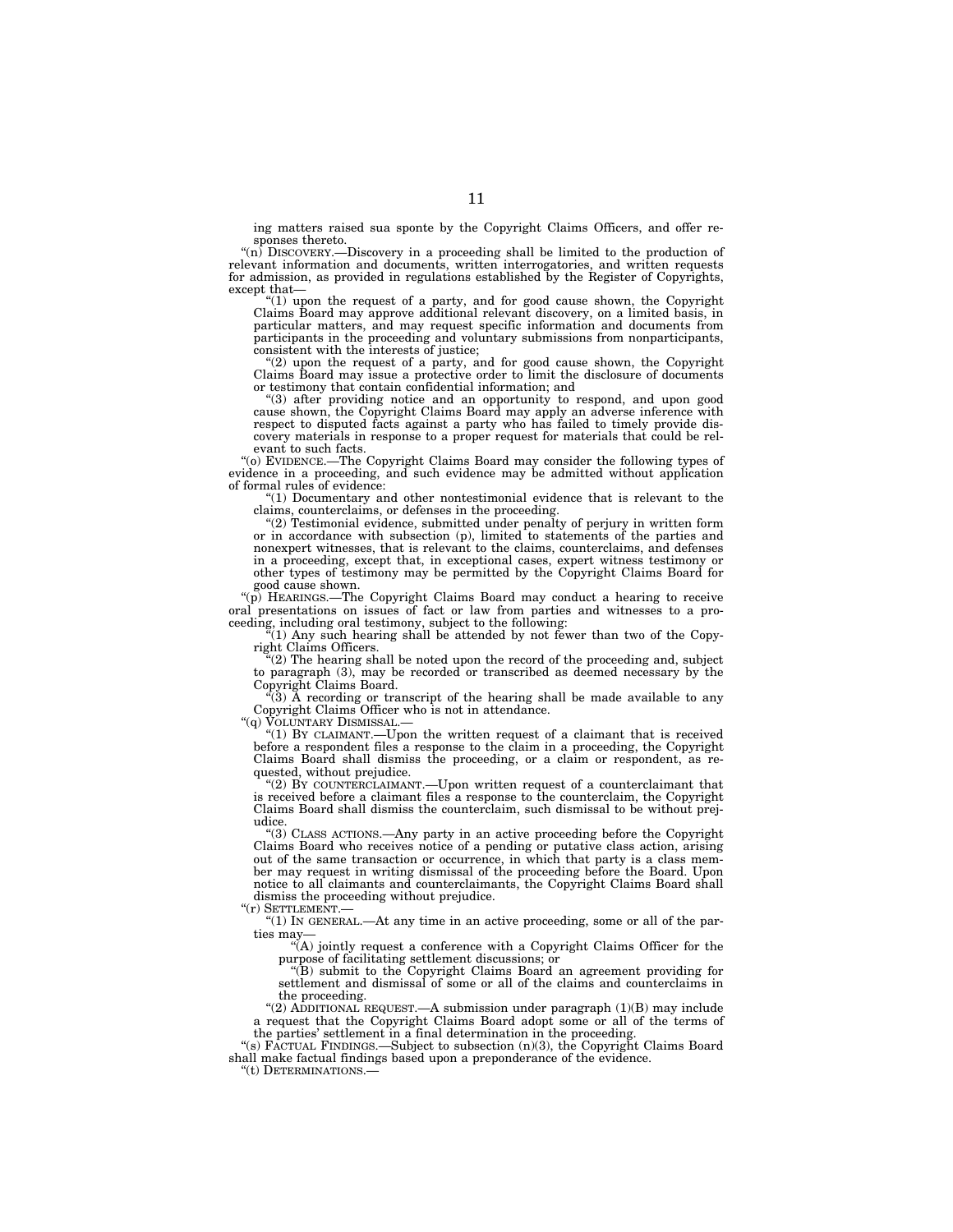ing matters raised sua sponte by the Copyright Claims Officers, and offer responses thereto.

"(n) DISCOVERY.—Discovery in a proceeding shall be limited to the production of relevant information and documents, written interrogatories, and written requests for admission, as provided in regulations established by the Register of Copyrights, except that—

"(1) upon the request of a party, and for good cause shown, the Copyright Claims Board may approve additional relevant discovery, on a limited basis, in particular matters, and may request specific information and documents from participants in the proceeding and voluntary submissions from nonparticipants, consistent with the interests of justice;

"(2) upon the request of a party, and for good cause shown, the Copyright Claims Board may issue a protective order to limit the disclosure of documents or testimony that contain confidential information; and

"(3) after providing notice and an opportunity to respond, and upon good cause shown, the Copyright Claims Board may apply an adverse inference with respect to disputed facts against a party who has failed to timely provide discovery materials in response to a proper request for materials that could be relevant to such facts.

"(o) EVIDENCE.—The Copyright Claims Board may consider the following types of evidence in a proceeding, and such evidence may be admitted without application of formal rules of evidence:

"(1) Documentary and other nontestimonial evidence that is relevant to the claims, counterclaims, or defenses in the proceeding.

"(2) Testimonial evidence, submitted under penalty of perjury in written form or in accordance with subsection (p), limited to statements of the parties and nonexpert witnesses, that is relevant to the claims, counterclaims, and defenses in a proceeding, except that, in exceptional cases, expert witness testimony or other types of testimony may be permitted by the Copyright Claims Board for good cause shown.

"(p) HEARINGS.—The Copyright Claims Board may conduct a hearing to receive oral presentations on issues of fact or law from parties and witnesses to a proceeding, including oral testimony, subject to the following:

"(1) Any such hearing shall be attended by not fewer than two of the Copyright Claims Officers.

"(2) The hearing shall be noted upon the record of the proceeding and, subject to paragraph (3), may be recorded or transcribed as deemed necessary by the Copyright Claims Board.

"(3) A recording or transcript of the hearing shall be made available to any Copyright Claims Officer who is not in attendance.

"(q) VOLUNTARY DISMISSAL.—

"(1) BY CLAIMANT.—Upon the written request of a claimant that is received before a respondent files a response to the claim in a proceeding, the Copyright Claims Board shall dismiss the proceeding, or a claim or respondent, as requested, without prejudice.

"(2) BY COUNTERCLAIMANT.—Upon written request of a counterclaimant that is received before a claimant files a response to the counterclaim, the Copyright Claims Board shall dismiss the counterclaim, such dismissal to be without prejudice.

"(3) CLASS ACTIONS.—Any party in an active proceeding before the Copyright Claims Board who receives notice of a pending or putative class action, arising out of the same transaction or occurrence, in which that party is a class member may request in writing dismissal of the proceeding before the Board. Upon notice to all claimants and counterclaimants, the Copyright Claims Board shall dismiss the proceeding without prejudice.

"(r) SETTLEMENT.—

"(1) IN GENERAL.—At any time in an active proceeding, some or all of the parties may—

"(A) jointly request a conference with a Copyright Claims Officer for the purpose of facilitating settlement discussions; or

"(B) submit to the Copyright Claims Board an agreement providing for settlement and dismissal of some or all of the claims and counterclaims in the proceeding.

"(2) ADDITIONAL REQUEST.—A submission under paragraph (1)(B) may include a request that the Copyright Claims Board adopt some or all of the terms of the parties' settlement in a final determination in the proceeding.

"(s) FACTUAL FINDINGS.—Subject to subsection (n)(3), the Copyright Claims Board shall make factual findings based upon a preponderance of the evidence.

"(t) DETERMINATIONS.—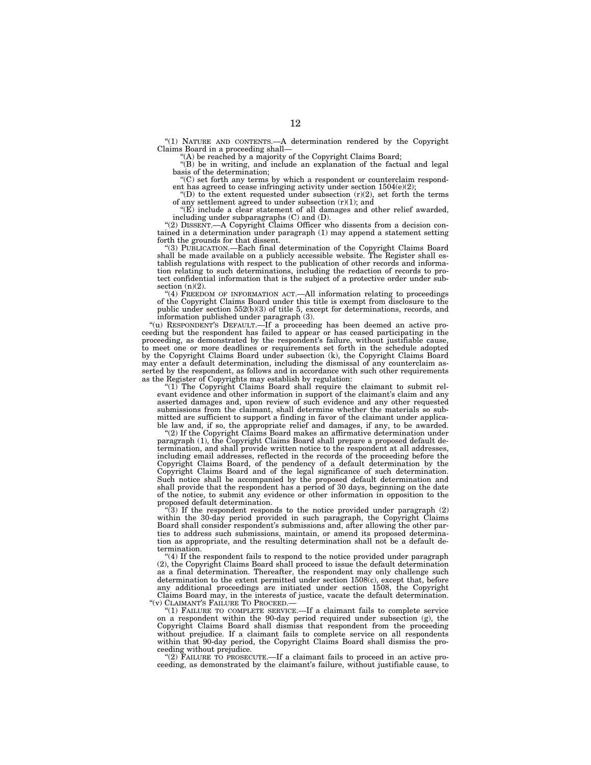"(1) NATURE AND CONTENTS.—A determination rendered by the Copyright Claims Board in a proceeding shall—

"(A) be reached by a majority of the Copyright Claims Board;

"(B) be in writing, and include an explanation of the factual and legal basis of the determination;

"(C) set forth any terms by which a respondent or counterclaim respondent has agreed to cease infringing activity under section 1504(e)(2);

"(D) to the extent requested under subsection (r)(2), set forth the terms of any settlement agreed to under subsection (r)(1); and

"(E) include a clear statement of all damages and other relief awarded, including under subparagraphs (C) and (D).

"(2) DISSENT.—A Copyright Claims Officer who dissents from a decision contained in a determination under paragraph (1) may append a statement setting forth the grounds for that dissent.

"(3) PUBLICATION.—Each final determination of the Copyright Claims Board shall be made available on a publicly accessible website. The Register shall establish regulations with respect to the publication of other records and information relating to such determinations, including the redaction of records to protect confidential information that is the subject of a protective order under subsection (n)(2).

"(4) FREEDOM OF INFORMATION ACT.—All information relating to proceedings of the Copyright Claims Board under this title is exempt from disclosure to the public under section 552(b)(3) of title 5, except for determinations, records, and information published under paragraph (3).

"(u) RESPONDENT'S DEFAULT.—If a proceeding has been deemed an active proceeding but the respondent has failed to appear or has ceased participating in the proceeding, as demonstrated by the respondent's failure, without justifiable cause, to meet one or more deadlines or requirements set forth in the schedule adopted by the Copyright Claims Board under subsection (k), the Copyright Claims Board may enter a default determination, including the dismissal of any counterclaim asserted by the respondent, as follows and in accordance with such other requirements as the Register of Copyrights may establish by regulation:

"(1) The Copyright Claims Board shall require the claimant to submit relevant evidence and other information in support of the claimant's claim and any asserted damages and, upon review of such evidence and any other requested submissions from the claimant, shall determine whether the materials so submitted are sufficient to support a finding in favor of the claimant under applicable law and, if so, the appropriate relief and damages, if any, to be awarded.

"(2) If the Copyright Claims Board makes an affirmative determination under paragraph (1), the Copyright Claims Board shall prepare a proposed default determination, and shall provide written notice to the respondent at all addresses, including email addresses, reflected in the records of the proceeding before the Copyright Claims Board, of the pendency of a default determination by the Copyright Claims Board and of the legal significance of such determination. Such notice shall be accompanied by the proposed default determination and shall provide that the respondent has a period of 30 days, beginning on the date of the notice, to submit any evidence or other information in opposition to the proposed default determination.

"(3) If the respondent responds to the notice provided under paragraph (2) within the 30-day period provided in such paragraph, the Copyright Claims Board shall consider respondent's submissions and, after allowing the other parties to address such submissions, maintain, or amend its proposed determination as appropriate, and the resulting determination shall not be a default determination.

"(4) If the respondent fails to respond to the notice provided under paragraph (2), the Copyright Claims Board shall proceed to issue the default determination as a final determination. Thereafter, the respondent may only challenge such determination to the extent permitted under section 1508(c), except that, before any additional proceedings are initiated under section 1508, the Copyright Claims Board may, in the interests of justice, vacate the default determination.

"(v) CLAIMANT'S FAILURE TO PROCEED.—

"(1) FAILURE TO COMPLETE SERVICE.—If a claimant fails to complete service on a respondent within the 90-day period required under subsection (g), the Copyright Claims Board shall dismiss that respondent from the proceeding without prejudice. If a claimant fails to complete service on all respondents within that 90-day period, the Copyright Claims Board shall dismiss the proceeding without prejudice.

"(2) FAILURE TO PROSECUTE.—If a claimant fails to proceed in an active proceeding, as demonstrated by the claimant's failure, without justifiable cause, to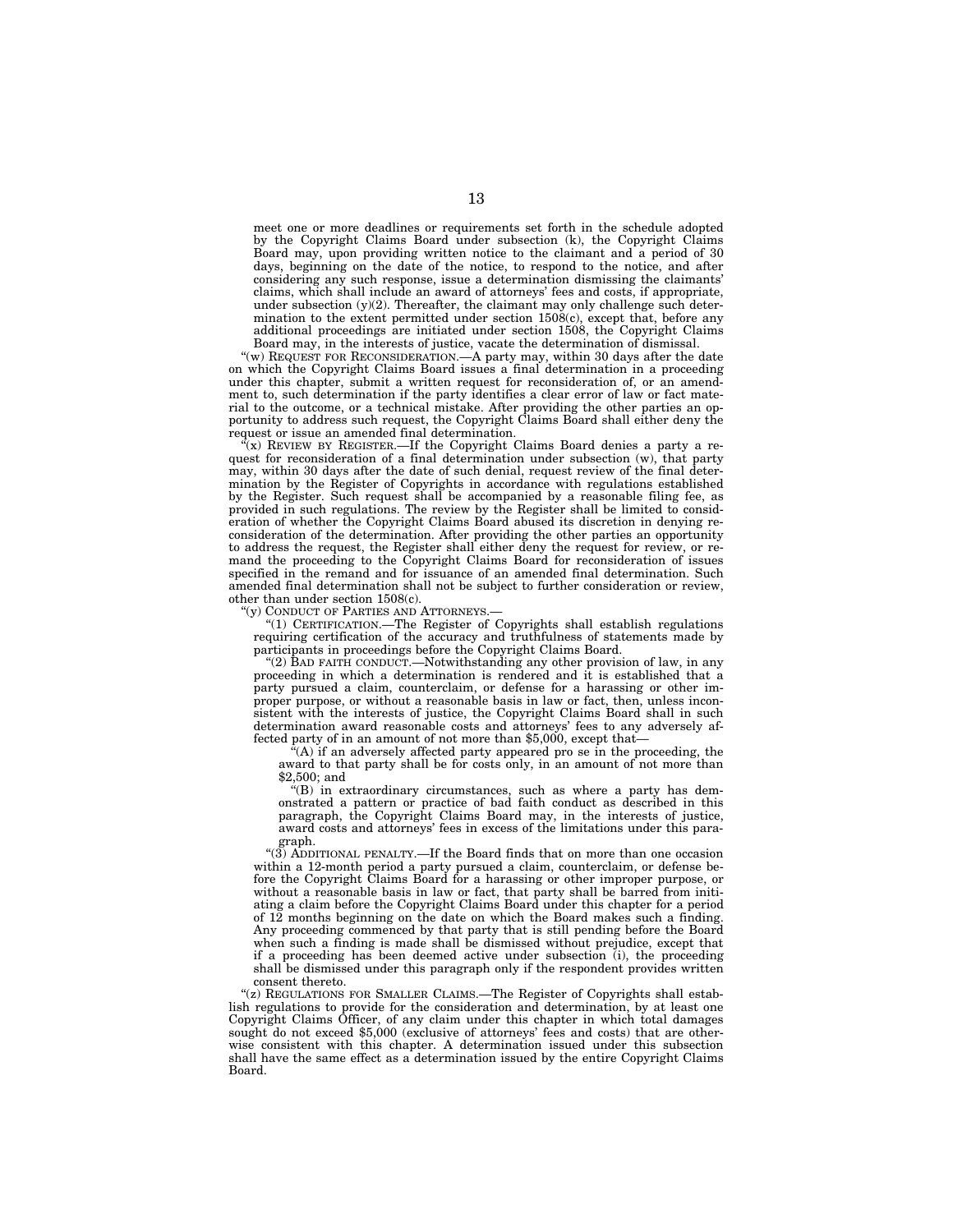meet one or more deadlines or requirements set forth in the schedule adopted by the Copyright Claims Board under subsection (k), the Copyright Claims Board may, upon providing written notice to the claimant and a period of 30 days, beginning on the date of the notice, to respond to the notice, and after considering any such response, issue a determination dismissing the claimants' claims, which shall include an award of attorneys' fees and costs, if appropriate, under subsection (y)(2). Thereafter, the claimant may only challenge such determination to the extent permitted under section 1508(c), except that, before any additional proceedings are initiated under section 1508, the Copyright Claims Board may, in the interests of justice, vacate the determination of dismissal.

"(w) REQUEST FOR RECONSIDERATION.—A party may, within 30 days after the date on which the Copyright Claims Board issues a final determination in a proceeding under this chapter, submit a written request for reconsideration of, or an amendment to, such determination if the party identifies a clear error of law or fact material to the outcome, or a technical mistake. After providing the other parties an opportunity to address such request, the Copyright Claims Board shall either deny the request or issue an amended final determination.

"(x) REVIEW BY REGISTER.—If the Copyright Claims Board denies a party a request for reconsideration of a final determination under subsection (w), that party may, within 30 days after the date of such denial, request review of the final determination by the Register of Copyrights in accordance with regulations established by the Register. Such request shall be accompanied by a reasonable filing fee, as provided in such regulations. The review by the Register shall be limited to consideration of whether the Copyright Claims Board abused its discretion in denying reconsideration of the determination. After providing the other parties an opportunity to address the request, the Register shall either deny the request for review, or remand the proceeding to the Copyright Claims Board for reconsideration of issues specified in the remand and for issuance of an amended final determination. Such amended final determination shall not be subject to further consideration or review, other than under section 1508(c).

"(y) CONDUCT OF PARTIES AND ATTORNEYS.—

"(1) CERTIFICATION.—The Register of Copyrights shall establish regulations requiring certification of the accuracy and truthfulness of statements made by participants in proceedings before the Copyright Claims Board.

"(2) BAD FAITH CONDUCT.—Notwithstanding any other provision of law, in any proceeding in which a determination is rendered and it is established that a party pursued a claim, counterclaim, or defense for a harassing or other improper purpose, or without a reasonable basis in law or fact, then, unless inconsistent with the interests of justice, the Copyright Claims Board shall in such determination award reasonable costs and attorneys' fees to any adversely affected party of in an amount of not more than $5,000, except that—

"(A) if an adversely affected party appeared pro se in the proceeding, the award to that party shall be for costs only, in an amount of not more than $2,500; and

"(B) in extraordinary circumstances, such as where a party has demonstrated a pattern or practice of bad faith conduct as described in this paragraph, the Copyright Claims Board may, in the interests of justice, award costs and attorneys' fees in excess of the limitations under this paragraph.

"(3) ADDITIONAL PENALTY.—If the Board finds that on more than one occasion within a 12-month period a party pursued a claim, counterclaim, or defense before the Copyright Claims Board for a harassing or other improper purpose, or without a reasonable basis in law or fact, that party shall be barred from initiating a claim before the Copyright Claims Board under this chapter for a period of 12 months beginning on the date on which the Board makes such a finding. Any proceeding commenced by that party that is still pending before the Board when such a finding is made shall be dismissed without prejudice, except that if a proceeding has been deemed active under subsection (i), the proceeding shall be dismissed under this paragraph only if the respondent provides written consent thereto.

"(z) REGULATIONS FOR SMALLER CLAIMS.—The Register of Copyrights shall establish regulations to provide for the consideration and determination, by at least one Copyright Claims Officer, of any claim under this chapter in which total damages sought do not exceed $5,000 (exclusive of attorneys' fees and costs) that are otherwise consistent with this chapter. A determination issued under this subsection shall have the same effect as a determination issued by the entire Copyright Claims Board.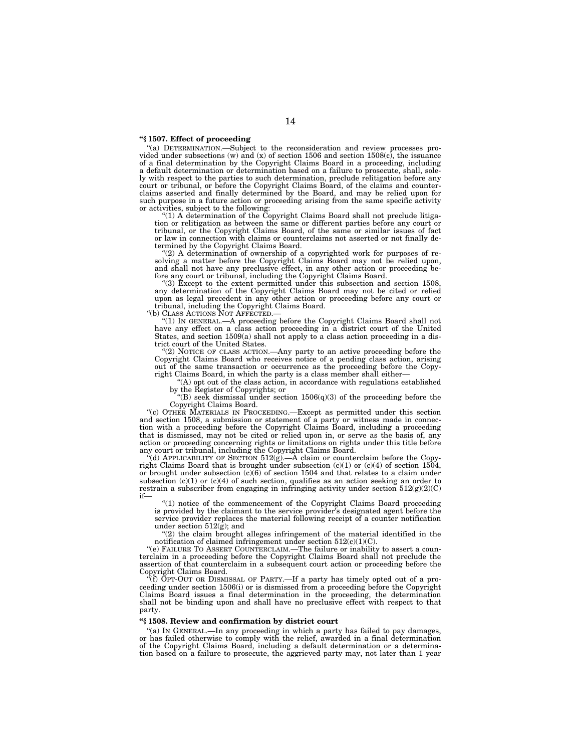**"§ 1507. Effect of proceeding**

"(a) DETERMINATION.—Subject to the reconsideration and review processes provided under subsections (w) and (x) of section 1506 and section 1508(c), the issuance of a final determination by the Copyright Claims Board in a proceeding, including a default determination or determination based on a failure to prosecute, shall, solely with respect to the parties to such determination, preclude relitigation before any court or tribunal, or before the Copyright Claims Board, of the claims and counterclaims asserted and finally determined by the Board, and may be relied upon for such purpose in a future action or proceeding arising from the same specific activity or activities, subject to the following:

"(1) A determination of the Copyright Claims Board shall not preclude litigation or relitigation as between the same or different parties before any court or tribunal, or the Copyright Claims Board, of the same or similar issues of fact or law in connection with claims or counterclaims not asserted or not finally determined by the Copyright Claims Board.

"(2) A determination of ownership of a copyrighted work for purposes of resolving a matter before the Copyright Claims Board may not be relied upon, and shall not have any preclusive effect, in any other action or proceeding before any court or tribunal, including the Copyright Claims Board.

"(3) Except to the extent permitted under this subsection and section 1508, any determination of the Copyright Claims Board may not be cited or relied upon as legal precedent in any other action or proceeding before any court or tribunal, including the Copyright Claims Board.

"(b) CLASS ACTIONS NOT AFFECTED.—

"(1) IN GENERAL.—A proceeding before the Copyright Claims Board shall not have any effect on a class action proceeding in a district court of the United States, and section 1509(a) shall not apply to a class action proceeding in a district court of the United States.

"(2) NOTICE OF CLASS ACTION.—Any party to an active proceeding before the Copyright Claims Board who receives notice of a pending class action, arising out of the same transaction or occurrence as the proceeding before the Copyright Claims Board, in which the party is a class member shall either—

"(A) opt out of the class action, in accordance with regulations established by the Register of Copyrights; or

"(B) seek dismissal under section 1506(q)(3) of the proceeding before the Copyright Claims Board.

"(c) OTHER MATERIALS IN PROCEEDING.—Except as permitted under this section and section 1508, a submission or statement of a party or witness made in connection with a proceeding before the Copyright Claims Board, including a proceeding that is dismissed, may not be cited or relied upon in, or serve as the basis of, any action or proceeding concerning rights or limitations on rights under this title before any court or tribunal, including the Copyright Claims Board.

"(d) APPLICABILITY OF SECTION 512(g).—A claim or counterclaim before the Copyright Claims Board that is brought under subsection (c)(1) or (c)(4) of section 1504, or brought under subsection (c)(6) of section 1504 and that relates to a claim under subsection (c)(1) or (c)(4) of such section, qualifies as an action seeking an order to restrain a subscriber from engaging in infringing activity under section 512(g)(2)(C) if—

"(1) notice of the commencement of the Copyright Claims Board proceeding is provided by the claimant to the service provider's designated agent before the service provider replaces the material following receipt of a counter notification under section 512(g); and

"(2) the claim brought alleges infringement of the material identified in the notification of claimed infringement under section 512(c)(1)(C).

"(e) FAILURE TO ASSERT COUNTERCLAIM.—The failure or inability to assert a counterclaim in a proceeding before the Copyright Claims Board shall not preclude the assertion of that counterclaim in a subsequent court action or proceeding before the Copyright Claims Board.

"(f) OPT-OUT OR DISMISSAL OF PARTY.—If a party has timely opted out of a proceeding under section 1506(i) or is dismissed from a proceeding before the Copyright Claims Board issues a final determination in the proceeding, the determination shall not be binding upon and shall have no preclusive effect with respect to that party.

**"§ 1508. Review and confirmation by district court**

"(a) IN GENERAL.—In any proceeding in which a party has failed to pay damages, or has failed otherwise to comply with the relief, awarded in a final determination of the Copyright Claims Board, including a default determination or a determination based on a failure to prosecute, the aggrieved party may, not later than 1 year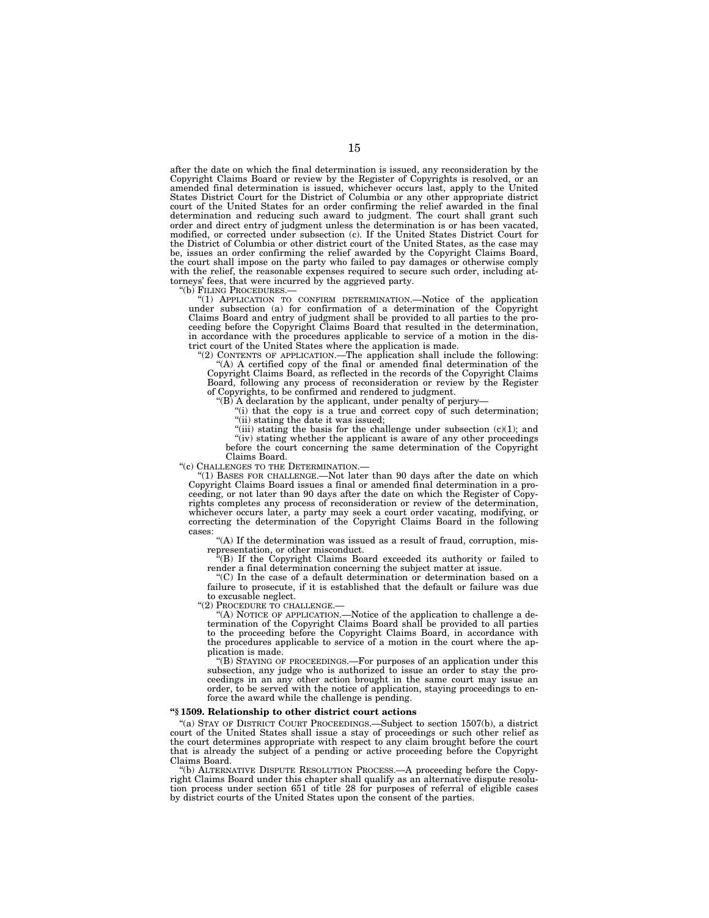after the date on which the final determination is issued, any reconsideration by the Copyright Claims Board or review by the Register of Copyrights is resolved, or an amended final determination is issued, whichever occurs last, apply to the United States District Court for the District of Columbia or any other appropriate district court of the United States for an order confirming the relief awarded in the final determination and reducing such award to judgment. The court shall grant such order and direct entry of judgment unless the determination is or has been vacated, modified, or corrected under subsection (c). If the United States District Court for the District of Columbia or other district court of the United States, as the case may be, issues an order confirming the relief awarded by the Copyright Claims Board, the court shall impose on the party who failed to pay damages or otherwise comply with the relief, the reasonable expenses required to secure such order, including attorneys' fees, that were incurred by the aggrieved party.

"(b) FILING PROCEDURES.—

"(1) APPLICATION TO CONFIRM DETERMINATION.—Notice of the application under subsection (a) for confirmation of a determination of the Copyright Claims Board and entry of judgment shall be provided to all parties to the proceeding before the Copyright Claims Board that resulted in the determination, in accordance with the procedures applicable to service of a motion in the district court of the United States where the application is made.

"(2) CONTENTS OF APPLICATION.—The application shall include the following:

"(A) A certified copy of the final or amended final determination of the Copyright Claims Board, as reflected in the records of the Copyright Claims Board, following any process of reconsideration or review by the Register of Copyrights, to be confirmed and rendered to judgment.

"(B) A declaration by the applicant, under penalty of perjury—

"(i) that the copy is a true and correct copy of such determination;

"(ii) stating the date it was issued;

"(iii) stating the basis for the challenge under subsection (c)(1); and

"(iv) stating whether the applicant is aware of any other proceedings before the court concerning the same determination of the Copyright Claims Board.

"(c) CHALLENGES TO THE DETERMINATION.—

"(1) BASES FOR CHALLENGE.—Not later than 90 days after the date on which Copyright Claims Board issues a final or amended final determination in a proceeding, or not later than 90 days after the date on which the Register of Copyrights completes any process of reconsideration or review of the determination, whichever occurs later, a party may seek a court order vacating, modifying, or correcting the determination of the Copyright Claims Board in the following cases:

"(A) If the determination was issued as a result of fraud, corruption, misrepresentation, or other misconduct.

"(B) If the Copyright Claims Board exceeded its authority or failed to render a final determination concerning the subject matter at issue.

"(C) In the case of a default determination or determination based on a failure to prosecute, if it is established that the default or failure was due to excusable neglect.

"(2) PROCEDURE TO CHALLENGE.—

"(A) NOTICE OF APPLICATION.—Notice of the application to challenge a determination of the Copyright Claims Board shall be provided to all parties to the proceeding before the Copyright Claims Board, in accordance with the procedures applicable to service of a motion in the court where the application is made.

"(B) STAYING OF PROCEEDINGS.—For purposes of an application under this subsection, any judge who is authorized to issue an order to stay the proceedings in an any other action brought in the same court may issue an order, to be served with the notice of application, staying proceedings to enforce the award while the challenge is pending.

**"§ 1509. Relationship to other district court actions**

"(a) STAY OF DISTRICT COURT PROCEEDINGS.—Subject to section 1507(b), a district court of the United States shall issue a stay of proceedings or such other relief as the court determines appropriate with respect to any claim brought before the court that is already the subject of a pending or active proceeding before the Copyright Claims Board.

"(b) ALTERNATIVE DISPUTE RESOLUTION PROCESS.—A proceeding before the Copyright Claims Board under this chapter shall qualify as an alternative dispute resolution process under section 651 of title 28 for purposes of referral of eligible cases by district courts of the United States upon the consent of the parties.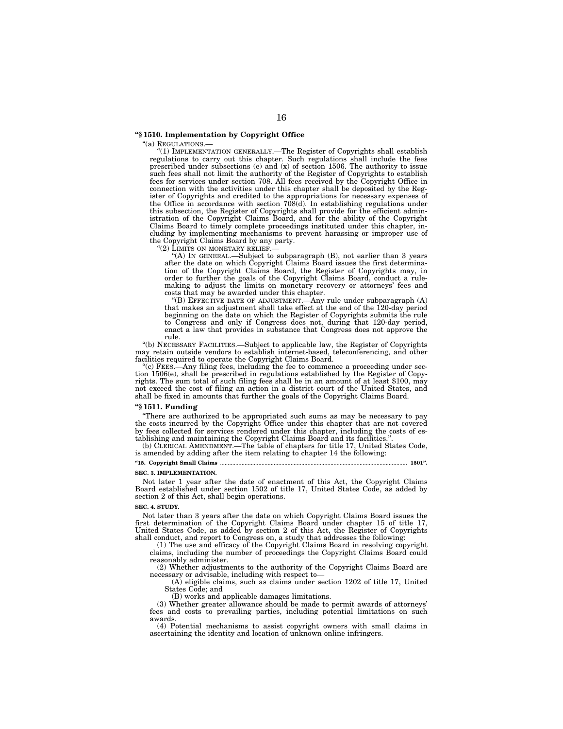**"§ 1510. Implementation by Copyright Office**

"(a) REGULATIONS.—

"(1) IMPLEMENTATION GENERALLY.—The Register of Copyrights shall establish regulations to carry out this chapter. Such regulations shall include the fees prescribed under subsections (e) and (x) of section 1506. The authority to issue such fees shall not limit the authority of the Register of Copyrights to establish fees for services under section 708. All fees received by the Copyright Office in connection with the activities under this chapter shall be deposited by the Register of Copyrights and credited to the appropriations for necessary expenses of the Office in accordance with section 708(d). In establishing regulations under this subsection, the Register of Copyrights shall provide for the efficient administration of the Copyright Claims Board, and for the ability of the Copyright Claims Board to timely complete proceedings instituted under this chapter, including by implementing mechanisms to prevent harassing or improper use of the Copyright Claims Board by any party.

"(2) LIMITS ON MONETARY RELIEF.—

"(A) IN GENERAL.—Subject to subparagraph (B), not earlier than 3 years after the date on which Copyright Claims Board issues the first determination of the Copyright Claims Board, the Register of Copyrights may, in order to further the goals of the Copyright Claims Board, conduct a rulemaking to adjust the limits on monetary recovery or attorneys' fees and costs that may be awarded under this chapter.

"(B) EFFECTIVE DATE OF ADJUSTMENT.—Any rule under subparagraph (A) that makes an adjustment shall take effect at the end of the 120-day period beginning on the date on which the Register of Copyrights submits the rule to Congress and only if Congress does not, during that 120-day period, enact a law that provides in substance that Congress does not approve the rule.

"(b) NECESSARY FACILITIES.—Subject to applicable law, the Register of Copyrights may retain outside vendors to establish internet-based, teleconferencing, and other facilities required to operate the Copyright Claims Board.

"(c) FEES.—Any filing fees, including the fee to commence a proceeding under section 1506(e), shall be prescribed in regulations established by the Register of Copyrights. The sum total of such filing fees shall be in an amount of at least $100, may not exceed the cost of filing an action in a district court of the United States, and shall be fixed in amounts that further the goals of the Copyright Claims Board.

**"§ 1511. Funding**

"There are authorized to be appropriated such sums as may be necessary to pay the costs incurred by the Copyright Office under this chapter that are not covered by fees collected for services rendered under this chapter, including the costs of establishing and maintaining the Copyright Claims Board and its facilities.".

(b) CLERICAL AMENDMENT.—The table of chapters for title 17, United States Code, is amended by adding after the item relating to chapter 14 the following:

**"15. Copyright Small Claims ........................................................................ 1501".**

**SEC. 3. IMPLEMENTATION.**

Not later 1 year after the date of enactment of this Act, the Copyright Claims Board established under section 1502 of title 17, United States Code, as added by section 2 of this Act, shall begin operations.

**SEC. 4. STUDY.**

Not later than 3 years after the date on which Copyright Claims Board issues the first determination of the Copyright Claims Board under chapter 15 of title 17, United States Code, as added by section 2 of this Act, the Register of Copyrights shall conduct, and report to Congress on, a study that addresses the following:

(1) The use and efficacy of the Copyright Claims Board in resolving copyright claims, including the number of proceedings the Copyright Claims Board could reasonably administer.

(2) Whether adjustments to the authority of the Copyright Claims Board are necessary or advisable, including with respect to—

(A) eligible claims, such as claims under section 1202 of title 17, United States Code; and

(B) works and applicable damages limitations.

(3) Whether greater allowance should be made to permit awards of attorneys' fees and costs to prevailing parties, including potential limitations on such awards.

(4) Potential mechanisms to assist copyright owners with small claims in ascertaining the identity and location of unknown online infringers.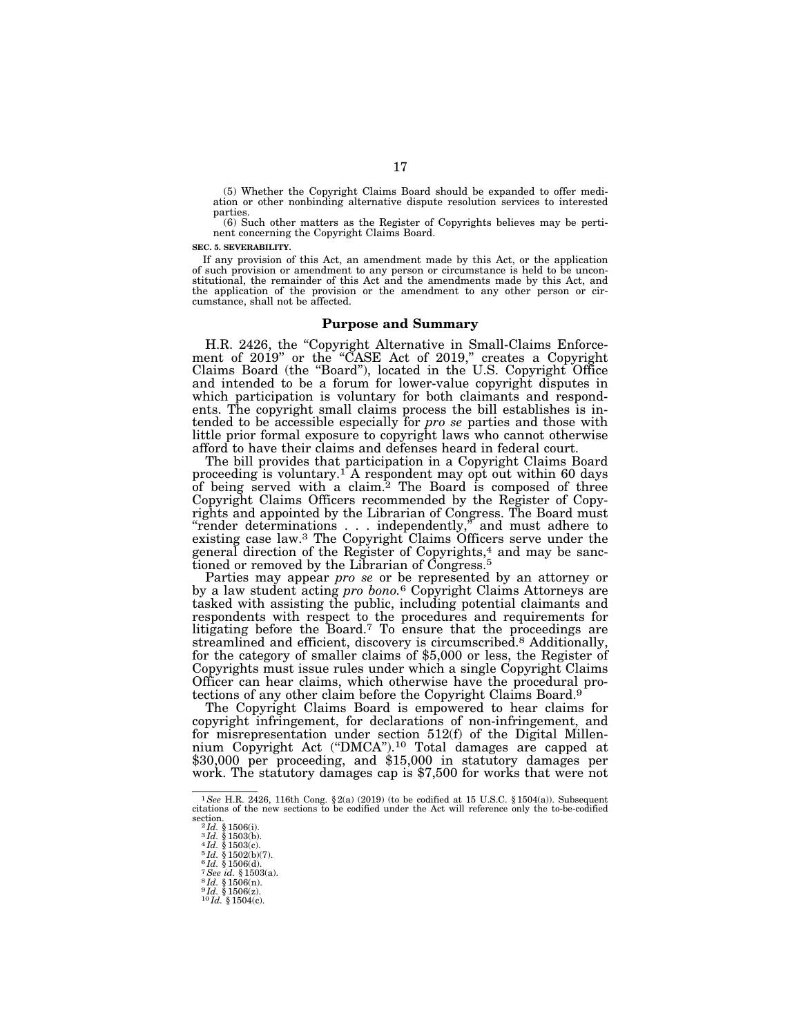(5) Whether the Copyright Claims Board should be expanded to offer mediation or other nonbinding alternative dispute resolution services to interested parties.

(6) Such other matters as the Register of Copyrights believes may be pertinent concerning the Copyright Claims Board.

**SEC. 5. SEVERABILITY.**

If any provision of this Act, an amendment made by this Act, or the application of such provision or amendment to any person or circumstance is held to be unconstitutional, the remainder of this Act and the amendments made by this Act, and the application of the provision or the amendment to any other person or circumstance, shall not be affected.

## Purpose and Summary

H.R. 2426, the "Copyright Alternative in Small-Claims Enforcement of 2019" or the "CASE Act of 2019," creates a Copyright Claims Board (the "Board"), located in the U.S. Copyright Office and intended to be a forum for lower-value copyright disputes in which participation is voluntary for both claimants and respondents. The copyright small claims process the bill establishes is intended to be accessible especially for *pro se* parties and those with little prior formal exposure to copyright laws who cannot otherwise afford to have their claims and defenses heard in federal court.

The bill provides that participation in a Copyright Claims Board proceeding is voluntary.[1] A respondent may opt out within 60 days of being served with a claim.[2] The Board is composed of three Copyright Claims Officers recommended by the Register of Copyrights and appointed by the Librarian of Congress. The Board must "render determinations . . . independently," and must adhere to existing case law.[3] The Copyright Claims Officers serve under the general direction of the Register of Copyrights,[4] and may be sanctioned or removed by the Librarian of Congress.[5]

Parties may appear *pro se* or be represented by an attorney or by a law student acting *pro bono.*[6] Copyright Claims Attorneys are tasked with assisting the public, including potential claimants and respondents with respect to the procedures and requirements for litigating before the Board.[7] To ensure that the proceedings are streamlined and efficient, discovery is circumscribed.[8] Additionally, for the category of smaller claims of $5,000 or less, the Register of Copyrights must issue rules under which a single Copyright Claims Officer can hear claims, which otherwise have the procedural protections of any other claim before the Copyright Claims Board.[9]

The Copyright Claims Board is empowered to hear claims for copyright infringement, for declarations of non-infringement, and for misrepresentation under section 512(f) of the Digital Millennium Copyright Act ("DMCA").[10] Total damages are capped at $30,000 per proceeding, and $15,000 in statutory damages per work. The statutory damages cap is $7,500 for works that were not

---

[1] *See* H.R. 2426, 116th Cong. § 2(a) (2019) (to be codified at 15 U.S.C. § 1504(a)). Subsequent citations of the new sections to be codified under the Act will reference only the to-be-codified section.

[2] *Id.* § 1506(i).

[3] *Id.* § 1503(b).

[4] *Id.* § 1503(c).

[5] *Id.* § 1502(b)(7).

[6] *Id.* § 1506(d).

[7] *See id.* § 1503(a).

[8] *Id.* § 1506(n).

[9] *Id.* § 1506(z).

[10] *Id.* § 1504(c).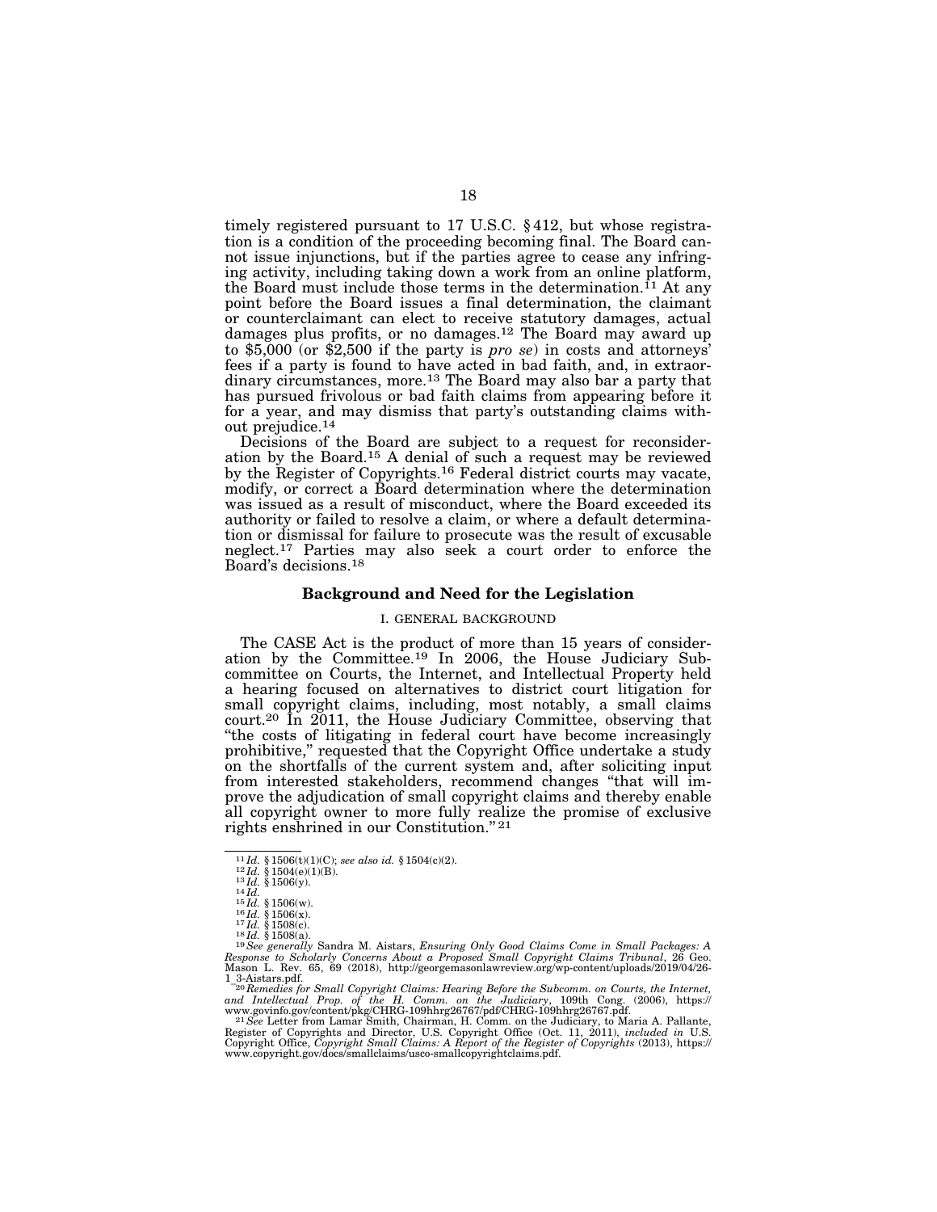timely registered pursuant to 17 U.S.C. § 412, but whose registration is a condition of the proceeding becoming final. The Board cannot issue injunctions, but if the parties agree to cease any infringing activity, including taking down a work from an online platform, the Board must include those terms in the determination.[11] At any point before the Board issues a final determination, the claimant or counterclaimant can elect to receive statutory damages, actual damages plus profits, or no damages.[12] The Board may award up to $5,000 (or $2,500 if the party is *pro se*) in costs and attorneys' fees if a party is found to have acted in bad faith, and, in extraordinary circumstances, more.[13] The Board may also bar a party that has pursued frivolous or bad faith claims from appearing before it for a year, and may dismiss that party's outstanding claims without prejudice.[14]

Decisions of the Board are subject to a request for reconsideration by the Board.[15] A denial of such a request may be reviewed by the Register of Copyrights.[16] Federal district courts may vacate, modify, or correct a Board determination where the determination was issued as a result of misconduct, where the Board exceeded its authority or failed to resolve a claim, or where a default determination or dismissal for failure to prosecute was the result of excusable neglect.[17] Parties may also seek a court order to enforce the Board's decisions.[18]

## Background and Need for the Legislation

### I. GENERAL BACKGROUND

The CASE Act is the product of more than 15 years of consideration by the Committee.[19] In 2006, the House Judiciary Subcommittee on Courts, the Internet, and Intellectual Property held a hearing focused on alternatives to district court litigation for small copyright claims, including, most notably, a small claims court.[20] In 2011, the House Judiciary Committee, observing that "the costs of litigating in federal court have become increasingly prohibitive," requested that the Copyright Office undertake a study on the shortfalls of the current system and, after soliciting input from interested stakeholders, recommend changes "that will improve the adjudication of small copyright claims and thereby enable all copyright owner to more fully realize the promise of exclusive rights enshrined in our Constitution."[21]

---

[11] *Id.* § 1506(t)(1)(C); *see also id.* § 1504(c)(2).
[12] *Id.* § 1504(e)(1)(B).
[13] *Id.* § 1506(y).
[14] *Id.*
[15] *Id.* § 1506(w).
[16] *Id.* § 1506(x).
[17] *Id.* § 1508(c).
[18] *Id.* § 1508(a).
[19] *See generally* Sandra M. Aistars, *Ensuring Only Good Claims Come in Small Packages: A Response to Scholarly Concerns About a Proposed Small Copyright Claims Tribunal*, 26 Geo. Mason L. Rev. 65, 69 (2018), http://georgemasonlawreview.org/wp-content/uploads/2019/04/26-1_3-Aistars.pdf.
[20] *Remedies for Small Copyright Claims: Hearing Before the Subcomm. on Courts, the Internet, and Intellectual Prop. of the H. Comm. on the Judiciary*, 109th Cong. (2006), https://www.govinfo.gov/content/pkg/CHRG-109hhrg26767/pdf/CHRG-109hhrg26767.pdf.
[21] *See* Letter from Lamar Smith, Chairman, H. Comm. on the Judiciary, to Maria A. Pallante, Register of Copyrights and Director, U.S. Copyright Office (Oct. 11, 2011), *included in* U.S. Copyright Office, *Copyright Small Claims: A Report of the Register of Copyrights* (2013), https://www.copyright.gov/docs/smallclaims/usco-smallcopyrightclaims.pdf.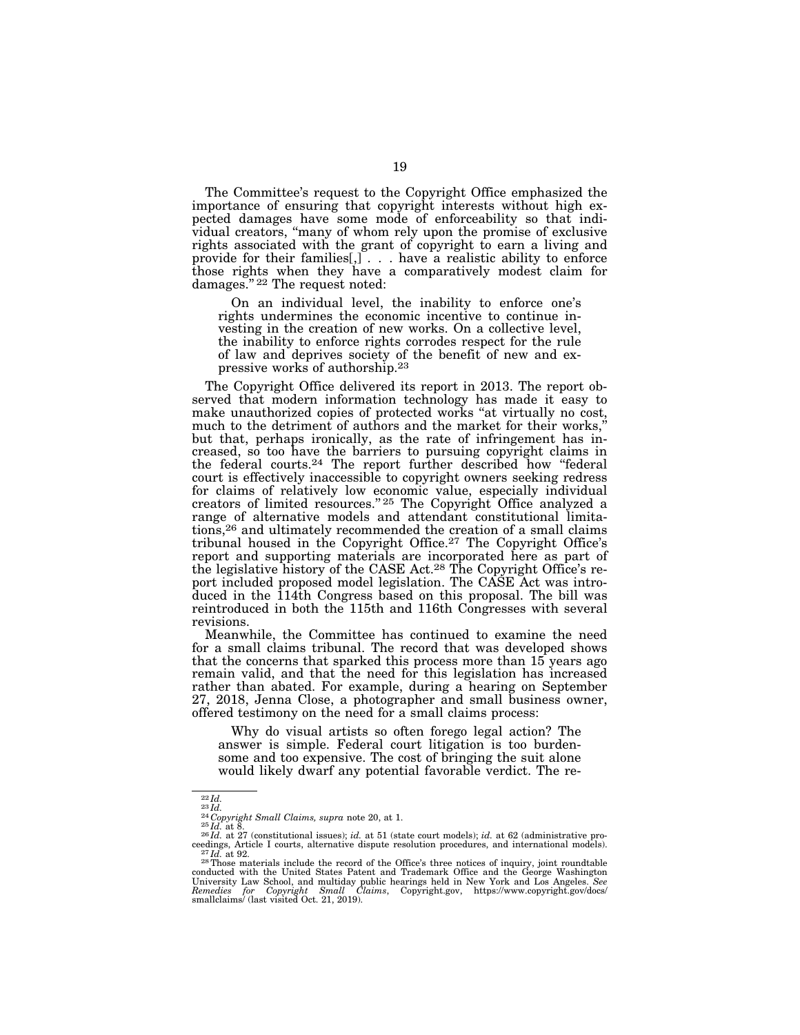The Committee's request to the Copyright Office emphasized the importance of ensuring that copyright interests without high expected damages have some mode of enforceability so that individual creators, "many of whom rely upon the promise of exclusive rights associated with the grant of copyright to earn a living and provide for their families[,] . . . have a realistic ability to enforce those rights when they have a comparatively modest claim for damages."[22] The request noted:

> On an individual level, the inability to enforce one's rights undermines the economic incentive to continue investing in the creation of new works. On a collective level, the inability to enforce rights corrodes respect for the rule of law and deprives society of the benefit of new and expressive works of authorship.[23]

The Copyright Office delivered its report in 2013. The report observed that modern information technology has made it easy to make unauthorized copies of protected works "at virtually no cost, much to the detriment of authors and the market for their works," but that, perhaps ironically, as the rate of infringement has increased, so too have the barriers to pursuing copyright claims in the federal courts.[24] The report further described how "federal court is effectively inaccessible to copyright owners seeking redress for claims of relatively low economic value, especially individual creators of limited resources."[25] The Copyright Office analyzed a range of alternative models and attendant constitutional limitations,[26] and ultimately recommended the creation of a small claims tribunal housed in the Copyright Office.[27] The Copyright Office's report and supporting materials are incorporated here as part of the legislative history of the CASE Act.[28] The Copyright Office's report included proposed model legislation. The CASE Act was introduced in the 114th Congress based on this proposal. The bill was reintroduced in both the 115th and 116th Congresses with several revisions.

Meanwhile, the Committee has continued to examine the need for a small claims tribunal. The record that was developed shows that the concerns that sparked this process more than 15 years ago remain valid, and that the need for this legislation has increased rather than abated. For example, during a hearing on September 27, 2018, Jenna Close, a photographer and small business owner, offered testimony on the need for a small claims process:

> Why do visual artists so often forego legal action? The answer is simple. Federal court litigation is too burdensome and too expensive. The cost of bringing the suit alone would likely dwarf any potential favorable verdict. The re-

---

[22] *Id.*

[23] *Id.*

[24] *Copyright Small Claims, supra* note 20, at 1.

[25] *Id.* at 8.

[26] *Id.* at 27 (constitutional issues); *id.* at 51 (state court models); *id.* at 62 (administrative proceedings, Article I courts, alternative dispute resolution procedures, and international models).

[27] *Id.* at 92.

[28] Those materials include the record of the Office's three notices of inquiry, joint roundtable conducted with the United States Patent and Trademark Office and the George Washington University Law School, and multiday public hearings held in New York and Los Angeles. *See Remedies for Copyright Small Claims*, Copyright.gov, https://www.copyright.gov/docs/smallclaims/ (last visited Oct. 21, 2019).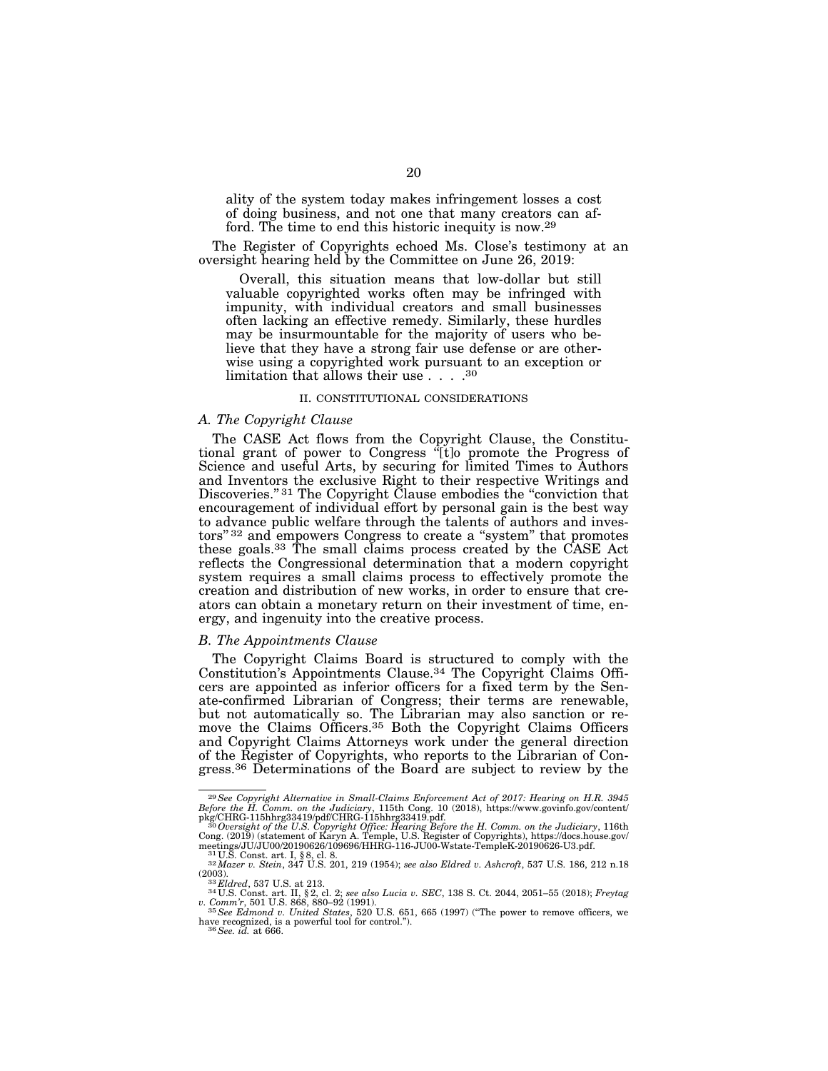> ality of the system today makes infringement losses a cost of doing business, and not one that many creators can afford. The time to end this historic inequity is now.[29]

The Register of Copyrights echoed Ms. Close's testimony at an oversight hearing held by the Committee on June 26, 2019:

> Overall, this situation means that low-dollar but still valuable copyrighted works often may be infringed with impunity, with individual creators and small businesses often lacking an effective remedy. Similarly, these hurdles may be insurmountable for the majority of users who believe that they have a strong fair use defense or are otherwise using a copyrighted work pursuant to an exception or limitation that allows their use . . . .[30]

## II. CONSTITUTIONAL CONSIDERATIONS

### *A. The Copyright Clause*

The CASE Act flows from the Copyright Clause, the Constitutional grant of power to Congress "[t]o promote the Progress of Science and useful Arts, by securing for limited Times to Authors and Inventors the exclusive Right to their respective Writings and Discoveries."[31] The Copyright Clause embodies the "conviction that encouragement of individual effort by personal gain is the best way to advance public welfare through the talents of authors and investors"[32] and empowers Congress to create a "system" that promotes these goals.[33] The small claims process created by the CASE Act reflects the Congressional determination that a modern copyright system requires a small claims process to effectively promote the creation and distribution of new works, in order to ensure that creators can obtain a monetary return on their investment of time, energy, and ingenuity into the creative process.

### *B. The Appointments Clause*

The Copyright Claims Board is structured to comply with the Constitution's Appointments Clause.[34] The Copyright Claims Officers are appointed as inferior officers for a fixed term by the Senate-confirmed Librarian of Congress; their terms are renewable, but not automatically so. The Librarian may also sanction or remove the Claims Officers.[35] Both the Copyright Claims Officers and Copyright Claims Attorneys work under the general direction of the Register of Copyrights, who reports to the Librarian of Congress.[36] Determinations of the Board are subject to review by the

---

[29] *See Copyright Alternative in Small-Claims Enforcement Act of 2017: Hearing on H.R. 3945 Before the H. Comm. on the Judiciary*, 115th Cong. 10 (2018), https://www.govinfo.gov/content/pkg/CHRG-115hhrg33419/pdf/CHRG-115hhrg33419.pdf.

[30] *Oversight of the U.S. Copyright Office: Hearing Before the H. Comm. on the Judiciary*, 116th Cong. (2019) (statement of Karyn A. Temple, U.S. Register of Copyrights), https://docs.house.gov/meetings/JU/JU00/20190626/109696/HHRG-116-JU00-Wstate-TempleK-20190626-U3.pdf.

[31] U.S. Const. art. I, § 8, cl. 8.

[32] *Mazer v. Stein*, 347 U.S. 201, 219 (1954); *see also Eldred v. Ashcroft*, 537 U.S. 186, 212 n.18 (2003).

[33] *Eldred*, 537 U.S. at 213.

[34] U.S. Const. art. II, § 2, cl. 2; *see also Lucia v. SEC*, 138 S. Ct. 2044, 2051–55 (2018); *Freytag v. Comm'r*, 501 U.S. 868, 880–92 (1991).

[35] *See Edmond v. United States*, 520 U.S. 651, 665 (1997) ("The power to remove officers, we have recognized, is a powerful tool for control.").

[36] *See. id.* at 666.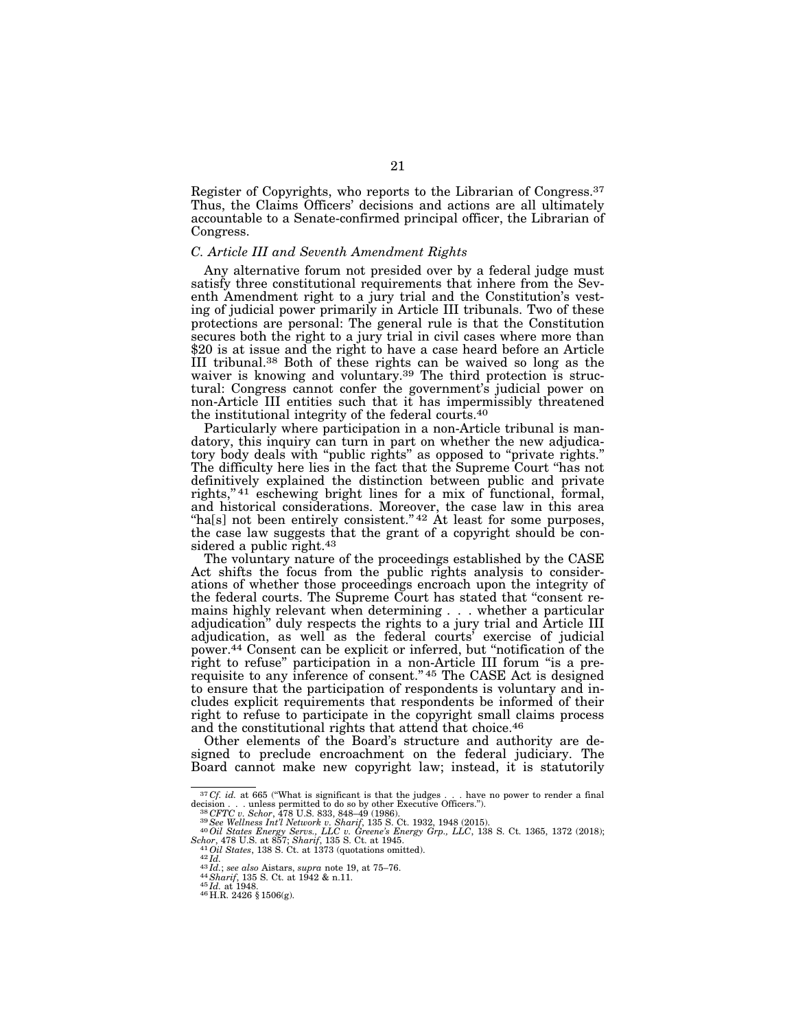Register of Copyrights, who reports to the Librarian of Congress.[37] Thus, the Claims Officers' decisions and actions are all ultimately accountable to a Senate-confirmed principal officer, the Librarian of Congress.

### *C. Article III and Seventh Amendment Rights*

Any alternative forum not presided over by a federal judge must satisfy three constitutional requirements that inhere from the Seventh Amendment right to a jury trial and the Constitution's vesting of judicial power primarily in Article III tribunals. Two of these protections are personal: The general rule is that the Constitution secures both the right to a jury trial in civil cases where more than $20 is at issue and the right to have a case heard before an Article III tribunal.[38] Both of these rights can be waived so long as the waiver is knowing and voluntary.[39] The third protection is structural: Congress cannot confer the government's judicial power on non-Article III entities such that it has impermissibly threatened the institutional integrity of the federal courts.[40]

Particularly where participation in a non-Article tribunal is mandatory, this inquiry can turn in part on whether the new adjudicatory body deals with "public rights" as opposed to "private rights." The difficulty here lies in the fact that the Supreme Court "has not definitively explained the distinction between public and private rights,"[41] eschewing bright lines for a mix of functional, formal, and historical considerations. Moreover, the case law in this area "ha[s] not been entirely consistent."[42] At least for some purposes, the case law suggests that the grant of a copyright should be considered a public right.[43]

The voluntary nature of the proceedings established by the CASE Act shifts the focus from the public rights analysis to considerations of whether those proceedings encroach upon the integrity of the federal courts. The Supreme Court has stated that "consent remains highly relevant when determining . . . whether a particular adjudication" duly respects the rights to a jury trial and Article III adjudication, as well as the federal courts' exercise of judicial power.[44] Consent can be explicit or inferred, but "notification of the right to refuse" participation in a non-Article III forum "is a prerequisite to any inference of consent."[45] The CASE Act is designed to ensure that the participation of respondents is voluntary and includes explicit requirements that respondents be informed of their right to refuse to participate in the copyright small claims process and the constitutional rights that attend that choice.[46]

Other elements of the Board's structure and authority are designed to preclude encroachment on the federal judiciary. The Board cannot make new copyright law; instead, it is statutorily

---

[37] *Cf. id.* at 665 ("What is significant is that the judges . . . have no power to render a final decision . . . unless permitted to do so by other Executive Officers.").

[38] *CFTC v. Schor*, 478 U.S. 833, 848–49 (1986).

[39] *See Wellness Int'l Network v. Sharif*, 135 S. Ct. 1932, 1948 (2015).

[40] *Oil States Energy Servs., LLC v. Greene's Energy Grp., LLC*, 138 S. Ct. 1365, 1372 (2018); *Schor*, 478 U.S. at 857; *Sharif*, 135 S. Ct. at 1945.

[41] *Oil States*, 138 S. Ct. at 1373 (quotations omitted).

[42] *Id.*

[43] *Id.*; *see also* Aistars, *supra* note 19, at 75–76.

[44] *Sharif*, 135 S. Ct. at 1942 & n.11.

[45] *Id.* at 1948.

[46] H.R. 2426 § 1506(g).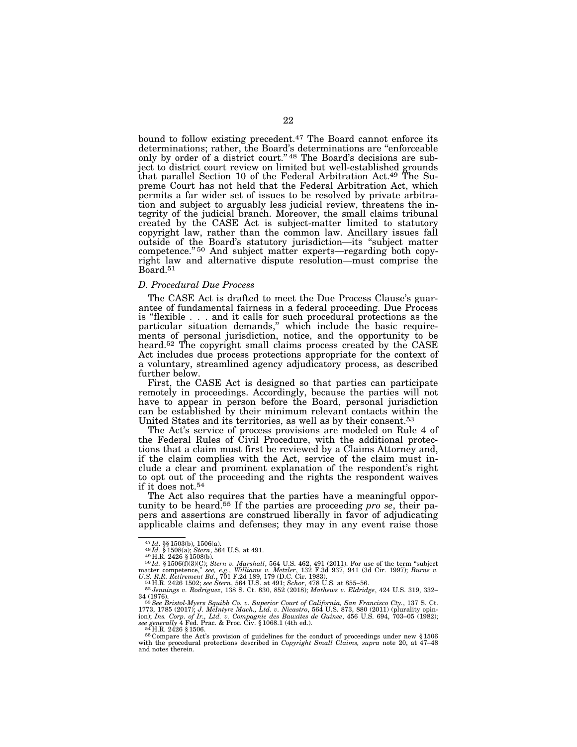bound to follow existing precedent.[47] The Board cannot enforce its determinations; rather, the Board's determinations are "enforceable only by order of a district court."[48] The Board's decisions are subject to district court review on limited but well-established grounds that parallel Section 10 of the Federal Arbitration Act.[49] The Supreme Court has not held that the Federal Arbitration Act, which permits a far wider set of issues to be resolved by private arbitration and subject to arguably less judicial review, threatens the integrity of the judicial branch. Moreover, the small claims tribunal created by the CASE Act is subject-matter limited to statutory copyright law, rather than the common law. Ancillary issues fall outside of the Board's statutory jurisdiction—its "subject matter competence."[50] And subject matter experts—regarding both copyright law and alternative dispute resolution—must comprise the Board.[51]

### *D. Procedural Due Process*

The CASE Act is drafted to meet the Due Process Clause's guarantee of fundamental fairness in a federal proceeding. Due Process is "flexible . . . and it calls for such procedural protections as the particular situation demands," which include the basic requirements of personal jurisdiction, notice, and the opportunity to be heard.[52] The copyright small claims process created by the CASE Act includes due process protections appropriate for the context of a voluntary, streamlined agency adjudicatory process, as described further below.

First, the CASE Act is designed so that parties can participate remotely in proceedings. Accordingly, because the parties will not have to appear in person before the Board, personal jurisdiction can be established by their minimum relevant contacts within the United States and its territories, as well as by their consent.[53]

The Act's service of process provisions are modeled on Rule 4 of the Federal Rules of Civil Procedure, with the additional protections that a claim must first be reviewed by a Claims Attorney and, if the claim complies with the Act, service of the claim must include a clear and prominent explanation of the respondent's right to opt out of the proceeding and the rights the respondent waives if it does not.[54]

The Act also requires that the parties have a meaningful opportunity to be heard.[55] If the parties are proceeding *pro se*, their papers and assertions are construed liberally in favor of adjudicating applicable claims and defenses; they may in any event raise those

---

[47] *Id.* §§ 1503(b), 1506(a).

[48] *Id.* § 1508(a); *Stern*, 564 U.S. at 491.

[49] H.R. 2426 § 1508(b).

[50] *Id.* § 1506(f)(3)(C); *Stern v. Marshall*, 564 U.S. 462, 491 (2011). For use of the term "subject matter competence," *see, e.g.*, *Williams v. Metzler*, 132 F.3d 937, 941 (3d Cir. 1997); *Burns v. U.S. R.R. Retirement Bd.*, 701 F.2d 189, 179 (D.C. Cir. 1983).

[51] H.R. 2426 1502; *see Stern*, 564 U.S. at 491; *Schor*, 478 U.S. at 855–56.

[52] *Jennings v. Rodriguez*, 138 S. Ct. 830, 852 (2018); *Mathews v. Eldridge*, 424 U.S. 319, 332–34 (1976).

[53] *See Bristol-Myers Squibb Co. v. Superior Court of California, San Francisco Cty.*, 137 S. Ct. 1773, 1785 (2017); *J. McIntyre Mach., Ltd. v. Nicastro*, 564 U.S. 873, 880 (2011) (plurality opinion); *Ins. Corp. of Ir., Ltd. v. Compagnie des Bauxites de Guinee*, 456 U.S. 694, 703–05 (1982); *see generally* 4 Fed. Prac. & Proc. Civ. § 1068.1 (4th ed.).

[54] H.R. 2426 § 1506.

[55] Compare the Act's provision of guidelines for the conduct of proceedings under new § 1506 with the procedural protections described in *Copyright Small Claims, supra* note 20, at 47–48 and notes therein.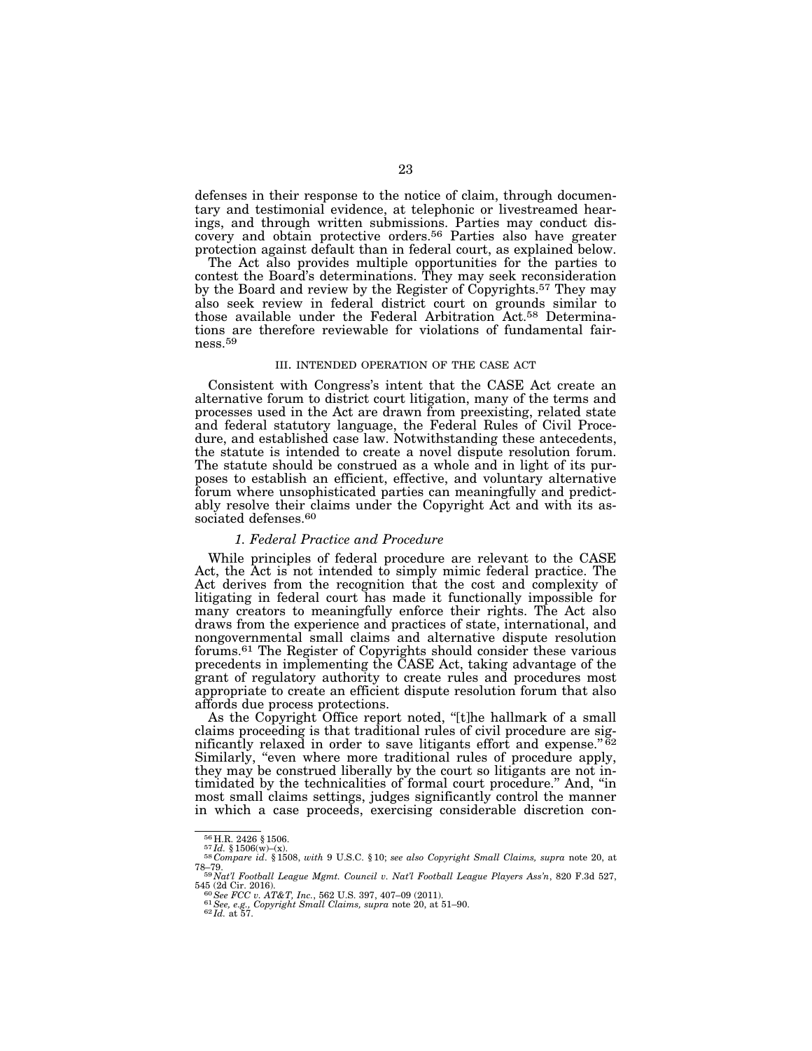defenses in their response to the notice of claim, through documentary and testimonial evidence, at telephonic or livestreamed hearings, and through written submissions. Parties may conduct discovery and obtain protective orders.[56] Parties also have greater protection against default than in federal court, as explained below.

The Act also provides multiple opportunities for the parties to contest the Board's determinations. They may seek reconsideration by the Board and review by the Register of Copyrights.[57] They may also seek review in federal district court on grounds similar to those available under the Federal Arbitration Act.[58] Determinations are therefore reviewable for violations of fundamental fairness.[59]

## III. INTENDED OPERATION OF THE CASE ACT

Consistent with Congress's intent that the CASE Act create an alternative forum to district court litigation, many of the terms and processes used in the Act are drawn from preexisting, related state and federal statutory language, the Federal Rules of Civil Procedure, and established case law. Notwithstanding these antecedents, the statute is intended to create a novel dispute resolution forum. The statute should be construed as a whole and in light of its purposes to establish an efficient, effective, and voluntary alternative forum where unsophisticated parties can meaningfully and predictably resolve their claims under the Copyright Act and with its associated defenses.[60]

### *1. Federal Practice and Procedure*

While principles of federal procedure are relevant to the CASE Act, the Act is not intended to simply mimic federal practice. The Act derives from the recognition that the cost and complexity of litigating in federal court has made it functionally impossible for many creators to meaningfully enforce their rights. The Act also draws from the experience and practices of state, international, and nongovernmental small claims and alternative dispute resolution forums.[61] The Register of Copyrights should consider these various precedents in implementing the CASE Act, taking advantage of the grant of regulatory authority to create rules and procedures most appropriate to create an efficient dispute resolution forum that also affords due process protections.

As the Copyright Office report noted, "[t]he hallmark of a small claims proceeding is that traditional rules of civil procedure are significantly relaxed in order to save litigants effort and expense."[62] Similarly, "even where more traditional rules of procedure apply, they may be construed liberally by the court so litigants are not intimidated by the technicalities of formal court procedure." And, "in most small claims settings, judges significantly control the manner in which a case proceeds, exercising considerable discretion con-

---

[56] H.R. 2426 § 1506.

[57] *Id.* § 1506(w)–(x).

[58] *Compare id.* § 1508, *with* 9 U.S.C. § 10; *see also Copyright Small Claims, supra* note 20, at 78–79.

[59] *Nat'l Football League Mgmt. Council v. Nat'l Football League Players Ass'n*, 820 F.3d 527, 545 (2d Cir. 2016).

[60] *See FCC v. AT&T, Inc.*, 562 U.S. 397, 407–09 (2011).

[61] *See, e.g., Copyright Small Claims, supra* note 20, at 51–90.

[62] *Id.* at 57.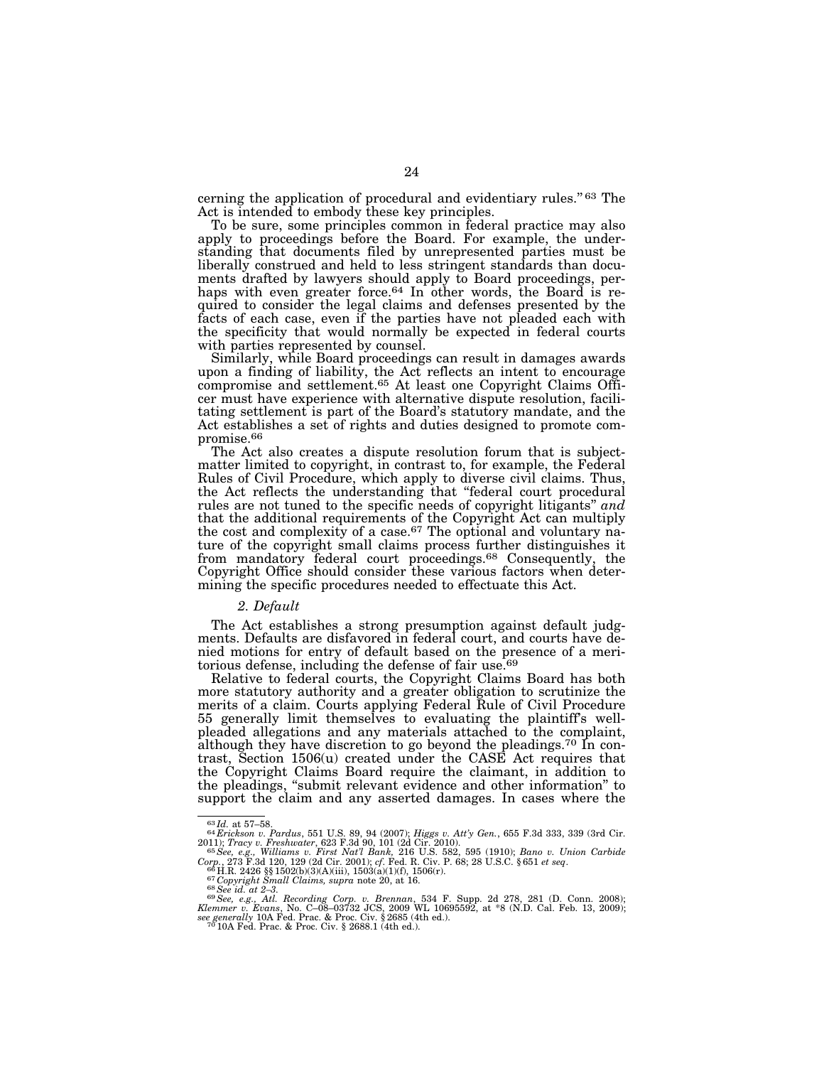cerning the application of procedural and evidentiary rules."[63] The Act is intended to embody these key principles.

To be sure, some principles common in federal practice may also apply to proceedings before the Board. For example, the understanding that documents filed by unrepresented parties must be liberally construed and held to less stringent standards than documents drafted by lawyers should apply to Board proceedings, perhaps with even greater force.[64] In other words, the Board is required to consider the legal claims and defenses presented by the facts of each case, even if the parties have not pleaded each with the specificity that would normally be expected in federal courts with parties represented by counsel.

Similarly, while Board proceedings can result in damages awards upon a finding of liability, the Act reflects an intent to encourage compromise and settlement.[65] At least one Copyright Claims Officer must have experience with alternative dispute resolution, facilitating settlement is part of the Board's statutory mandate, and the Act establishes a set of rights and duties designed to promote compromise.[66]

The Act also creates a dispute resolution forum that is subject-matter limited to copyright, in contrast to, for example, the Federal Rules of Civil Procedure, which apply to diverse civil claims. Thus, the Act reflects the understanding that "federal court procedural rules are not tuned to the specific needs of copyright litigants" *and* that the additional requirements of the Copyright Act can multiply the cost and complexity of a case.[67] The optional and voluntary nature of the copyright small claims process further distinguishes it from mandatory federal court proceedings.[68] Consequently, the Copyright Office should consider these various factors when determining the specific procedures needed to effectuate this Act.

*2. Default*

The Act establishes a strong presumption against default judgments. Defaults are disfavored in federal court, and courts have denied motions for entry of default based on the presence of a meritorious defense, including the defense of fair use.[69]

Relative to federal courts, the Copyright Claims Board has both more statutory authority and a greater obligation to scrutinize the merits of a claim. Courts applying Federal Rule of Civil Procedure 55 generally limit themselves to evaluating the plaintiff's well-pleaded allegations and any materials attached to the complaint, although they have discretion to go beyond the pleadings.[70] In contrast, Section 1506(u) created under the CASE Act requires that the Copyright Claims Board require the claimant, in addition to the pleadings, "submit relevant evidence and other information" to support the claim and any asserted damages. In cases where the

---

[63] *Id.* at 57–58.

[64] *Erickson v. Pardus*, 551 U.S. 89, 94 (2007); *Higgs v. Att'y Gen.*, 655 F.3d 333, 339 (3rd Cir. 2011); *Tracy v. Freshwater*, 623 F.3d 90, 101 (2d Cir. 2010).

[65] *See, e.g., Williams v. First Nat'l Bank,* 216 U.S. 582, 595 (1910); *Bano v. Union Carbide Corp.*, 273 F.3d 120, 129 (2d Cir. 2001); *cf.* Fed. R. Civ. P. 68; 28 U.S.C. § 651 *et seq*.

[66] H.R. 2426 §§ 1502(b)(3)(A)(iii), 1503(a)(1)(f), 1506(r).

[67] *Copyright Small Claims, supra* note 20, at 16.

[68] *See id. at 2–3.*

[69] *See, e.g., Atl. Recording Corp. v. Brennan*, 534 F. Supp. 2d 278, 281 (D. Conn. 2008); *Klemmer v. Evans*, No. C–08–03732 JCS, 2009 WL 10695592, at *8 (N.D. Cal. Feb. 13, 2009); *see generally* 10A Fed. Prac. & Proc. Civ. § 2685 (4th ed.).

[70] 10A Fed. Prac. & Proc. Civ. § 2688.1 (4th ed.).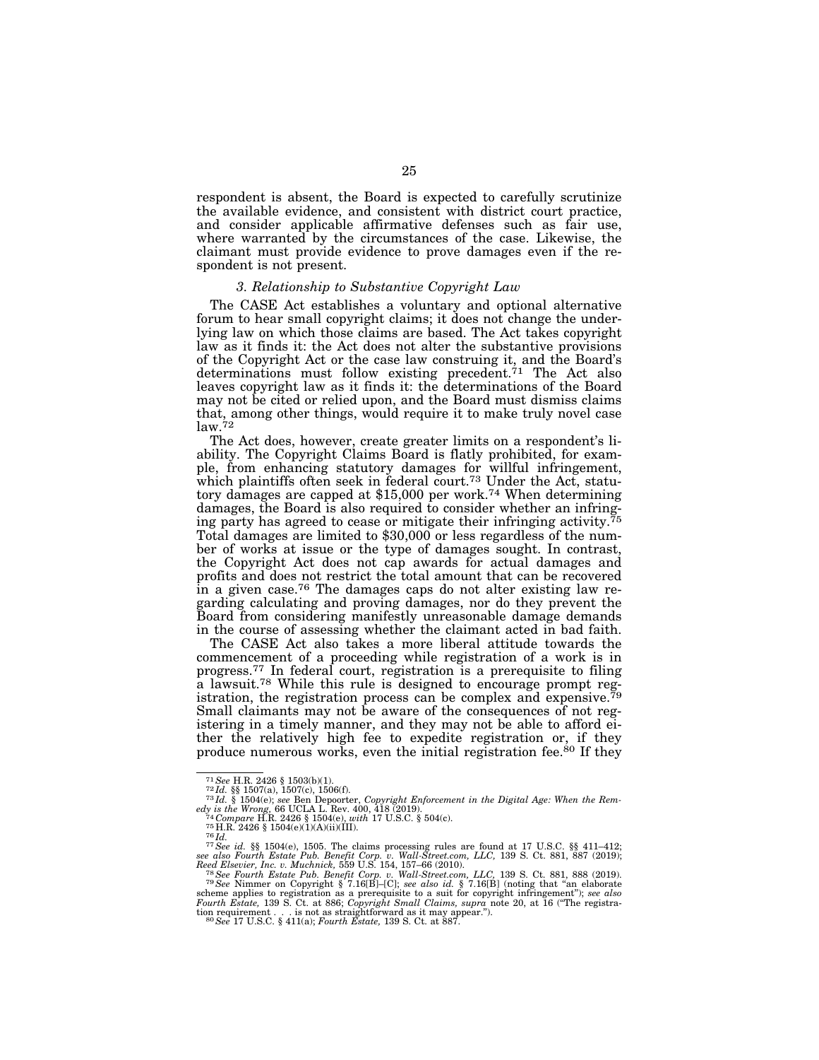respondent is absent, the Board is expected to carefully scrutinize the available evidence, and consistent with district court practice, and consider applicable affirmative defenses such as fair use, where warranted by the circumstances of the case. Likewise, the claimant must provide evidence to prove damages even if the respondent is not present.

### *3. Relationship to Substantive Copyright Law*

The CASE Act establishes a voluntary and optional alternative forum to hear small copyright claims; it does not change the underlying law on which those claims are based. The Act takes copyright law as it finds it: the Act does not alter the substantive provisions of the Copyright Act or the case law construing it, and the Board's determinations must follow existing precedent.[71] The Act also leaves copyright law as it finds it: the determinations of the Board may not be cited or relied upon, and the Board must dismiss claims that, among other things, would require it to make truly novel case law.[72]

The Act does, however, create greater limits on a respondent's liability. The Copyright Claims Board is flatly prohibited, for example, from enhancing statutory damages for willful infringement, which plaintiffs often seek in federal court.[73] Under the Act, statutory damages are capped at $15,000 per work.[74] When determining damages, the Board is also required to consider whether an infringing party has agreed to cease or mitigate their infringing activity.[75] Total damages are limited to $30,000 or less regardless of the number of works at issue or the type of damages sought. In contrast, the Copyright Act does not cap awards for actual damages and profits and does not restrict the total amount that can be recovered in a given case.[76] The damages caps do not alter existing law regarding calculating and proving damages, nor do they prevent the Board from considering manifestly unreasonable damage demands in the course of assessing whether the claimant acted in bad faith.

The CASE Act also takes a more liberal attitude towards the commencement of a proceeding while registration of a work is in progress.[77] In federal court, registration is a prerequisite to filing a lawsuit.[78] While this rule is designed to encourage prompt registration, the registration process can be complex and expensive.[79] Small claimants may not be aware of the consequences of not registering in a timely manner, and they may not be able to afford either the relatively high fee to expedite registration or, if they produce numerous works, even the initial registration fee.[80] If they

---

[71] *See* H.R. 2426 § 1503(b)(1).

[72] *Id.* §§ 1507(a), 1507(c), 1506(f).

[73] *Id.* § 1504(e); *see* Ben Depoorter, *Copyright Enforcement in the Digital Age: When the Remedy is the Wrong,* 66 UCLA L. Rev. 400, 418 (2019).

[74] *Compare* H.R. 2426 § 1504(e), *with* 17 U.S.C. § 504(c).

[75] H.R. 2426 § 1504(e)(1)(A)(ii)(III).

[76] *Id.*

[77] *See id.* §§ 1504(e), 1505. The claims processing rules are found at 17 U.S.C. §§ 411–412; *see also Fourth Estate Pub. Benefit Corp. v. Wall-Street.com, LLC,* 139 S. Ct. 881, 887 (2019); *Reed Elsevier, Inc. v. Muchnick,* 559 U.S. 154, 157–66 (2010).

[78] *See Fourth Estate Pub. Benefit Corp. v. Wall-Street.com, LLC,* 139 S. Ct. 881, 888 (2019).

[79] *See* Nimmer on Copyright § 7.16[B]–[C]; *see also id.* § 7.16[B] (noting that "an elaborate scheme applies to registration as a prerequisite to a suit for copyright infringement"); *see also Fourth Estate,* 139 S. Ct. at 886; *Copyright Small Claims, supra* note 20, at 16 ("The registration requirement . . . is not as straightforward as it may appear.").

[80] *See* 17 U.S.C. § 411(a); *Fourth Estate,* 139 S. Ct. at 887.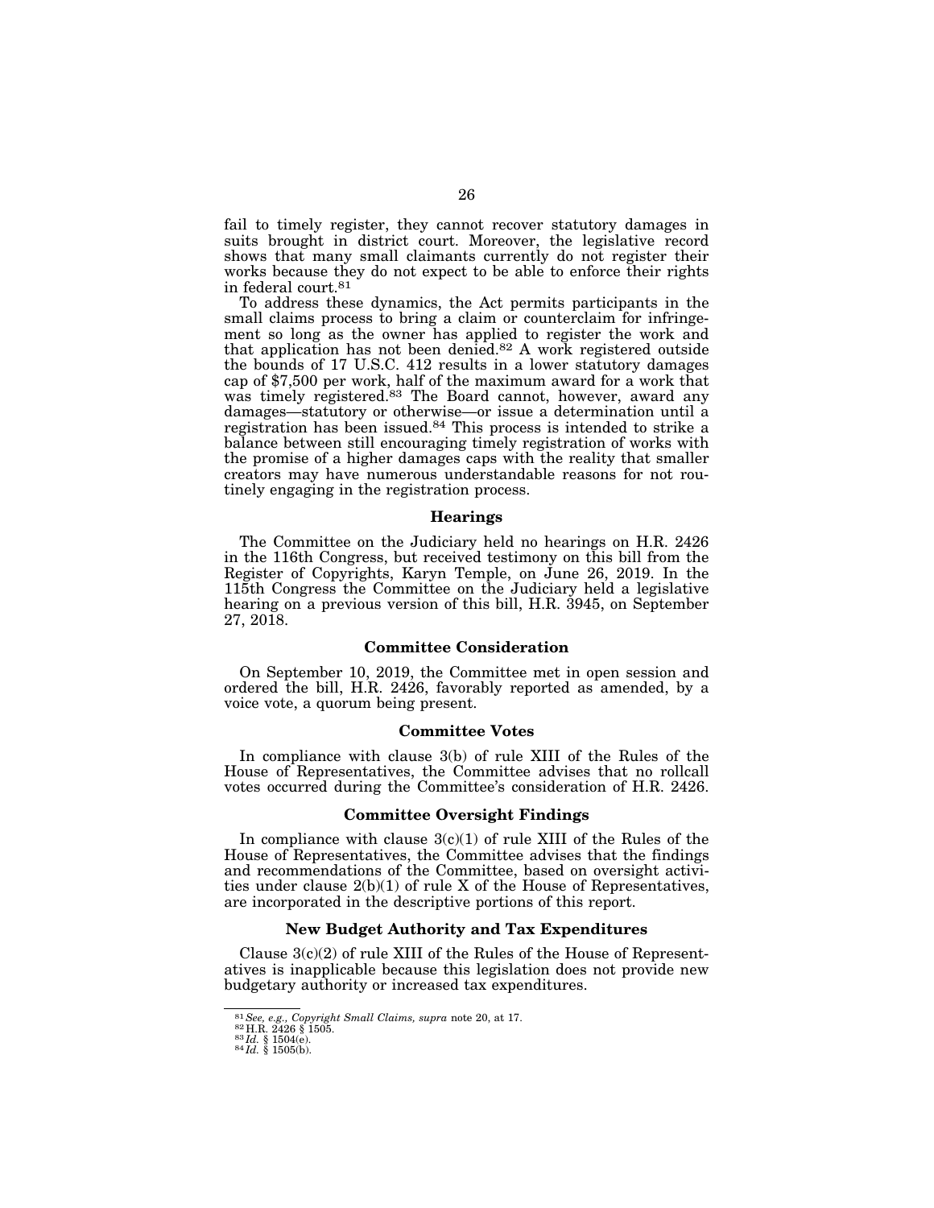fail to timely register, they cannot recover statutory damages in suits brought in district court. Moreover, the legislative record shows that many small claimants currently do not register their works because they do not expect to be able to enforce their rights in federal court.[81]

To address these dynamics, the Act permits participants in the small claims process to bring a claim or counterclaim for infringement so long as the owner has applied to register the work and that application has not been denied.[82] A work registered outside the bounds of 17 U.S.C. 412 results in a lower statutory damages cap of $7,500 per work, half of the maximum award for a work that was timely registered.[83] The Board cannot, however, award any damages—statutory or otherwise—or issue a determination until a registration has been issued.[84] This process is intended to strike a balance between still encouraging timely registration of works with the promise of a higher damages caps with the reality that smaller creators may have numerous understandable reasons for not routinely engaging in the registration process.

## Hearings

The Committee on the Judiciary held no hearings on H.R. 2426 in the 116th Congress, but received testimony on this bill from the Register of Copyrights, Karyn Temple, on June 26, 2019. In the 115th Congress the Committee on the Judiciary held a legislative hearing on a previous version of this bill, H.R. 3945, on September 27, 2018.

## Committee Consideration

On September 10, 2019, the Committee met in open session and ordered the bill, H.R. 2426, favorably reported as amended, by a voice vote, a quorum being present.

## Committee Votes

In compliance with clause 3(b) of rule XIII of the Rules of the House of Representatives, the Committee advises that no rollcall votes occurred during the Committee's consideration of H.R. 2426.

## Committee Oversight Findings

In compliance with clause 3(c)(1) of rule XIII of the Rules of the House of Representatives, the Committee advises that the findings and recommendations of the Committee, based on oversight activities under clause 2(b)(1) of rule X of the House of Representatives, are incorporated in the descriptive portions of this report.

## New Budget Authority and Tax Expenditures

Clause 3(c)(2) of rule XIII of the Rules of the House of Representatives is inapplicable because this legislation does not provide new budgetary authority or increased tax expenditures.

---

[81] *See, e.g., Copyright Small Claims, supra* note 20, at 17.
[82] H.R. 2426 § 1505.
[83] *Id.* § 1504(e).
[84] *Id.* § 1505(b).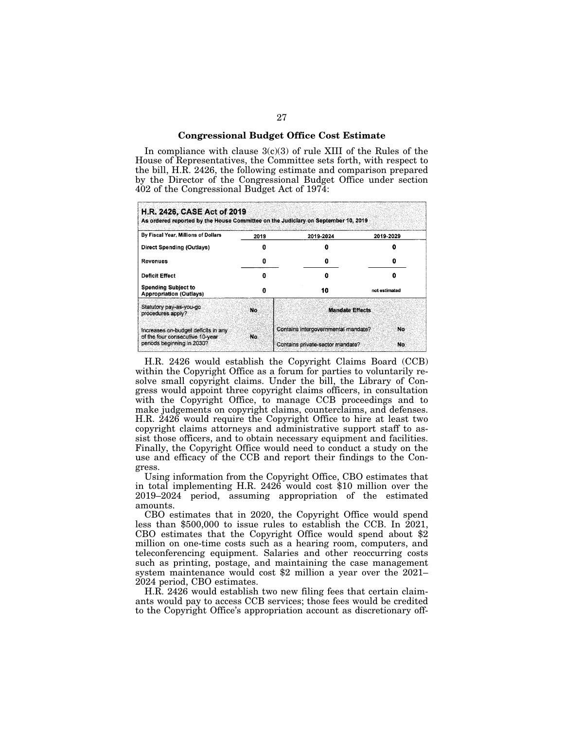### Congressional Budget Office Cost Estimate

In compliance with clause 3(c)(3) of rule XIII of the Rules of the House of Representatives, the Committee sets forth, with respect to the bill, H.R. 2426, the following estimate and comparison prepared by the Director of the Congressional Budget Office under section 402 of the Congressional Budget Act of 1974:

**H.R. 2426, CASE Act of 2019**
**As ordered reported by the House Committee on the Judiciary on September 10, 2019**

| By Fiscal Year, Millions of Dollars | 2019 | 2019-2024 | 2019-2029 |
|---|---|---|---|
| Direct Spending (Outlays) | 0 | 0 | 0 |
| Revenues | 0 | 0 | 0 |
| Deficit Effect | 0 | 0 | 0 |
| Spending Subject to Appropriation (Outlays) | 0 | 10 | not estimated |
| Statutory pay-as-you-go procedures apply? | No | **Mandate Effects** | |
| Increases on-budget deficits in any of the four consecutive 10-year periods beginning in 2030? | No | Contains intergovernmental mandate? | No |
| | | Contains private-sector mandate? | No |

H.R. 2426 would establish the Copyright Claims Board (CCB) within the Copyright Office as a forum for parties to voluntarily resolve small copyright claims. Under the bill, the Library of Congress would appoint three copyright claims officers, in consultation with the Copyright Office, to manage CCB proceedings and to make judgements on copyright claims, counterclaims, and defenses. H.R. 2426 would require the Copyright Office to hire at least two copyright claims attorneys and administrative support staff to assist those officers, and to obtain necessary equipment and facilities. Finally, the Copyright Office would need to conduct a study on the use and efficacy of the CCB and report their findings to the Congress.

Using information from the Copyright Office, CBO estimates that in total implementing H.R. 2426 would cost $10 million over the 2019–2024 period, assuming appropriation of the estimated amounts.

CBO estimates that in 2020, the Copyright Office would spend less than $500,000 to issue rules to establish the CCB. In 2021, CBO estimates that the Copyright Office would spend about $2 million on one-time costs such as a hearing room, computers, and teleconferencing equipment. Salaries and other reoccurring costs such as printing, postage, and maintaining the case management system maintenance would cost $2 million a year over the 2021–2024 period, CBO estimates.

H.R. 2426 would establish two new filing fees that certain claimants would pay to access CCB services; those fees would be credited to the Copyright Office's appropriation account as discretionary off-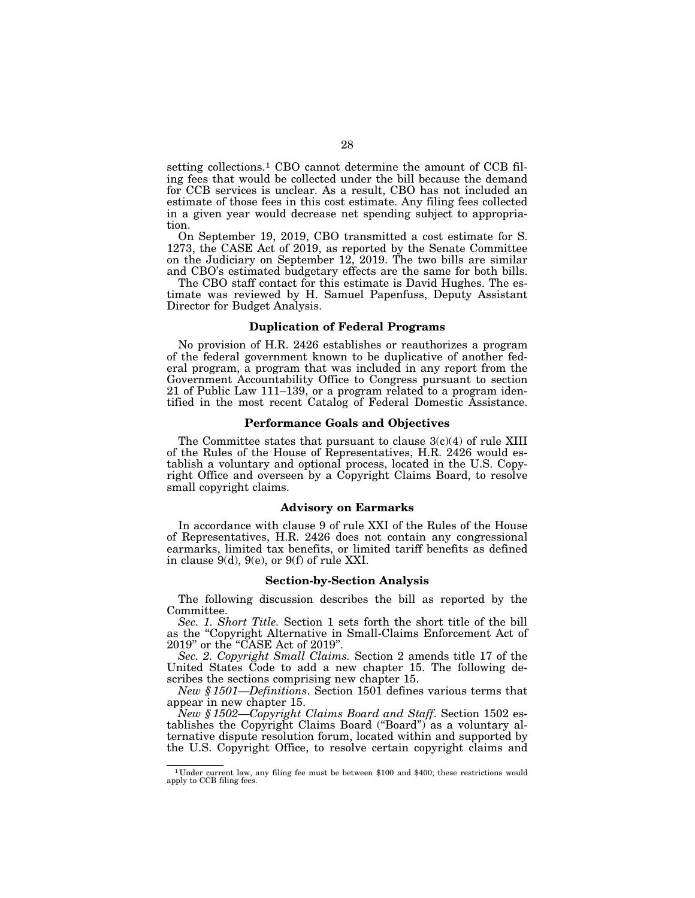setting collections.[1] CBO cannot determine the amount of CCB filing fees that would be collected under the bill because the demand for CCB services is unclear. As a result, CBO has not included an estimate of those fees in this cost estimate. Any filing fees collected in a given year would decrease net spending subject to appropriation.

On September 19, 2019, CBO transmitted a cost estimate for S. 1273, the CASE Act of 2019, as reported by the Senate Committee on the Judiciary on September 12, 2019. The two bills are similar and CBO's estimated budgetary effects are the same for both bills.

The CBO staff contact for this estimate is David Hughes. The estimate was reviewed by H. Samuel Papenfuss, Deputy Assistant Director for Budget Analysis.

### Duplication of Federal Programs

No provision of H.R. 2426 establishes or reauthorizes a program of the federal government known to be duplicative of another federal program, a program that was included in any report from the Government Accountability Office to Congress pursuant to section 21 of Public Law 111–139, or a program related to a program identified in the most recent Catalog of Federal Domestic Assistance.

### Performance Goals and Objectives

The Committee states that pursuant to clause 3(c)(4) of rule XIII of the Rules of the House of Representatives, H.R. 2426 would establish a voluntary and optional process, located in the U.S. Copyright Office and overseen by a Copyright Claims Board, to resolve small copyright claims.

### Advisory on Earmarks

In accordance with clause 9 of rule XXI of the Rules of the House of Representatives, H.R. 2426 does not contain any congressional earmarks, limited tax benefits, or limited tariff benefits as defined in clause 9(d), 9(e), or 9(f) of rule XXI.

### Section-by-Section Analysis

The following discussion describes the bill as reported by the Committee.

*Sec. 1. Short Title.* Section 1 sets forth the short title of the bill as the "Copyright Alternative in Small-Claims Enforcement Act of 2019" or the "CASE Act of 2019".

*Sec. 2. Copyright Small Claims.* Section 2 amends title 17 of the United States Code to add a new chapter 15. The following describes the sections comprising new chapter 15.

*New § 1501—Definitions*. Section 1501 defines various terms that appear in new chapter 15.

*New § 1502—Copyright Claims Board and Staff*. Section 1502 establishes the Copyright Claims Board ("Board") as a voluntary alternative dispute resolution forum, located within and supported by the U.S. Copyright Office, to resolve certain copyright claims and

---

[1] Under current law, any filing fee must be between $100 and $400; these restrictions would apply to CCB filing fees.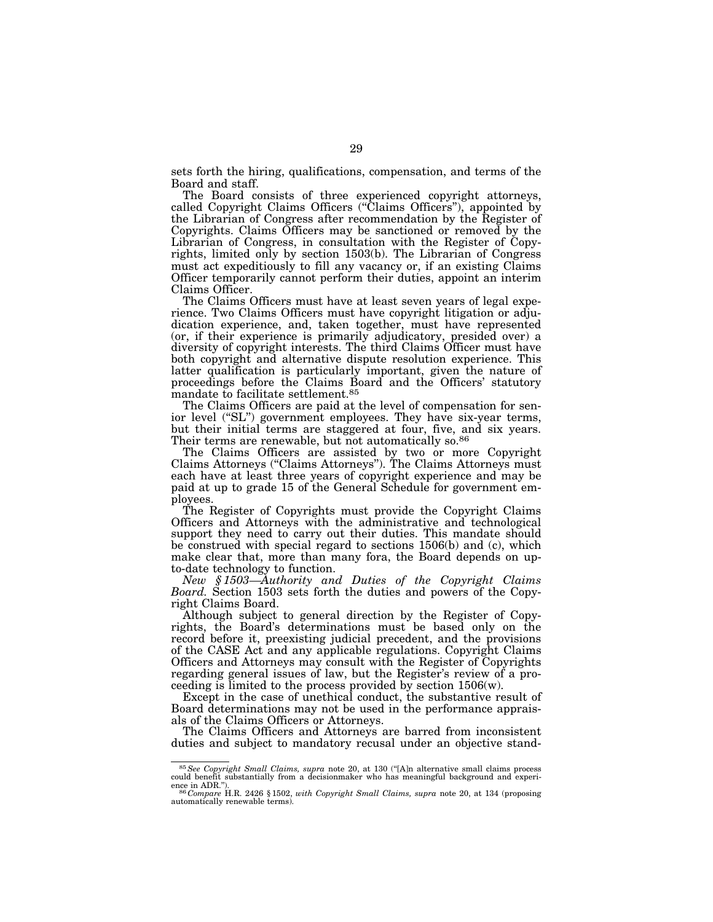sets forth the hiring, qualifications, compensation, and terms of the Board and staff.

The Board consists of three experienced copyright attorneys, called Copyright Claims Officers ("Claims Officers"), appointed by the Librarian of Congress after recommendation by the Register of Copyrights. Claims Officers may be sanctioned or removed by the Librarian of Congress, in consultation with the Register of Copyrights, limited only by section 1503(b). The Librarian of Congress must act expeditiously to fill any vacancy or, if an existing Claims Officer temporarily cannot perform their duties, appoint an interim Claims Officer.

The Claims Officers must have at least seven years of legal experience. Two Claims Officers must have copyright litigation or adjudication experience, and, taken together, must have represented (or, if their experience is primarily adjudicatory, presided over) a diversity of copyright interests. The third Claims Officer must have both copyright and alternative dispute resolution experience. This latter qualification is particularly important, given the nature of proceedings before the Claims Board and the Officers' statutory mandate to facilitate settlement.[85]

The Claims Officers are paid at the level of compensation for senior level ("SL") government employees. They have six-year terms, but their initial terms are staggered at four, five, and six years. Their terms are renewable, but not automatically so.[86]

The Claims Officers are assisted by two or more Copyright Claims Attorneys ("Claims Attorneys"). The Claims Attorneys must each have at least three years of copyright experience and may be paid at up to grade 15 of the General Schedule for government employees.

The Register of Copyrights must provide the Copyright Claims Officers and Attorneys with the administrative and technological support they need to carry out their duties. This mandate should be construed with special regard to sections 1506(b) and (c), which make clear that, more than many fora, the Board depends on up-to-date technology to function.

*New § 1503—Authority and Duties of the Copyright Claims Board.* Section 1503 sets forth the duties and powers of the Copyright Claims Board.

Although subject to general direction by the Register of Copyrights, the Board's determinations must be based only on the record before it, preexisting judicial precedent, and the provisions of the CASE Act and any applicable regulations. Copyright Claims Officers and Attorneys may consult with the Register of Copyrights regarding general issues of law, but the Register's review of a proceeding is limited to the process provided by section 1506(w).

Except in the case of unethical conduct, the substantive result of Board determinations may not be used in the performance appraisals of the Claims Officers or Attorneys.

The Claims Officers and Attorneys are barred from inconsistent duties and subject to mandatory recusal under an objective stand-

---

[85] *See Copyright Small Claims, supra* note 20, at 130 ("[A]n alternative small claims process could benefit substantially from a decisionmaker who has meaningful background and experience in ADR.").

[86] *Compare* H.R. 2426 § 1502, *with Copyright Small Claims, supra* note 20, at 134 (proposing automatically renewable terms).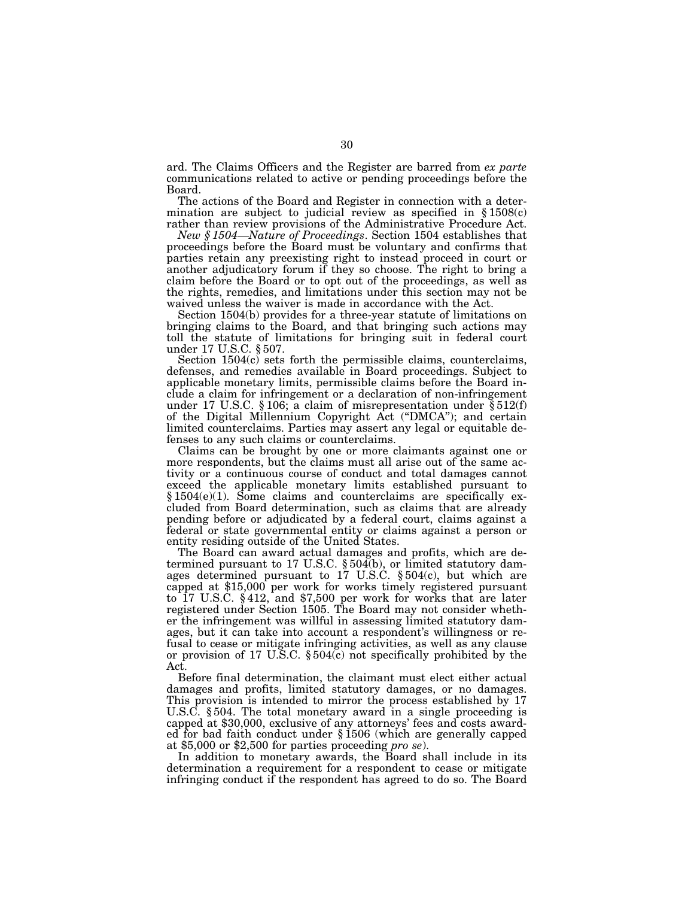ard. The Claims Officers and the Register are barred from *ex parte* communications related to active or pending proceedings before the Board.

The actions of the Board and Register in connection with a determination are subject to judicial review as specified in § 1508(c) rather than review provisions of the Administrative Procedure Act.

*New § 1504—Nature of Proceedings*. Section 1504 establishes that proceedings before the Board must be voluntary and confirms that parties retain any preexisting right to instead proceed in court or another adjudicatory forum if they so choose. The right to bring a claim before the Board or to opt out of the proceedings, as well as the rights, remedies, and limitations under this section may not be waived unless the waiver is made in accordance with the Act.

Section 1504(b) provides for a three-year statute of limitations on bringing claims to the Board, and that bringing such actions may toll the statute of limitations for bringing suit in federal court under 17 U.S.C. § 507.

Section 1504(c) sets forth the permissible claims, counterclaims, defenses, and remedies available in Board proceedings. Subject to applicable monetary limits, permissible claims before the Board include a claim for infringement or a declaration of non-infringement under 17 U.S.C. § 106; a claim of misrepresentation under § 512(f) of the Digital Millennium Copyright Act ("DMCA"); and certain limited counterclaims. Parties may assert any legal or equitable defenses to any such claims or counterclaims.

Claims can be brought by one or more claimants against one or more respondents, but the claims must all arise out of the same activity or a continuous course of conduct and total damages cannot exceed the applicable monetary limits established pursuant to § 1504(e)(1). Some claims and counterclaims are specifically excluded from Board determination, such as claims that are already pending before or adjudicated by a federal court, claims against a federal or state governmental entity or claims against a person or entity residing outside of the United States.

The Board can award actual damages and profits, which are determined pursuant to 17 U.S.C. § 504(b), or limited statutory damages determined pursuant to 17 U.S.C. § 504(c), but which are capped at $15,000 per work for works timely registered pursuant to 17 U.S.C. § 412, and $7,500 per work for works that are later registered under Section 1505. The Board may not consider whether the infringement was willful in assessing limited statutory damages, but it can take into account a respondent's willingness or refusal to cease or mitigate infringing activities, as well as any clause or provision of 17 U.S.C. § 504(c) not specifically prohibited by the Act.

Before final determination, the claimant must elect either actual damages and profits, limited statutory damages, or no damages. This provision is intended to mirror the process established by 17 U.S.C. § 504. The total monetary award in a single proceeding is capped at $30,000, exclusive of any attorneys' fees and costs awarded for bad faith conduct under § 1506 (which are generally capped at $5,000 or $2,500 for parties proceeding *pro se*).

In addition to monetary awards, the Board shall include in its determination a requirement for a respondent to cease or mitigate infringing conduct if the respondent has agreed to do so. The Board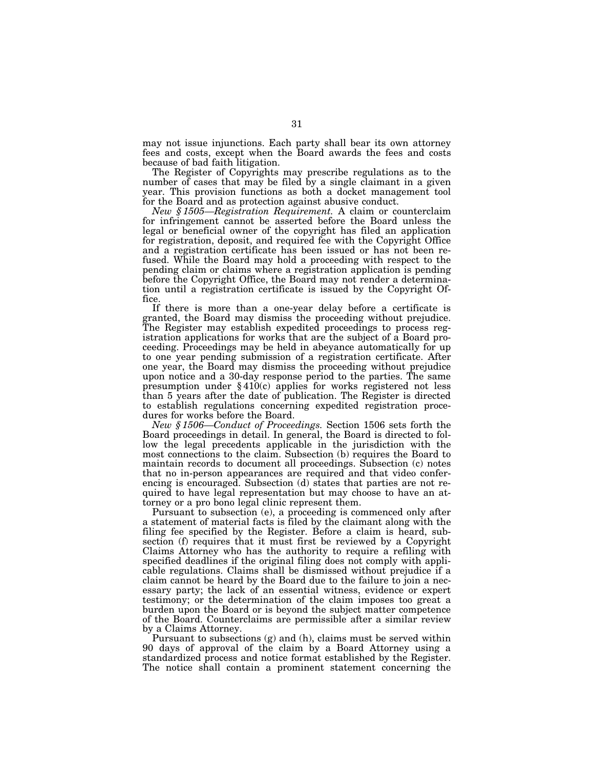may not issue injunctions. Each party shall bear its own attorney fees and costs, except when the Board awards the fees and costs because of bad faith litigation.

The Register of Copyrights may prescribe regulations as to the number of cases that may be filed by a single claimant in a given year. This provision functions as both a docket management tool for the Board and as protection against abusive conduct.

*New § 1505—Registration Requirement.* A claim or counterclaim for infringement cannot be asserted before the Board unless the legal or beneficial owner of the copyright has filed an application for registration, deposit, and required fee with the Copyright Office and a registration certificate has been issued or has not been refused. While the Board may hold a proceeding with respect to the pending claim or claims where a registration application is pending before the Copyright Office, the Board may not render a determination until a registration certificate is issued by the Copyright Office.

If there is more than a one-year delay before a certificate is granted, the Board may dismiss the proceeding without prejudice. The Register may establish expedited proceedings to process registration applications for works that are the subject of a Board proceeding. Proceedings may be held in abeyance automatically for up to one year pending submission of a registration certificate. After one year, the Board may dismiss the proceeding without prejudice upon notice and a 30-day response period to the parties. The same presumption under § 410(c) applies for works registered not less than 5 years after the date of publication. The Register is directed to establish regulations concerning expedited registration procedures for works before the Board.

*New § 1506—Conduct of Proceedings.* Section 1506 sets forth the Board proceedings in detail. In general, the Board is directed to follow the legal precedents applicable in the jurisdiction with the most connections to the claim. Subsection (b) requires the Board to maintain records to document all proceedings. Subsection (c) notes that no in-person appearances are required and that video conferencing is encouraged. Subsection (d) states that parties are not required to have legal representation but may choose to have an attorney or a pro bono legal clinic represent them.

Pursuant to subsection (e), a proceeding is commenced only after a statement of material facts is filed by the claimant along with the filing fee specified by the Register. Before a claim is heard, subsection (f) requires that it must first be reviewed by a Copyright Claims Attorney who has the authority to require a refiling with specified deadlines if the original filing does not comply with applicable regulations. Claims shall be dismissed without prejudice if a claim cannot be heard by the Board due to the failure to join a necessary party; the lack of an essential witness, evidence or expert testimony; or the determination of the claim imposes too great a burden upon the Board or is beyond the subject matter competence of the Board. Counterclaims are permissible after a similar review by a Claims Attorney.

Pursuant to subsections (g) and (h), claims must be served within 90 days of approval of the claim by a Board Attorney using a standardized process and notice format established by the Register. The notice shall contain a prominent statement concerning the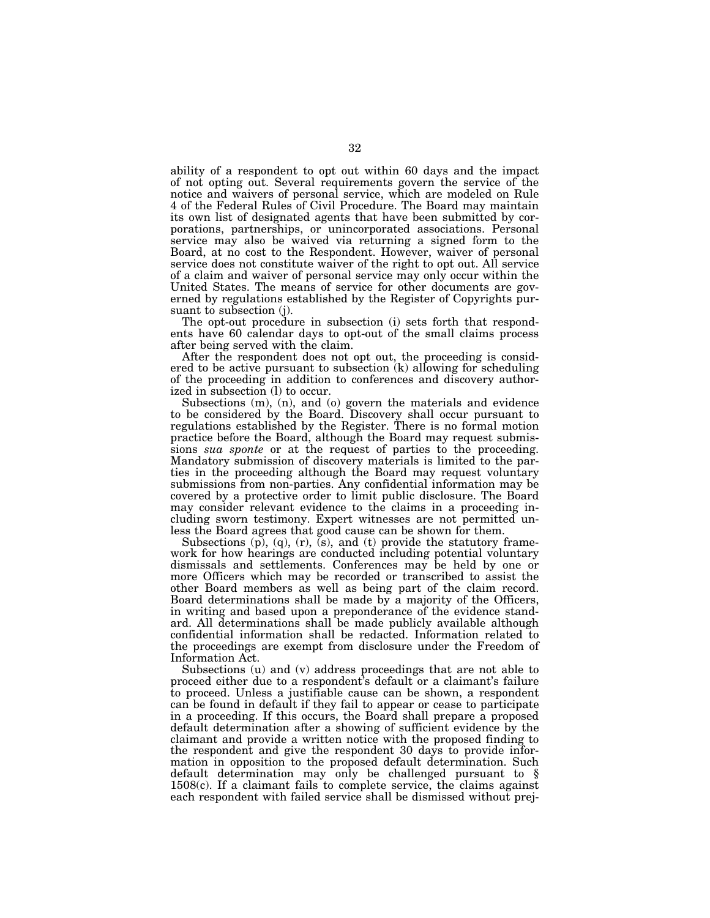ability of a respondent to opt out within 60 days and the impact of not opting out. Several requirements govern the service of the notice and waivers of personal service, which are modeled on Rule 4 of the Federal Rules of Civil Procedure. The Board may maintain its own list of designated agents that have been submitted by corporations, partnerships, or unincorporated associations. Personal service may also be waived via returning a signed form to the Board, at no cost to the Respondent. However, waiver of personal service does not constitute waiver of the right to opt out. All service of a claim and waiver of personal service may only occur within the United States. The means of service for other documents are governed by regulations established by the Register of Copyrights pursuant to subsection (j).

The opt-out procedure in subsection (i) sets forth that respondents have 60 calendar days to opt-out of the small claims process after being served with the claim.

After the respondent does not opt out, the proceeding is considered to be active pursuant to subsection (k) allowing for scheduling of the proceeding in addition to conferences and discovery authorized in subsection (l) to occur.

Subsections (m), (n), and (o) govern the materials and evidence to be considered by the Board. Discovery shall occur pursuant to regulations established by the Register. There is no formal motion practice before the Board, although the Board may request submissions *sua sponte* or at the request of parties to the proceeding. Mandatory submission of discovery materials is limited to the parties in the proceeding although the Board may request voluntary submissions from non-parties. Any confidential information may be covered by a protective order to limit public disclosure. The Board may consider relevant evidence to the claims in a proceeding including sworn testimony. Expert witnesses are not permitted unless the Board agrees that good cause can be shown for them.

Subsections (p), (q), (r), (s), and (t) provide the statutory framework for how hearings are conducted including potential voluntary dismissals and settlements. Conferences may be held by one or more Officers which may be recorded or transcribed to assist the other Board members as well as being part of the claim record. Board determinations shall be made by a majority of the Officers, in writing and based upon a preponderance of the evidence standard. All determinations shall be made publicly available although confidential information shall be redacted. Information related to the proceedings are exempt from disclosure under the Freedom of Information Act.

Subsections (u) and (v) address proceedings that are not able to proceed either due to a respondent's default or a claimant's failure to proceed. Unless a justifiable cause can be shown, a respondent can be found in default if they fail to appear or cease to participate in a proceeding. If this occurs, the Board shall prepare a proposed default determination after a showing of sufficient evidence by the claimant and provide a written notice with the proposed finding to the respondent and give the respondent 30 days to provide information in opposition to the proposed default determination. Such default determination may only be challenged pursuant to § 1508(c). If a claimant fails to complete service, the claims against each respondent with failed service shall be dismissed without prej-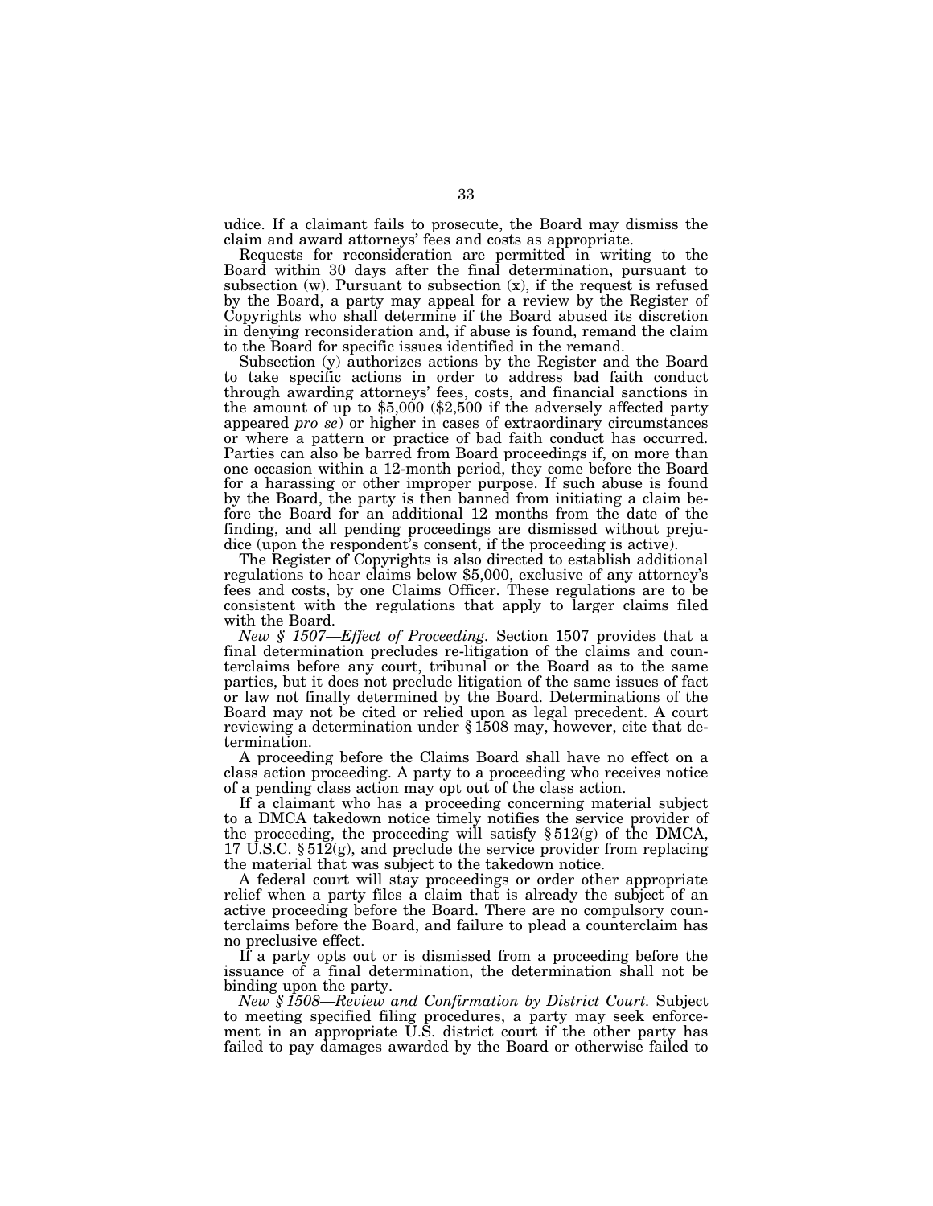udice. If a claimant fails to prosecute, the Board may dismiss the claim and award attorneys' fees and costs as appropriate.

Requests for reconsideration are permitted in writing to the Board within 30 days after the final determination, pursuant to subsection (w). Pursuant to subsection (x), if the request is refused by the Board, a party may appeal for a review by the Register of Copyrights who shall determine if the Board abused its discretion in denying reconsideration and, if abuse is found, remand the claim to the Board for specific issues identified in the remand.

Subsection (y) authorizes actions by the Register and the Board to take specific actions in order to address bad faith conduct through awarding attorneys' fees, costs, and financial sanctions in the amount of up to $5,000 ($2,500 if the adversely affected party appeared *pro se*) or higher in cases of extraordinary circumstances or where a pattern or practice of bad faith conduct has occurred. Parties can also be barred from Board proceedings if, on more than one occasion within a 12-month period, they come before the Board for a harassing or other improper purpose. If such abuse is found by the Board, the party is then banned from initiating a claim before the Board for an additional 12 months from the date of the finding, and all pending proceedings are dismissed without prejudice (upon the respondent's consent, if the proceeding is active).

The Register of Copyrights is also directed to establish additional regulations to hear claims below $5,000, exclusive of any attorney's fees and costs, by one Claims Officer. These regulations are to be consistent with the regulations that apply to larger claims filed with the Board.

*New § 1507—Effect of Proceeding.* Section 1507 provides that a final determination precludes re-litigation of the claims and counterclaims before any court, tribunal or the Board as to the same parties, but it does not preclude litigation of the same issues of fact or law not finally determined by the Board. Determinations of the Board may not be cited or relied upon as legal precedent. A court reviewing a determination under § 1508 may, however, cite that determination.

A proceeding before the Claims Board shall have no effect on a class action proceeding. A party to a proceeding who receives notice of a pending class action may opt out of the class action.

If a claimant who has a proceeding concerning material subject to a DMCA takedown notice timely notifies the service provider of the proceeding, the proceeding will satisfy § 512(g) of the DMCA, 17 U.S.C. § 512(g), and preclude the service provider from replacing the material that was subject to the takedown notice.

A federal court will stay proceedings or order other appropriate relief when a party files a claim that is already the subject of an active proceeding before the Board. There are no compulsory counterclaims before the Board, and failure to plead a counterclaim has no preclusive effect.

If a party opts out or is dismissed from a proceeding before the issuance of a final determination, the determination shall not be binding upon the party.

*New § 1508—Review and Confirmation by District Court.* Subject to meeting specified filing procedures, a party may seek enforcement in an appropriate U.S. district court if the other party has failed to pay damages awarded by the Board or otherwise failed to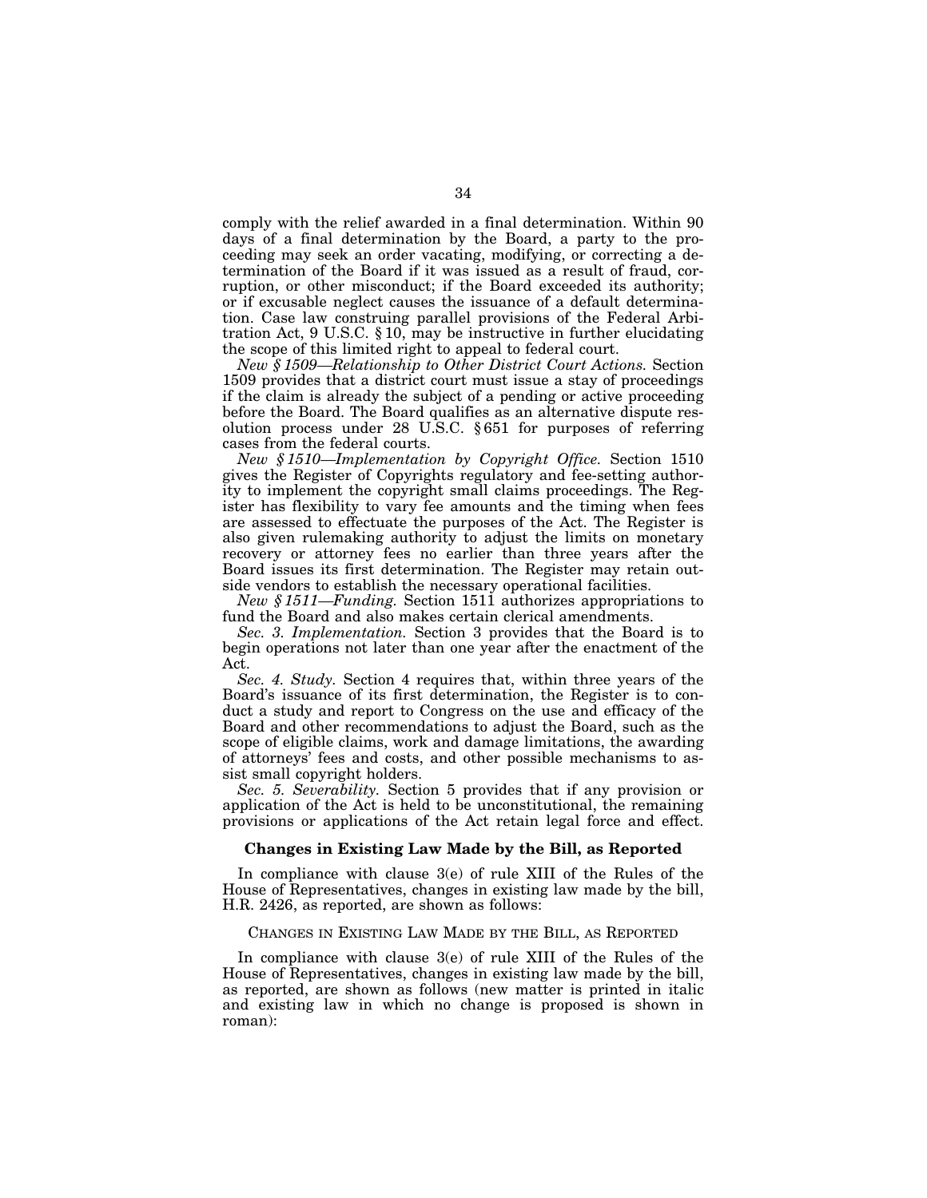comply with the relief awarded in a final determination. Within 90 days of a final determination by the Board, a party to the proceeding may seek an order vacating, modifying, or correcting a determination of the Board if it was issued as a result of fraud, corruption, or other misconduct; if the Board exceeded its authority; or if excusable neglect causes the issuance of a default determination. Case law construing parallel provisions of the Federal Arbitration Act, 9 U.S.C. § 10, may be instructive in further elucidating the scope of this limited right to appeal to federal court.

*New § 1509—Relationship to Other District Court Actions.* Section 1509 provides that a district court must issue a stay of proceedings if the claim is already the subject of a pending or active proceeding before the Board. The Board qualifies as an alternative dispute resolution process under 28 U.S.C. § 651 for purposes of referring cases from the federal courts.

*New § 1510—Implementation by Copyright Office.* Section 1510 gives the Register of Copyrights regulatory and fee-setting authority to implement the copyright small claims proceedings. The Register has flexibility to vary fee amounts and the timing when fees are assessed to effectuate the purposes of the Act. The Register is also given rulemaking authority to adjust the limits on monetary recovery or attorney fees no earlier than three years after the Board issues its first determination. The Register may retain outside vendors to establish the necessary operational facilities.

*New § 1511—Funding.* Section 1511 authorizes appropriations to fund the Board and also makes certain clerical amendments.

*Sec. 3. Implementation.* Section 3 provides that the Board is to begin operations not later than one year after the enactment of the Act.

*Sec. 4. Study.* Section 4 requires that, within three years of the Board's issuance of its first determination, the Register is to conduct a study and report to Congress on the use and efficacy of the Board and other recommendations to adjust the Board, such as the scope of eligible claims, work and damage limitations, the awarding of attorneys' fees and costs, and other possible mechanisms to assist small copyright holders.

*Sec. 5. Severability.* Section 5 provides that if any provision or application of the Act is held to be unconstitutional, the remaining provisions or applications of the Act retain legal force and effect.

## Changes in Existing Law Made by the Bill, as Reported

In compliance with clause 3(e) of rule XIII of the Rules of the House of Representatives, changes in existing law made by the bill, H.R. 2426, as reported, are shown as follows:

CHANGES IN EXISTING LAW MADE BY THE BILL, AS REPORTED

In compliance with clause 3(e) of rule XIII of the Rules of the House of Representatives, changes in existing law made by the bill, as reported, are shown as follows (new matter is printed in italic and existing law in which no change is proposed is shown in roman):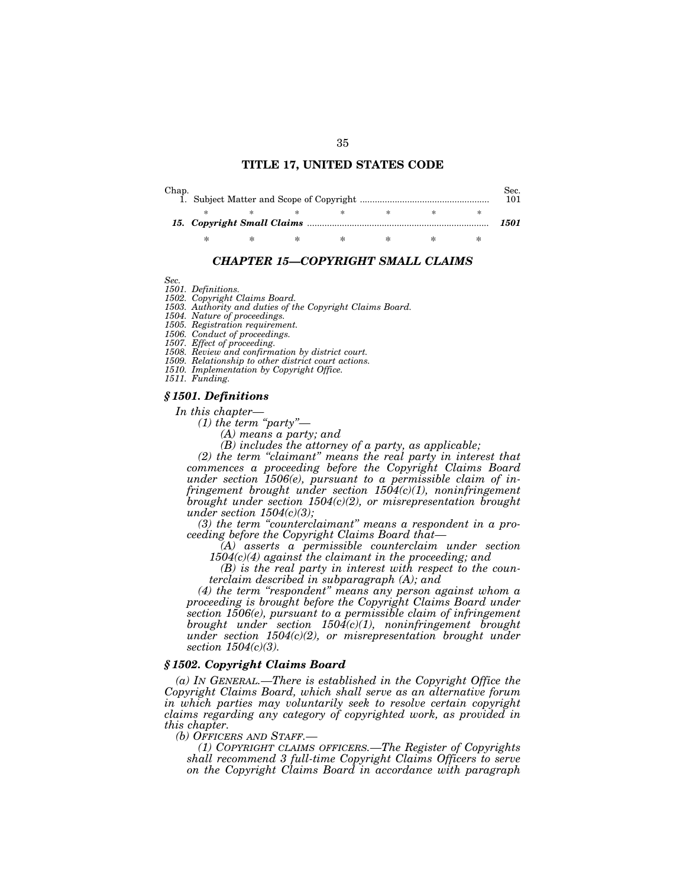# TITLE 17, UNITED STATES CODE

| Chap. | | Sec. |
|---|---|---|
| 1. | Subject Matter and Scope of Copyright | 101 |
| | * * * * * * * | |
| ***15.*** | ***Copyright Small Claims*** | ***1501*** |
| | * * * * * * * | |

## *CHAPTER 15—COPYRIGHT SMALL CLAIMS*

*Sec.*
*1501. Definitions.*
*1502. Copyright Claims Board.*
*1503. Authority and duties of the Copyright Claims Board.*
*1504. Nature of proceedings.*
*1505. Registration requirement.*
*1506. Conduct of proceedings.*
*1507. Effect of proceeding.*
*1508. Review and confirmation by district court.*
*1509. Relationship to other district court actions.*
*1510. Implementation by Copyright Office.*
*1511. Funding.*

### *§ 1501. Definitions*

*In this chapter—*

*(1) the term "party"—*

*(A) means a party; and*

*(B) includes the attorney of a party, as applicable;*

*(2) the term "claimant" means the real party in interest that commences a proceeding before the Copyright Claims Board under section 1506(e), pursuant to a permissible claim of infringement brought under section 1504(c)(1), noninfringement brought under section 1504(c)(2), or misrepresentation brought under section 1504(c)(3);*

*(3) the term "counterclaimant" means a respondent in a proceeding before the Copyright Claims Board that—*

*(A) asserts a permissible counterclaim under section 1504(c)(4) against the claimant in the proceeding; and*

*(B) is the real party in interest with respect to the counterclaim described in subparagraph (A); and*

*(4) the term "respondent" means any person against whom a proceeding is brought before the Copyright Claims Board under section 1506(e), pursuant to a permissible claim of infringement brought under section 1504(c)(1), noninfringement brought under section 1504(c)(2), or misrepresentation brought under section 1504(c)(3).*

### *§ 1502. Copyright Claims Board*

*(a) IN GENERAL.—There is established in the Copyright Office the Copyright Claims Board, which shall serve as an alternative forum in which parties may voluntarily seek to resolve certain copyright claims regarding any category of copyrighted work, as provided in this chapter.*

*(b) OFFICERS AND STAFF.—*

*(1) COPYRIGHT CLAIMS OFFICERS.—The Register of Copyrights shall recommend 3 full-time Copyright Claims Officers to serve on the Copyright Claims Board in accordance with paragraph*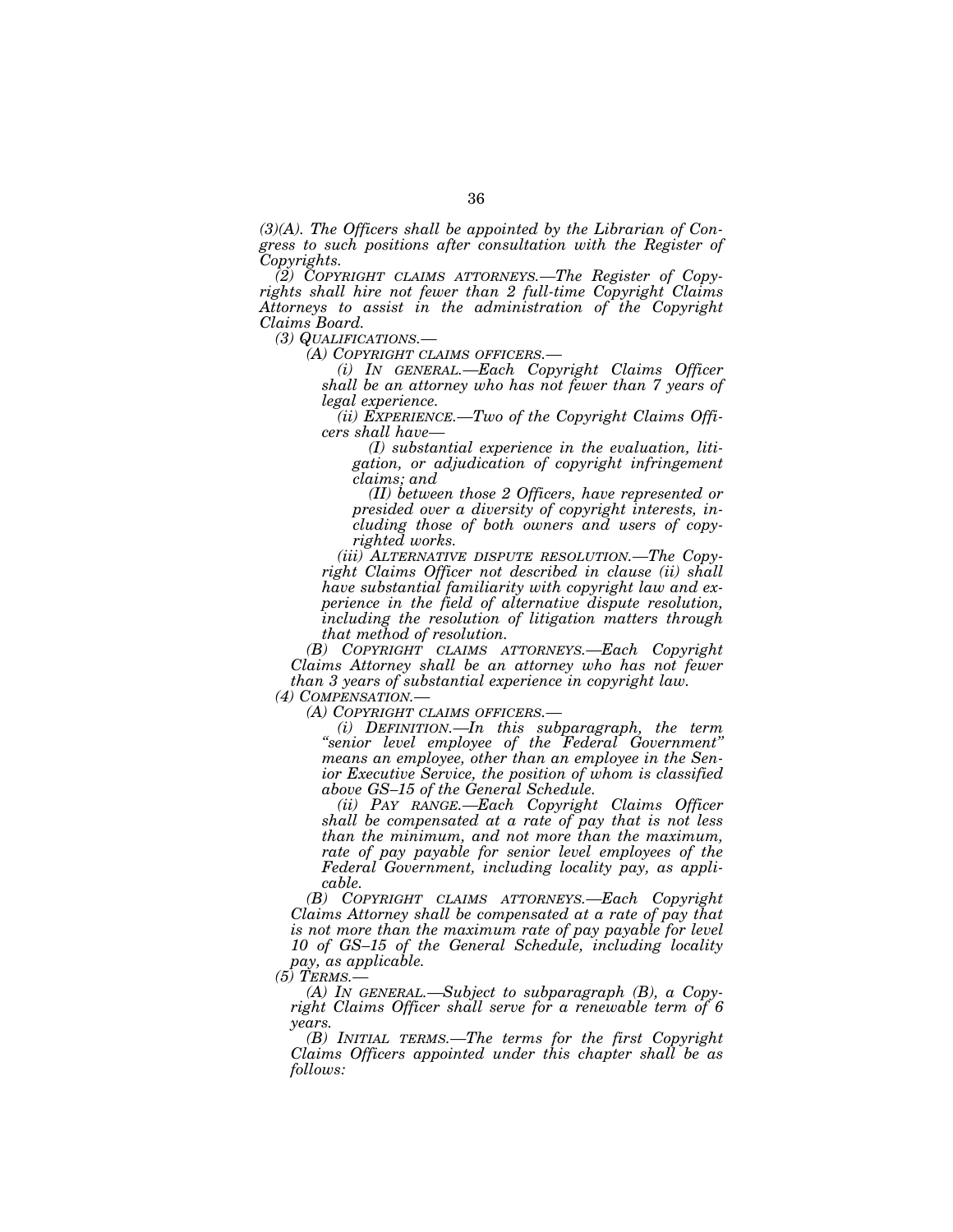*(3)(A). The Officers shall be appointed by the Librarian of Congress to such positions after consultation with the Register of Copyrights.*

*(2) COPYRIGHT CLAIMS ATTORNEYS.—The Register of Copyrights shall hire not fewer than 2 full-time Copyright Claims Attorneys to assist in the administration of the Copyright Claims Board.*

*(3) QUALIFICATIONS.—*

*(A) COPYRIGHT CLAIMS OFFICERS.—*

*(i) IN GENERAL.—Each Copyright Claims Officer shall be an attorney who has not fewer than 7 years of legal experience.*

*(ii) EXPERIENCE.—Two of the Copyright Claims Officers shall have—*

*(I) substantial experience in the evaluation, litigation, or adjudication of copyright infringement claims; and*

*(II) between those 2 Officers, have represented or presided over a diversity of copyright interests, including those of both owners and users of copyrighted works.*

*(iii) ALTERNATIVE DISPUTE RESOLUTION.—The Copyright Claims Officer not described in clause (ii) shall have substantial familiarity with copyright law and experience in the field of alternative dispute resolution, including the resolution of litigation matters through that method of resolution.*

*(B) COPYRIGHT CLAIMS ATTORNEYS.—Each Copyright Claims Attorney shall be an attorney who has not fewer than 3 years of substantial experience in copyright law.*

*(4) COMPENSATION.—*

*(A) COPYRIGHT CLAIMS OFFICERS.—*

*(i) DEFINITION.—In this subparagraph, the term "senior level employee of the Federal Government" means an employee, other than an employee in the Senior Executive Service, the position of whom is classified above GS–15 of the General Schedule.*

*(ii) PAY RANGE.—Each Copyright Claims Officer shall be compensated at a rate of pay that is not less than the minimum, and not more than the maximum, rate of pay payable for senior level employees of the Federal Government, including locality pay, as applicable.*

*(B) COPYRIGHT CLAIMS ATTORNEYS.—Each Copyright Claims Attorney shall be compensated at a rate of pay that is not more than the maximum rate of pay payable for level 10 of GS–15 of the General Schedule, including locality pay, as applicable.*

*(5) TERMS.—*

*(A) IN GENERAL.—Subject to subparagraph (B), a Copyright Claims Officer shall serve for a renewable term of 6 years.*

*(B) INITIAL TERMS.—The terms for the first Copyright Claims Officers appointed under this chapter shall be as follows:*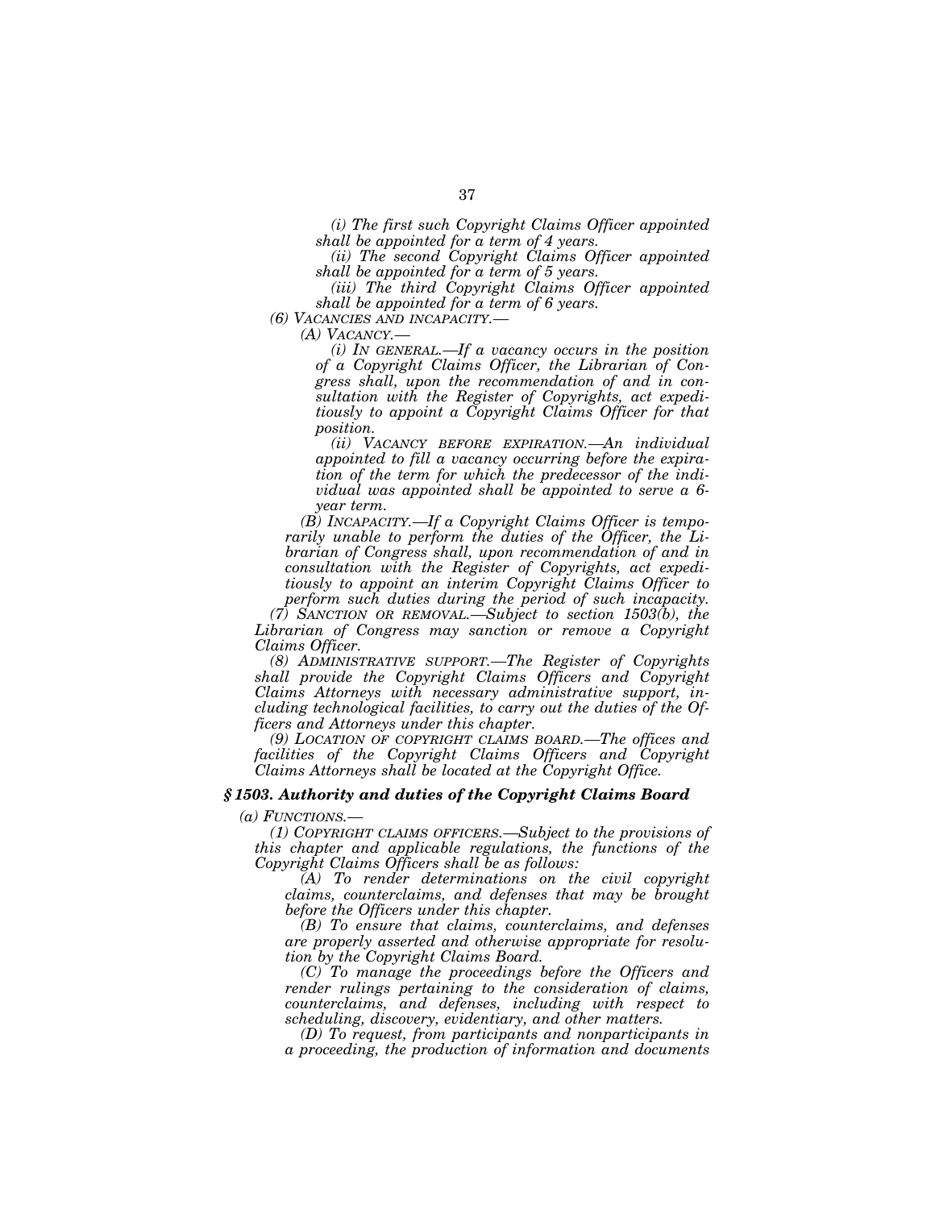*(i) The first such Copyright Claims Officer appointed shall be appointed for a term of 4 years.*

*(ii) The second Copyright Claims Officer appointed shall be appointed for a term of 5 years.*

*(iii) The third Copyright Claims Officer appointed shall be appointed for a term of 6 years.*

*(6) VACANCIES AND INCAPACITY.—*

*(A) VACANCY.—*

*(i) IN GENERAL.—If a vacancy occurs in the position of a Copyright Claims Officer, the Librarian of Congress shall, upon the recommendation of and in consultation with the Register of Copyrights, act expeditiously to appoint a Copyright Claims Officer for that position.*

*(ii) VACANCY BEFORE EXPIRATION.—An individual appointed to fill a vacancy occurring before the expiration of the term for which the predecessor of the individual was appointed shall be appointed to serve a 6-year term.*

*(B) INCAPACITY.—If a Copyright Claims Officer is temporarily unable to perform the duties of the Officer, the Librarian of Congress shall, upon recommendation of and in consultation with the Register of Copyrights, act expeditiously to appoint an interim Copyright Claims Officer to perform such duties during the period of such incapacity.*

*(7) SANCTION OR REMOVAL.—Subject to section 1503(b), the Librarian of Congress may sanction or remove a Copyright Claims Officer.*

*(8) ADMINISTRATIVE SUPPORT.—The Register of Copyrights shall provide the Copyright Claims Officers and Copyright Claims Attorneys with necessary administrative support, including technological facilities, to carry out the duties of the Officers and Attorneys under this chapter.*

*(9) LOCATION OF COPYRIGHT CLAIMS BOARD.—The offices and facilities of the Copyright Claims Officers and Copyright Claims Attorneys shall be located at the Copyright Office.*

### ***§ 1503. Authority and duties of the Copyright Claims Board***

*(a) FUNCTIONS.—*

*(1) COPYRIGHT CLAIMS OFFICERS.—Subject to the provisions of this chapter and applicable regulations, the functions of the Copyright Claims Officers shall be as follows:*

*(A) To render determinations on the civil copyright claims, counterclaims, and defenses that may be brought before the Officers under this chapter.*

*(B) To ensure that claims, counterclaims, and defenses are properly asserted and otherwise appropriate for resolution by the Copyright Claims Board.*

*(C) To manage the proceedings before the Officers and render rulings pertaining to the consideration of claims, counterclaims, and defenses, including with respect to scheduling, discovery, evidentiary, and other matters.*

*(D) To request, from participants and nonparticipants in a proceeding, the production of information and documents*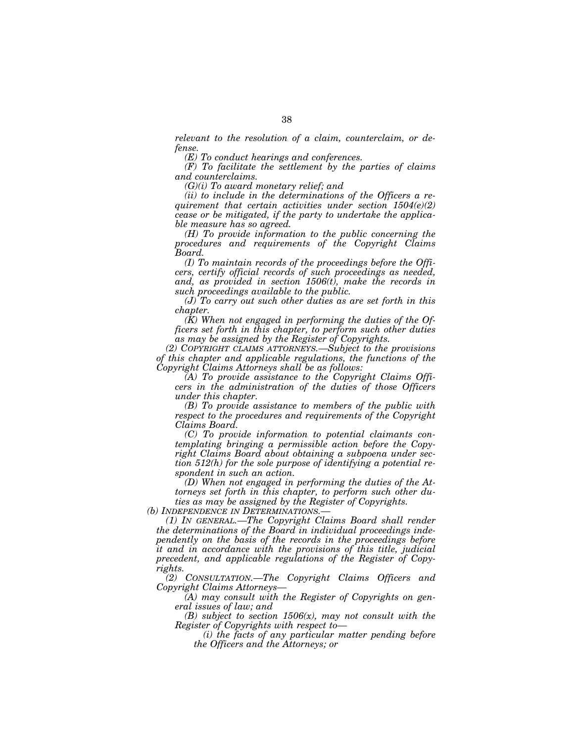*relevant to the resolution of a claim, counterclaim, or defense.*

*(E) To conduct hearings and conferences.*

*(F) To facilitate the settlement by the parties of claims and counterclaims.*

*(G)(i) To award monetary relief; and*

*(ii) to include in the determinations of the Officers a requirement that certain activities under section 1504(e)(2) cease or be mitigated, if the party to undertake the applicable measure has so agreed.*

*(H) To provide information to the public concerning the procedures and requirements of the Copyright Claims Board.*

*(I) To maintain records of the proceedings before the Officers, certify official records of such proceedings as needed, and, as provided in section 1506(t), make the records in such proceedings available to the public.*

*(J) To carry out such other duties as are set forth in this chapter.*

*(K) When not engaged in performing the duties of the Officers set forth in this chapter, to perform such other duties as may be assigned by the Register of Copyrights.*

*(2) COPYRIGHT CLAIMS ATTORNEYS.—Subject to the provisions of this chapter and applicable regulations, the functions of the Copyright Claims Attorneys shall be as follows:*

*(A) To provide assistance to the Copyright Claims Officers in the administration of the duties of those Officers under this chapter.*

*(B) To provide assistance to members of the public with respect to the procedures and requirements of the Copyright Claims Board.*

*(C) To provide information to potential claimants contemplating bringing a permissible action before the Copyright Claims Board about obtaining a subpoena under section 512(h) for the sole purpose of identifying a potential respondent in such an action.*

*(D) When not engaged in performing the duties of the Attorneys set forth in this chapter, to perform such other duties as may be assigned by the Register of Copyrights.*

*(b) INDEPENDENCE IN DETERMINATIONS.—*

*(1) IN GENERAL.—The Copyright Claims Board shall render the determinations of the Board in individual proceedings independently on the basis of the records in the proceedings before it and in accordance with the provisions of this title, judicial precedent, and applicable regulations of the Register of Copyrights.*

*(2) CONSULTATION.—The Copyright Claims Officers and Copyright Claims Attorneys—*

*(A) may consult with the Register of Copyrights on general issues of law; and*

*(B) subject to section 1506(x), may not consult with the Register of Copyrights with respect to—*

*(i) the facts of any particular matter pending before the Officers and the Attorneys; or*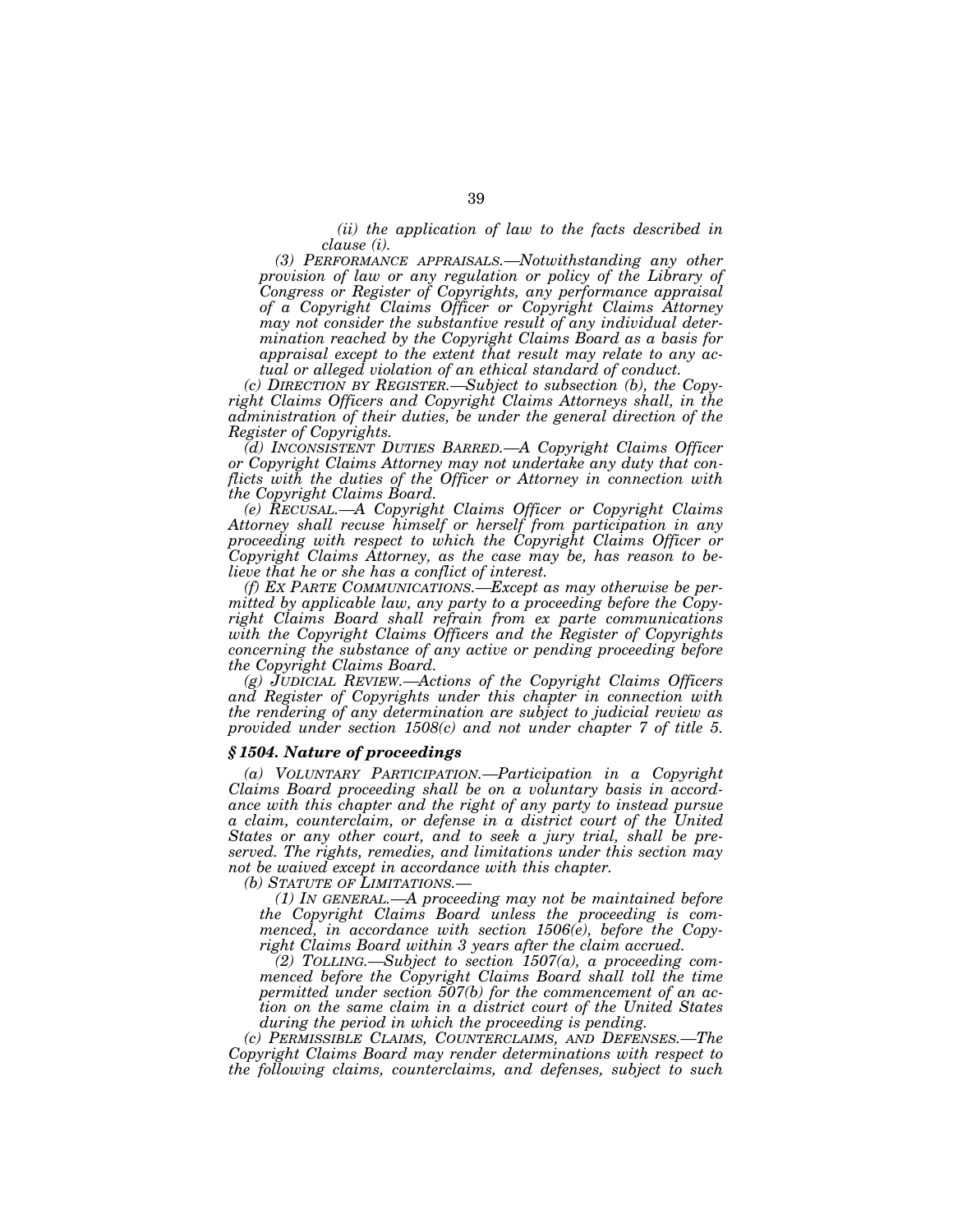*(ii) the application of law to the facts described in clause (i).*

*(3) PERFORMANCE APPRAISALS.—Notwithstanding any other provision of law or any regulation or policy of the Library of Congress or Register of Copyrights, any performance appraisal of a Copyright Claims Officer or Copyright Claims Attorney may not consider the substantive result of any individual determination reached by the Copyright Claims Board as a basis for appraisal except to the extent that result may relate to any actual or alleged violation of an ethical standard of conduct.*

*(c) DIRECTION BY REGISTER.—Subject to subsection (b), the Copyright Claims Officers and Copyright Claims Attorneys shall, in the administration of their duties, be under the general direction of the Register of Copyrights.*

*(d) INCONSISTENT DUTIES BARRED.—A Copyright Claims Officer or Copyright Claims Attorney may not undertake any duty that conflicts with the duties of the Officer or Attorney in connection with the Copyright Claims Board.*

*(e) RECUSAL.—A Copyright Claims Officer or Copyright Claims Attorney shall recuse himself or herself from participation in any proceeding with respect to which the Copyright Claims Officer or Copyright Claims Attorney, as the case may be, has reason to believe that he or she has a conflict of interest.*

*(f) EX PARTE COMMUNICATIONS.—Except as may otherwise be permitted by applicable law, any party to a proceeding before the Copyright Claims Board shall refrain from ex parte communications with the Copyright Claims Officers and the Register of Copyrights concerning the substance of any active or pending proceeding before the Copyright Claims Board.*

*(g) JUDICIAL REVIEW.—Actions of the Copyright Claims Officers and Register of Copyrights under this chapter in connection with the rendering of any determination are subject to judicial review as provided under section 1508(c) and not under chapter 7 of title 5.*

### *§ 1504. Nature of proceedings*

*(a) VOLUNTARY PARTICIPATION.—Participation in a Copyright Claims Board proceeding shall be on a voluntary basis in accordance with this chapter and the right of any party to instead pursue a claim, counterclaim, or defense in a district court of the United States or any other court, and to seek a jury trial, shall be preserved. The rights, remedies, and limitations under this section may not be waived except in accordance with this chapter.*

*(b) STATUTE OF LIMITATIONS.—*

*(1) IN GENERAL.—A proceeding may not be maintained before the Copyright Claims Board unless the proceeding is commenced, in accordance with section 1506(e), before the Copyright Claims Board within 3 years after the claim accrued.*

*(2) TOLLING.—Subject to section 1507(a), a proceeding commenced before the Copyright Claims Board shall toll the time permitted under section 507(b) for the commencement of an action on the same claim in a district court of the United States during the period in which the proceeding is pending.*

*(c) PERMISSIBLE CLAIMS, COUNTERCLAIMS, AND DEFENSES.—The Copyright Claims Board may render determinations with respect to the following claims, counterclaims, and defenses, subject to such*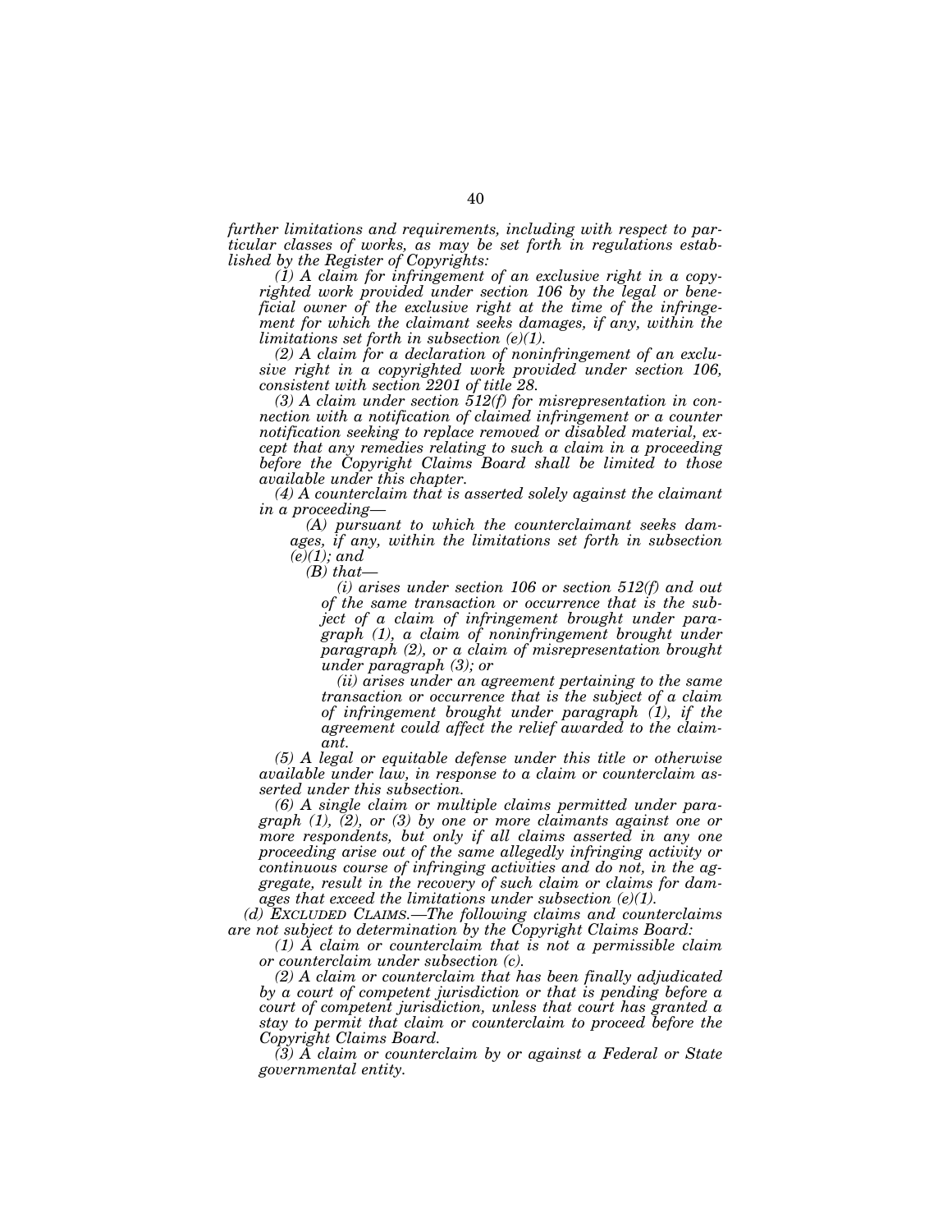*further limitations and requirements, including with respect to particular classes of works, as may be set forth in regulations established by the Register of Copyrights:*

*(1) A claim for infringement of an exclusive right in a copyrighted work provided under section 106 by the legal or beneficial owner of the exclusive right at the time of the infringement for which the claimant seeks damages, if any, within the limitations set forth in subsection (e)(1).*

*(2) A claim for a declaration of noninfringement of an exclusive right in a copyrighted work provided under section 106, consistent with section 2201 of title 28.*

*(3) A claim under section 512(f) for misrepresentation in connection with a notification of claimed infringement or a counter notification seeking to replace removed or disabled material, except that any remedies relating to such a claim in a proceeding before the Copyright Claims Board shall be limited to those available under this chapter.*

*(4) A counterclaim that is asserted solely against the claimant in a proceeding—*

*(A) pursuant to which the counterclaimant seeks damages, if any, within the limitations set forth in subsection (e)(1); and*

*(B) that—*

*(i) arises under section 106 or section 512(f) and out of the same transaction or occurrence that is the subject of a claim of infringement brought under paragraph (1), a claim of noninfringement brought under paragraph (2), or a claim of misrepresentation brought under paragraph (3); or*

*(ii) arises under an agreement pertaining to the same transaction or occurrence that is the subject of a claim of infringement brought under paragraph (1), if the agreement could affect the relief awarded to the claimant.*

*(5) A legal or equitable defense under this title or otherwise available under law, in response to a claim or counterclaim asserted under this subsection.*

*(6) A single claim or multiple claims permitted under paragraph (1), (2), or (3) by one or more claimants against one or more respondents, but only if all claims asserted in any one proceeding arise out of the same allegedly infringing activity or continuous course of infringing activities and do not, in the aggregate, result in the recovery of such claim or claims for damages that exceed the limitations under subsection (e)(1).*

*(d) EXCLUDED CLAIMS.—The following claims and counterclaims are not subject to determination by the Copyright Claims Board:*

*(1) A claim or counterclaim that is not a permissible claim or counterclaim under subsection (c).*

*(2) A claim or counterclaim that has been finally adjudicated by a court of competent jurisdiction or that is pending before a court of competent jurisdiction, unless that court has granted a stay to permit that claim or counterclaim to proceed before the Copyright Claims Board.*

*(3) A claim or counterclaim by or against a Federal or State governmental entity.*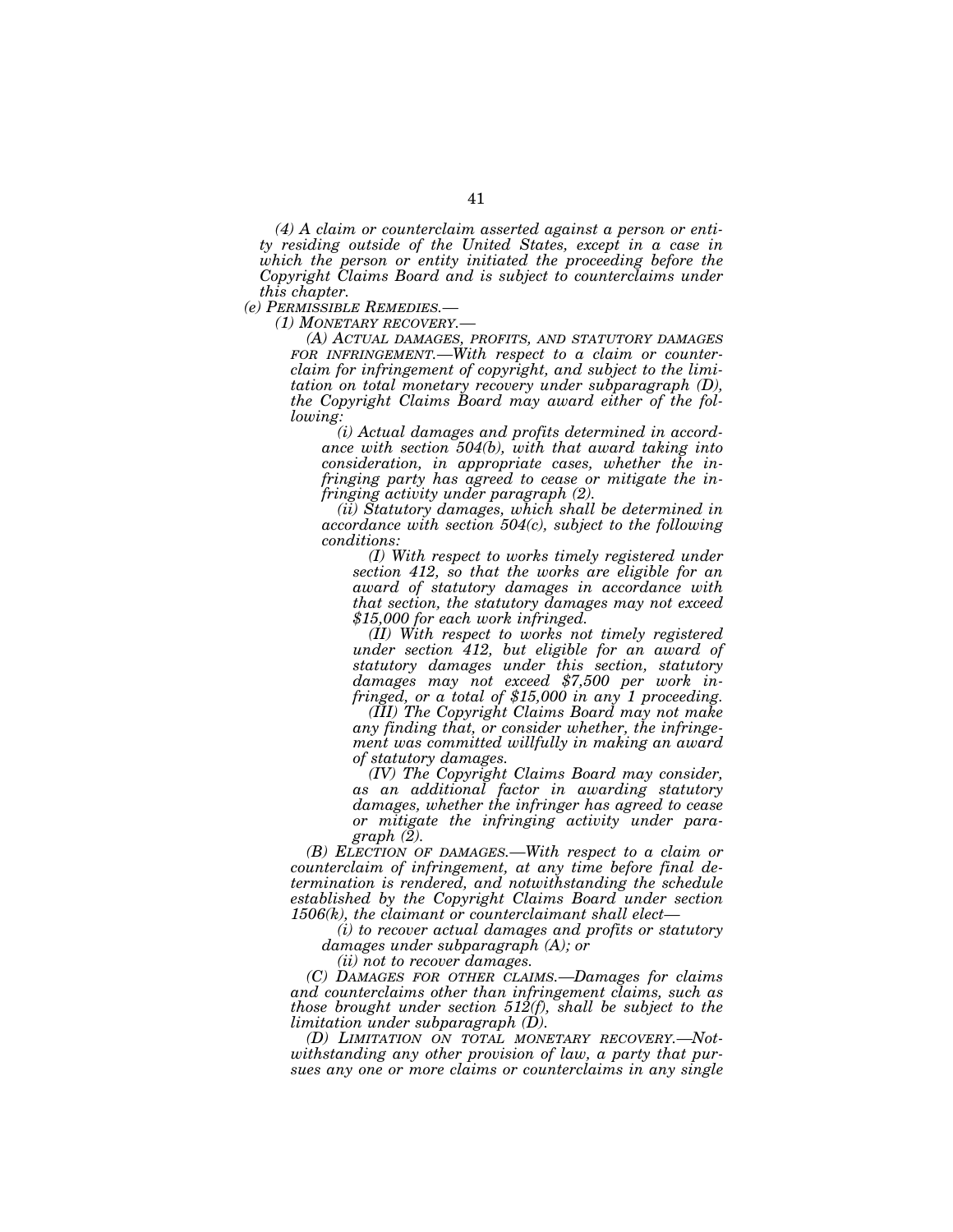*(4) A claim or counterclaim asserted against a person or entity residing outside of the United States, except in a case in which the person or entity initiated the proceeding before the Copyright Claims Board and is subject to counterclaims under this chapter.*

*(e) PERMISSIBLE REMEDIES.—*

*(1) MONETARY RECOVERY.—*

*(A) ACTUAL DAMAGES, PROFITS, AND STATUTORY DAMAGES FOR INFRINGEMENT.—With respect to a claim or counterclaim for infringement of copyright, and subject to the limitation on total monetary recovery under subparagraph (D), the Copyright Claims Board may award either of the following:*

*(i) Actual damages and profits determined in accordance with section 504(b), with that award taking into consideration, in appropriate cases, whether the infringing party has agreed to cease or mitigate the infringing activity under paragraph (2).*

*(ii) Statutory damages, which shall be determined in accordance with section 504(c), subject to the following conditions:*

*(I) With respect to works timely registered under section 412, so that the works are eligible for an award of statutory damages in accordance with that section, the statutory damages may not exceed $15,000 for each work infringed.*

*(II) With respect to works not timely registered under section 412, but eligible for an award of statutory damages under this section, statutory damages may not exceed $7,500 per work infringed, or a total of $15,000 in any 1 proceeding.*

*(III) The Copyright Claims Board may not make any finding that, or consider whether, the infringement was committed willfully in making an award of statutory damages.*

*(IV) The Copyright Claims Board may consider, as an additional factor in awarding statutory damages, whether the infringer has agreed to cease or mitigate the infringing activity under paragraph (2).*

*(B) ELECTION OF DAMAGES.—With respect to a claim or counterclaim of infringement, at any time before final determination is rendered, and notwithstanding the schedule established by the Copyright Claims Board under section 1506(k), the claimant or counterclaimant shall elect—*

*(i) to recover actual damages and profits or statutory damages under subparagraph (A); or*

*(ii) not to recover damages.*

*(C) DAMAGES FOR OTHER CLAIMS.—Damages for claims and counterclaims other than infringement claims, such as those brought under section 512(f), shall be subject to the limitation under subparagraph (D).*

*(D) LIMITATION ON TOTAL MONETARY RECOVERY.—Notwithstanding any other provision of law, a party that pursues any one or more claims or counterclaims in any single*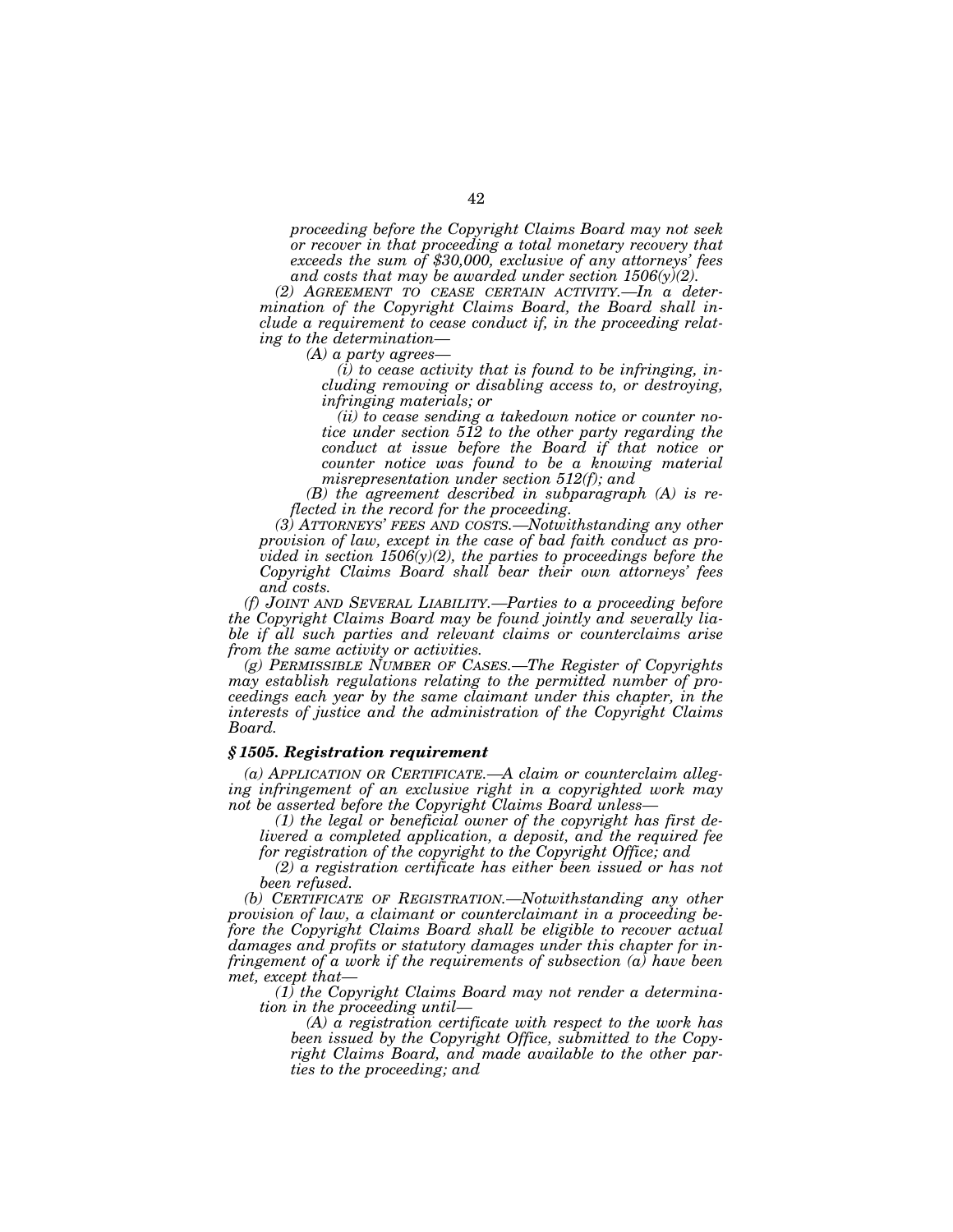*proceeding before the Copyright Claims Board may not seek or recover in that proceeding a total monetary recovery that exceeds the sum of $30,000, exclusive of any attorneys' fees and costs that may be awarded under section 1506(y)(2).*

*(2) AGREEMENT TO CEASE CERTAIN ACTIVITY.—In a determination of the Copyright Claims Board, the Board shall include a requirement to cease conduct if, in the proceeding relating to the determination—*

*(A) a party agrees—*

*(i) to cease activity that is found to be infringing, including removing or disabling access to, or destroying, infringing materials; or*

*(ii) to cease sending a takedown notice or counter notice under section 512 to the other party regarding the conduct at issue before the Board if that notice or counter notice was found to be a knowing material misrepresentation under section 512(f); and*

*(B) the agreement described in subparagraph (A) is reflected in the record for the proceeding.*

*(3) ATTORNEYS' FEES AND COSTS.—Notwithstanding any other provision of law, except in the case of bad faith conduct as provided in section 1506(y)(2), the parties to proceedings before the Copyright Claims Board shall bear their own attorneys' fees and costs.*

*(f) JOINT AND SEVERAL LIABILITY.—Parties to a proceeding before the Copyright Claims Board may be found jointly and severally liable if all such parties and relevant claims or counterclaims arise from the same activity or activities.*

*(g) PERMISSIBLE NUMBER OF CASES.—The Register of Copyrights may establish regulations relating to the permitted number of proceedings each year by the same claimant under this chapter, in the interests of justice and the administration of the Copyright Claims Board.*

### *§ 1505. Registration requirement*

*(a) APPLICATION OR CERTIFICATE.—A claim or counterclaim alleging infringement of an exclusive right in a copyrighted work may not be asserted before the Copyright Claims Board unless—*

*(1) the legal or beneficial owner of the copyright has first delivered a completed application, a deposit, and the required fee for registration of the copyright to the Copyright Office; and*

*(2) a registration certificate has either been issued or has not been refused.*

*(b) CERTIFICATE OF REGISTRATION.—Notwithstanding any other provision of law, a claimant or counterclaimant in a proceeding before the Copyright Claims Board shall be eligible to recover actual damages and profits or statutory damages under this chapter for infringement of a work if the requirements of subsection (a) have been met, except that—*

*(1) the Copyright Claims Board may not render a determination in the proceeding until—*

*(A) a registration certificate with respect to the work has been issued by the Copyright Office, submitted to the Copyright Claims Board, and made available to the other parties to the proceeding; and*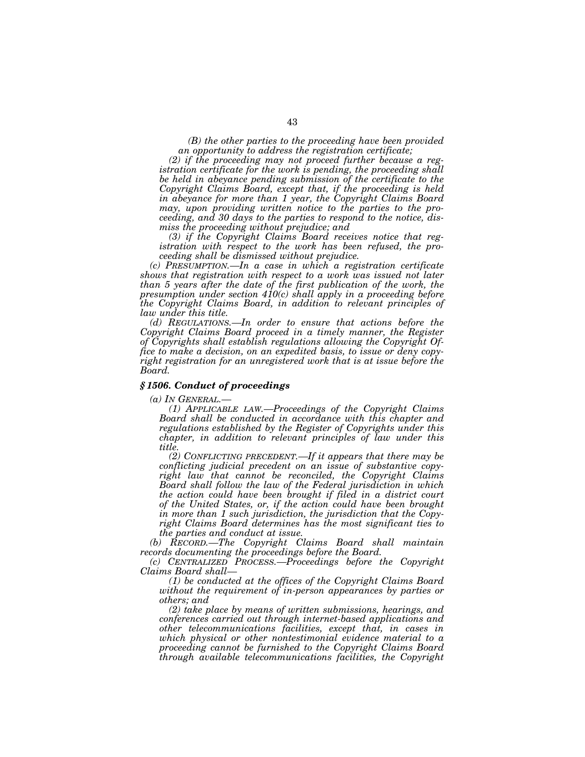*(B) the other parties to the proceeding have been provided an opportunity to address the registration certificate;*

*(2) if the proceeding may not proceed further because a registration certificate for the work is pending, the proceeding shall be held in abeyance pending submission of the certificate to the Copyright Claims Board, except that, if the proceeding is held in abeyance for more than 1 year, the Copyright Claims Board may, upon providing written notice to the parties to the proceeding, and 30 days to the parties to respond to the notice, dismiss the proceeding without prejudice; and*

*(3) if the Copyright Claims Board receives notice that registration with respect to the work has been refused, the proceeding shall be dismissed without prejudice.*

*(c) PRESUMPTION.—In a case in which a registration certificate shows that registration with respect to a work was issued not later than 5 years after the date of the first publication of the work, the presumption under section 410(c) shall apply in a proceeding before the Copyright Claims Board, in addition to relevant principles of law under this title.*

*(d) REGULATIONS.—In order to ensure that actions before the Copyright Claims Board proceed in a timely manner, the Register of Copyrights shall establish regulations allowing the Copyright Office to make a decision, on an expedited basis, to issue or deny copyright registration for an unregistered work that is at issue before the Board.*

### *§ 1506. Conduct of proceedings*

*(a) IN GENERAL.—*

*(1) APPLICABLE LAW.—Proceedings of the Copyright Claims Board shall be conducted in accordance with this chapter and regulations established by the Register of Copyrights under this chapter, in addition to relevant principles of law under this title.*

*(2) CONFLICTING PRECEDENT.—If it appears that there may be conflicting judicial precedent on an issue of substantive copyright law that cannot be reconciled, the Copyright Claims Board shall follow the law of the Federal jurisdiction in which the action could have been brought if filed in a district court of the United States, or, if the action could have been brought in more than 1 such jurisdiction, the jurisdiction that the Copyright Claims Board determines has the most significant ties to the parties and conduct at issue.*

*(b) RECORD.—The Copyright Claims Board shall maintain records documenting the proceedings before the Board.*

*(c) CENTRALIZED PROCESS.—Proceedings before the Copyright Claims Board shall—*

*(1) be conducted at the offices of the Copyright Claims Board without the requirement of in-person appearances by parties or others; and*

*(2) take place by means of written submissions, hearings, and conferences carried out through internet-based applications and other telecommunications facilities, except that, in cases in which physical or other nontestimonial evidence material to a proceeding cannot be furnished to the Copyright Claims Board through available telecommunications facilities, the Copyright*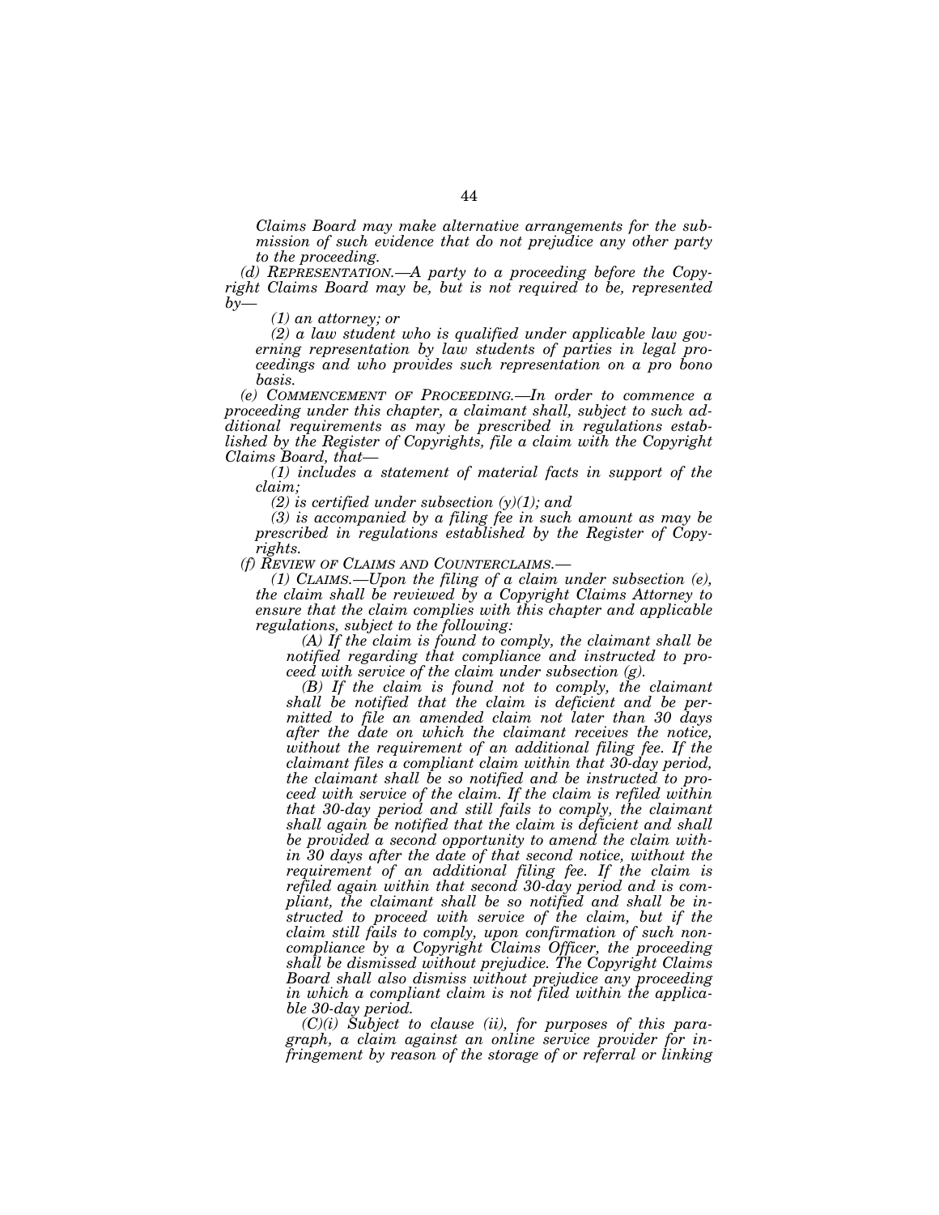*Claims Board may make alternative arrangements for the submission of such evidence that do not prejudice any other party to the proceeding.*

*(d) REPRESENTATION.—A party to a proceeding before the Copyright Claims Board may be, but is not required to be, represented by—*

*(1) an attorney; or*

*(2) a law student who is qualified under applicable law governing representation by law students of parties in legal proceedings and who provides such representation on a pro bono basis.*

*(e) COMMENCEMENT OF PROCEEDING.—In order to commence a proceeding under this chapter, a claimant shall, subject to such additional requirements as may be prescribed in regulations established by the Register of Copyrights, file a claim with the Copyright Claims Board, that—*

*(1) includes a statement of material facts in support of the claim;*

*(2) is certified under subsection (y)(1); and*

*(3) is accompanied by a filing fee in such amount as may be prescribed in regulations established by the Register of Copyrights.*

*(f) REVIEW OF CLAIMS AND COUNTERCLAIMS.—*

*(1) CLAIMS.—Upon the filing of a claim under subsection (e), the claim shall be reviewed by a Copyright Claims Attorney to ensure that the claim complies with this chapter and applicable regulations, subject to the following:*

*(A) If the claim is found to comply, the claimant shall be notified regarding that compliance and instructed to proceed with service of the claim under subsection (g).*

*(B) If the claim is found not to comply, the claimant shall be notified that the claim is deficient and be permitted to file an amended claim not later than 30 days after the date on which the claimant receives the notice, without the requirement of an additional filing fee. If the claimant files a compliant claim within that 30-day period, the claimant shall be so notified and be instructed to proceed with service of the claim. If the claim is refiled within that 30-day period and still fails to comply, the claimant shall again be notified that the claim is deficient and shall be provided a second opportunity to amend the claim within 30 days after the date of that second notice, without the requirement of an additional filing fee. If the claim is refiled again within that second 30-day period and is compliant, the claimant shall be so notified and shall be instructed to proceed with service of the claim, but if the claim still fails to comply, upon confirmation of such noncompliance by a Copyright Claims Officer, the proceeding shall be dismissed without prejudice. The Copyright Claims Board shall also dismiss without prejudice any proceeding in which a compliant claim is not filed within the applicable 30-day period.*

*(C)(i) Subject to clause (ii), for purposes of this paragraph, a claim against an online service provider for infringement by reason of the storage of or referral or linking*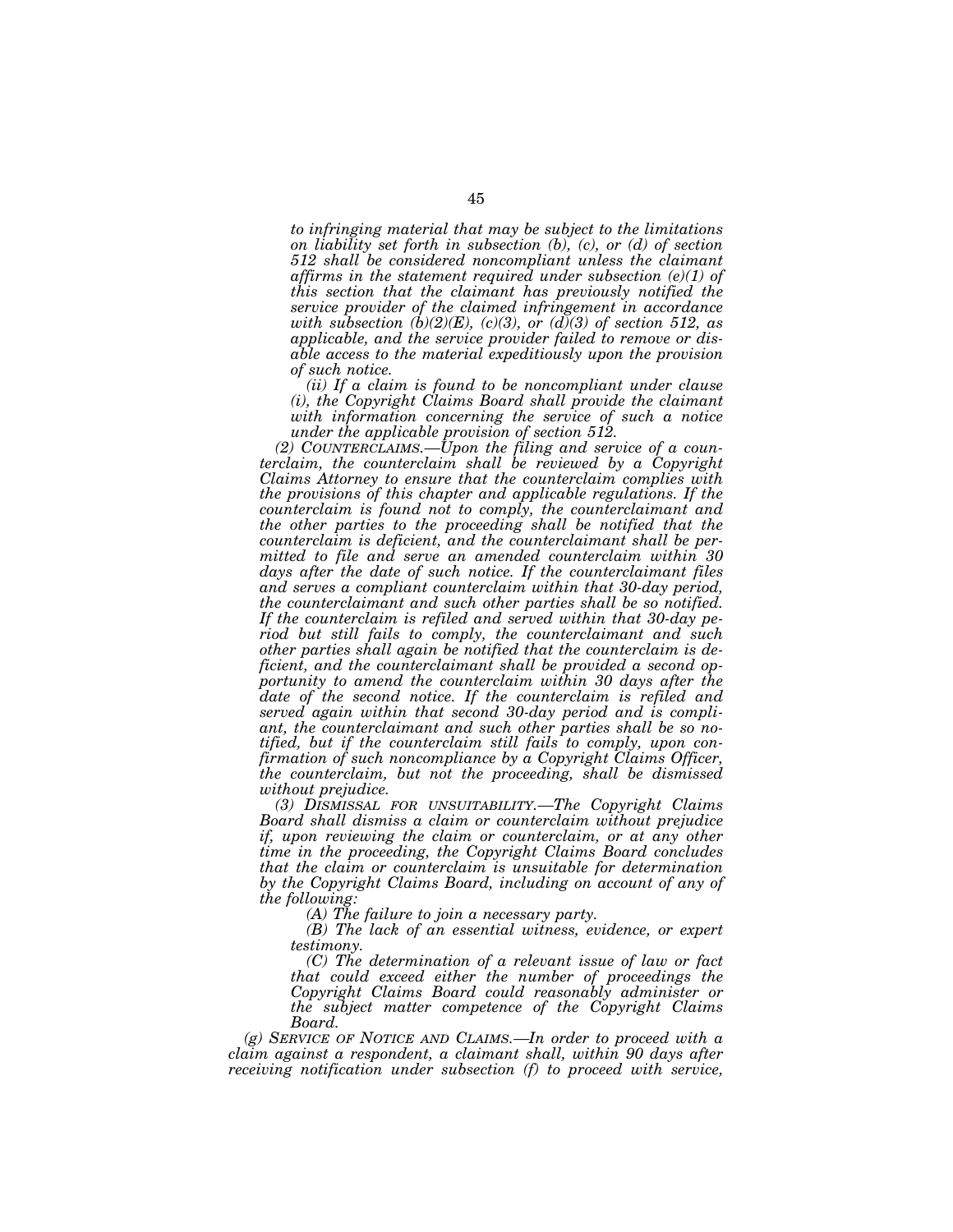*to infringing material that may be subject to the limitations on liability set forth in subsection (b), (c), or (d) of section 512 shall be considered noncompliant unless the claimant affirms in the statement required under subsection (e)(1) of this section that the claimant has previously notified the service provider of the claimed infringement in accordance with subsection (b)(2)(E), (c)(3), or (d)(3) of section 512, as applicable, and the service provider failed to remove or disable access to the material expeditiously upon the provision of such notice.*

*(ii) If a claim is found to be noncompliant under clause (i), the Copyright Claims Board shall provide the claimant with information concerning the service of such a notice under the applicable provision of section 512.*

*(2) COUNTERCLAIMS.—Upon the filing and service of a counterclaim, the counterclaim shall be reviewed by a Copyright Claims Attorney to ensure that the counterclaim complies with the provisions of this chapter and applicable regulations. If the counterclaim is found not to comply, the counterclaimant and the other parties to the proceeding shall be notified that the counterclaim is deficient, and the counterclaimant shall be permitted to file and serve an amended counterclaim within 30 days after the date of such notice. If the counterclaimant files and serves a compliant counterclaim within that 30-day period, the counterclaimant and such other parties shall be so notified. If the counterclaim is refiled and served within that 30-day period but still fails to comply, the counterclaimant and such other parties shall again be notified that the counterclaim is deficient, and the counterclaimant shall be provided a second opportunity to amend the counterclaim within 30 days after the date of the second notice. If the counterclaim is refiled and served again within that second 30-day period and is compliant, the counterclaimant and such other parties shall be so notified, but if the counterclaim still fails to comply, upon confirmation of such noncompliance by a Copyright Claims Officer, the counterclaim, but not the proceeding, shall be dismissed without prejudice.*

*(3) DISMISSAL FOR UNSUITABILITY.—The Copyright Claims Board shall dismiss a claim or counterclaim without prejudice if, upon reviewing the claim or counterclaim, or at any other time in the proceeding, the Copyright Claims Board concludes that the claim or counterclaim is unsuitable for determination by the Copyright Claims Board, including on account of any of the following:*

*(A) The failure to join a necessary party.*

*(B) The lack of an essential witness, evidence, or expert testimony.*

*(C) The determination of a relevant issue of law or fact that could exceed either the number of proceedings the Copyright Claims Board could reasonably administer or the subject matter competence of the Copyright Claims Board.*

*(g) SERVICE OF NOTICE AND CLAIMS.—In order to proceed with a claim against a respondent, a claimant shall, within 90 days after receiving notification under subsection (f) to proceed with service,*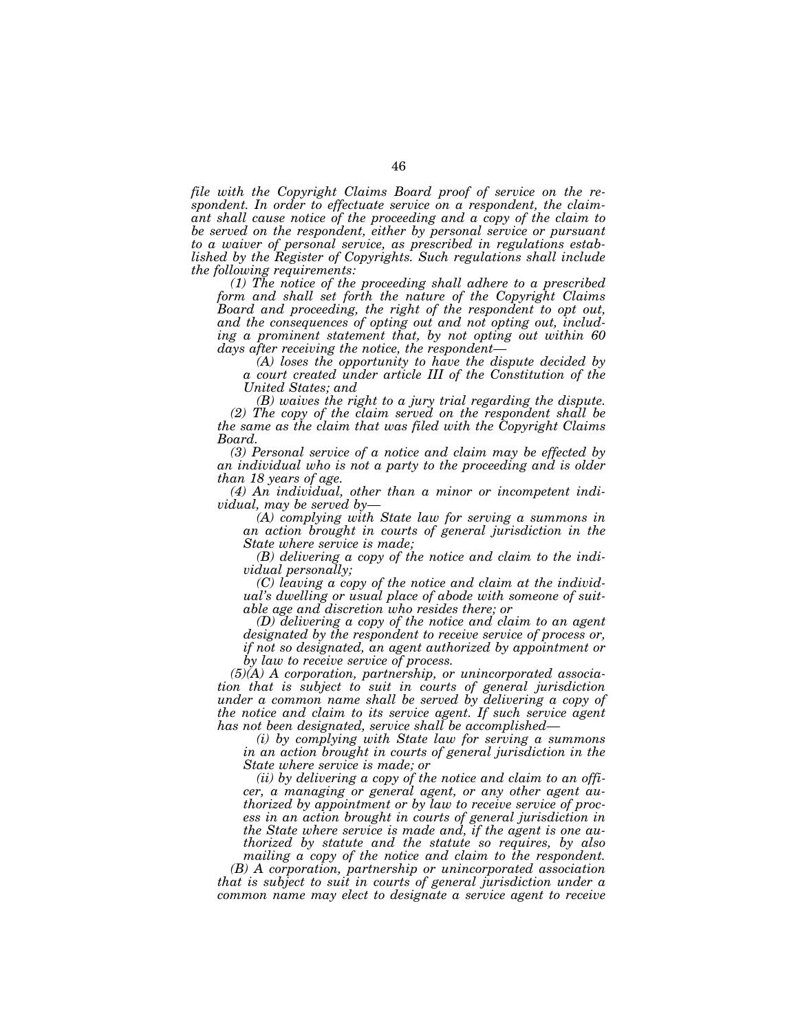*file with the Copyright Claims Board proof of service on the respondent. In order to effectuate service on a respondent, the claimant shall cause notice of the proceeding and a copy of the claim to be served on the respondent, either by personal service or pursuant to a waiver of personal service, as prescribed in regulations established by the Register of Copyrights. Such regulations shall include the following requirements:*

*(1) The notice of the proceeding shall adhere to a prescribed form and shall set forth the nature of the Copyright Claims Board and proceeding, the right of the respondent to opt out, and the consequences of opting out and not opting out, including a prominent statement that, by not opting out within 60 days after receiving the notice, the respondent—*

*(A) loses the opportunity to have the dispute decided by a court created under article III of the Constitution of the United States; and*

*(B) waives the right to a jury trial regarding the dispute.*

*(2) The copy of the claim served on the respondent shall be the same as the claim that was filed with the Copyright Claims Board.*

*(3) Personal service of a notice and claim may be effected by an individual who is not a party to the proceeding and is older than 18 years of age.*

*(4) An individual, other than a minor or incompetent individual, may be served by—*

*(A) complying with State law for serving a summons in an action brought in courts of general jurisdiction in the State where service is made;*

*(B) delivering a copy of the notice and claim to the individual personally;*

*(C) leaving a copy of the notice and claim at the individual's dwelling or usual place of abode with someone of suitable age and discretion who resides there; or*

*(D) delivering a copy of the notice and claim to an agent designated by the respondent to receive service of process or, if not so designated, an agent authorized by appointment or by law to receive service of process.*

*(5)(A) A corporation, partnership, or unincorporated association that is subject to suit in courts of general jurisdiction under a common name shall be served by delivering a copy of the notice and claim to its service agent. If such service agent has not been designated, service shall be accomplished—*

*(i) by complying with State law for serving a summons in an action brought in courts of general jurisdiction in the State where service is made; or*

*(ii) by delivering a copy of the notice and claim to an officer, a managing or general agent, or any other agent authorized by appointment or by law to receive service of process in an action brought in courts of general jurisdiction in the State where service is made and, if the agent is one authorized by statute and the statute so requires, by also mailing a copy of the notice and claim to the respondent.*

*(B) A corporation, partnership or unincorporated association that is subject to suit in courts of general jurisdiction under a common name may elect to designate a service agent to receive*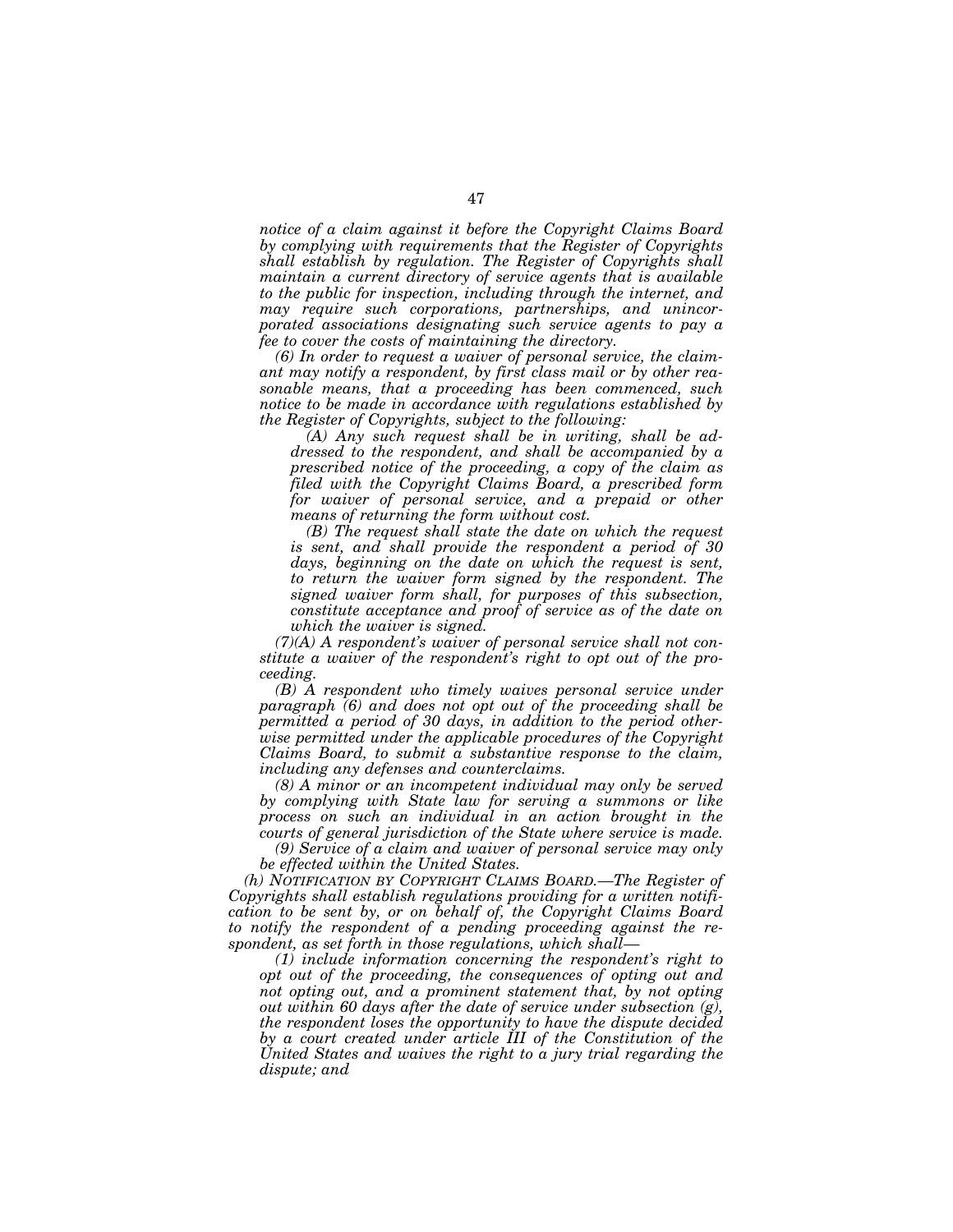*notice of a claim against it before the Copyright Claims Board by complying with requirements that the Register of Copyrights shall establish by regulation. The Register of Copyrights shall maintain a current directory of service agents that is available to the public for inspection, including through the internet, and may require such corporations, partnerships, and unincorporated associations designating such service agents to pay a fee to cover the costs of maintaining the directory.*

*(6) In order to request a waiver of personal service, the claimant may notify a respondent, by first class mail or by other reasonable means, that a proceeding has been commenced, such notice to be made in accordance with regulations established by the Register of Copyrights, subject to the following:*

*(A) Any such request shall be in writing, shall be addressed to the respondent, and shall be accompanied by a prescribed notice of the proceeding, a copy of the claim as filed with the Copyright Claims Board, a prescribed form for waiver of personal service, and a prepaid or other means of returning the form without cost.*

*(B) The request shall state the date on which the request is sent, and shall provide the respondent a period of 30 days, beginning on the date on which the request is sent, to return the waiver form signed by the respondent. The signed waiver form shall, for purposes of this subsection, constitute acceptance and proof of service as of the date on which the waiver is signed.*

*(7)(A) A respondent's waiver of personal service shall not constitute a waiver of the respondent's right to opt out of the proceeding.*

*(B) A respondent who timely waives personal service under paragraph (6) and does not opt out of the proceeding shall be permitted a period of 30 days, in addition to the period otherwise permitted under the applicable procedures of the Copyright Claims Board, to submit a substantive response to the claim, including any defenses and counterclaims.*

*(8) A minor or an incompetent individual may only be served by complying with State law for serving a summons or like process on such an individual in an action brought in the courts of general jurisdiction of the State where service is made.*

*(9) Service of a claim and waiver of personal service may only be effected within the United States.*

*(h) NOTIFICATION BY COPYRIGHT CLAIMS BOARD.—The Register of Copyrights shall establish regulations providing for a written notification to be sent by, or on behalf of, the Copyright Claims Board to notify the respondent of a pending proceeding against the respondent, as set forth in those regulations, which shall—*

*(1) include information concerning the respondent's right to opt out of the proceeding, the consequences of opting out and not opting out, and a prominent statement that, by not opting out within 60 days after the date of service under subsection (g), the respondent loses the opportunity to have the dispute decided by a court created under article III of the Constitution of the United States and waives the right to a jury trial regarding the dispute; and*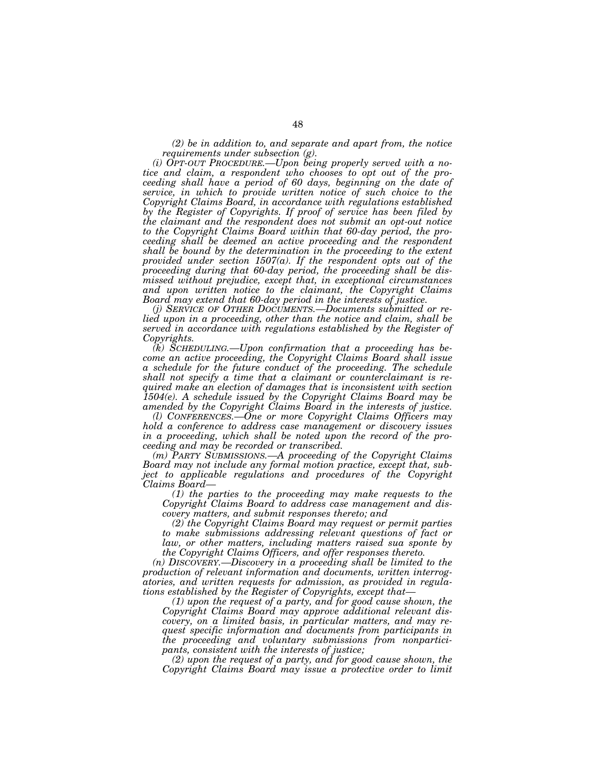*(2) be in addition to, and separate and apart from, the notice requirements under subsection (g).*

*(i) OPT-OUT PROCEDURE.—Upon being properly served with a notice and claim, a respondent who chooses to opt out of the proceeding shall have a period of 60 days, beginning on the date of service, in which to provide written notice of such choice to the Copyright Claims Board, in accordance with regulations established by the Register of Copyrights. If proof of service has been filed by the claimant and the respondent does not submit an opt-out notice to the Copyright Claims Board within that 60-day period, the proceeding shall be deemed an active proceeding and the respondent shall be bound by the determination in the proceeding to the extent provided under section 1507(a). If the respondent opts out of the proceeding during that 60-day period, the proceeding shall be dismissed without prejudice, except that, in exceptional circumstances and upon written notice to the claimant, the Copyright Claims Board may extend that 60-day period in the interests of justice.*

*(j) SERVICE OF OTHER DOCUMENTS.—Documents submitted or relied upon in a proceeding, other than the notice and claim, shall be served in accordance with regulations established by the Register of Copyrights.*

*(k) SCHEDULING.—Upon confirmation that a proceeding has become an active proceeding, the Copyright Claims Board shall issue a schedule for the future conduct of the proceeding. The schedule shall not specify a time that a claimant or counterclaimant is required make an election of damages that is inconsistent with section 1504(e). A schedule issued by the Copyright Claims Board may be amended by the Copyright Claims Board in the interests of justice.*

*(l) CONFERENCES.—One or more Copyright Claims Officers may hold a conference to address case management or discovery issues in a proceeding, which shall be noted upon the record of the proceeding and may be recorded or transcribed.*

*(m) PARTY SUBMISSIONS.—A proceeding of the Copyright Claims Board may not include any formal motion practice, except that, subject to applicable regulations and procedures of the Copyright Claims Board—*

*(1) the parties to the proceeding may make requests to the Copyright Claims Board to address case management and discovery matters, and submit responses thereto; and*

*(2) the Copyright Claims Board may request or permit parties to make submissions addressing relevant questions of fact or law, or other matters, including matters raised sua sponte by the Copyright Claims Officers, and offer responses thereto.*

*(n) DISCOVERY.—Discovery in a proceeding shall be limited to the production of relevant information and documents, written interrogatories, and written requests for admission, as provided in regulations established by the Register of Copyrights, except that—*

*(1) upon the request of a party, and for good cause shown, the Copyright Claims Board may approve additional relevant discovery, on a limited basis, in particular matters, and may request specific information and documents from participants in the proceeding and voluntary submissions from nonparticipants, consistent with the interests of justice;*

*(2) upon the request of a party, and for good cause shown, the Copyright Claims Board may issue a protective order to limit*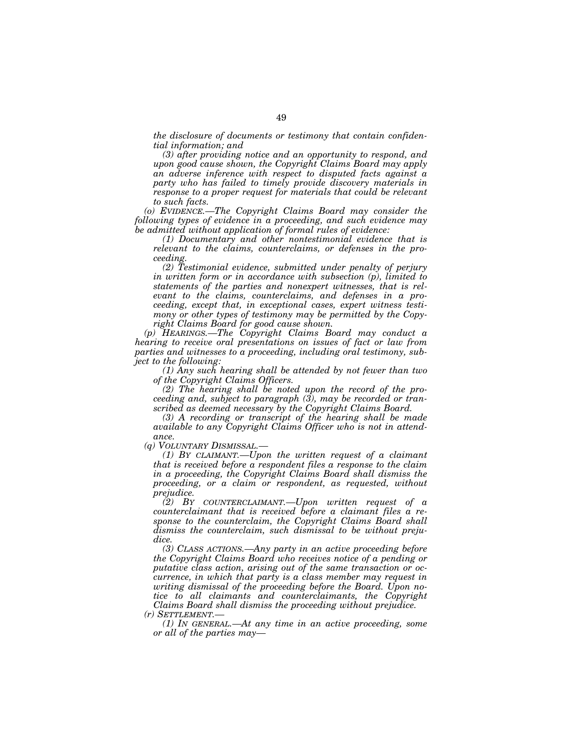*the disclosure of documents or testimony that contain confidential information; and*

*(3) after providing notice and an opportunity to respond, and upon good cause shown, the Copyright Claims Board may apply an adverse inference with respect to disputed facts against a party who has failed to timely provide discovery materials in response to a proper request for materials that could be relevant to such facts.*

*(o) EVIDENCE.—The Copyright Claims Board may consider the following types of evidence in a proceeding, and such evidence may be admitted without application of formal rules of evidence:*

*(1) Documentary and other nontestimonial evidence that is relevant to the claims, counterclaims, or defenses in the proceeding.*

*(2) Testimonial evidence, submitted under penalty of perjury in written form or in accordance with subsection (p), limited to statements of the parties and nonexpert witnesses, that is relevant to the claims, counterclaims, and defenses in a proceeding, except that, in exceptional cases, expert witness testimony or other types of testimony may be permitted by the Copyright Claims Board for good cause shown.*

*(p) HEARINGS.—The Copyright Claims Board may conduct a hearing to receive oral presentations on issues of fact or law from parties and witnesses to a proceeding, including oral testimony, subject to the following:*

*(1) Any such hearing shall be attended by not fewer than two of the Copyright Claims Officers.*

*(2) The hearing shall be noted upon the record of the proceeding and, subject to paragraph (3), may be recorded or transcribed as deemed necessary by the Copyright Claims Board.*

*(3) A recording or transcript of the hearing shall be made available to any Copyright Claims Officer who is not in attendance.*

*(q) VOLUNTARY DISMISSAL.—*

*(1) BY CLAIMANT.—Upon the written request of a claimant that is received before a respondent files a response to the claim in a proceeding, the Copyright Claims Board shall dismiss the proceeding, or a claim or respondent, as requested, without prejudice.*

*(2) BY COUNTERCLAIMANT.—Upon written request of a counterclaimant that is received before a claimant files a response to the counterclaim, the Copyright Claims Board shall dismiss the counterclaim, such dismissal to be without prejudice.*

*(3) CLASS ACTIONS.—Any party in an active proceeding before the Copyright Claims Board who receives notice of a pending or putative class action, arising out of the same transaction or occurrence, in which that party is a class member may request in writing dismissal of the proceeding before the Board. Upon notice to all claimants and counterclaimants, the Copyright Claims Board shall dismiss the proceeding without prejudice.*

*(r) SETTLEMENT.—*

*(1) IN GENERAL.—At any time in an active proceeding, some or all of the parties may—*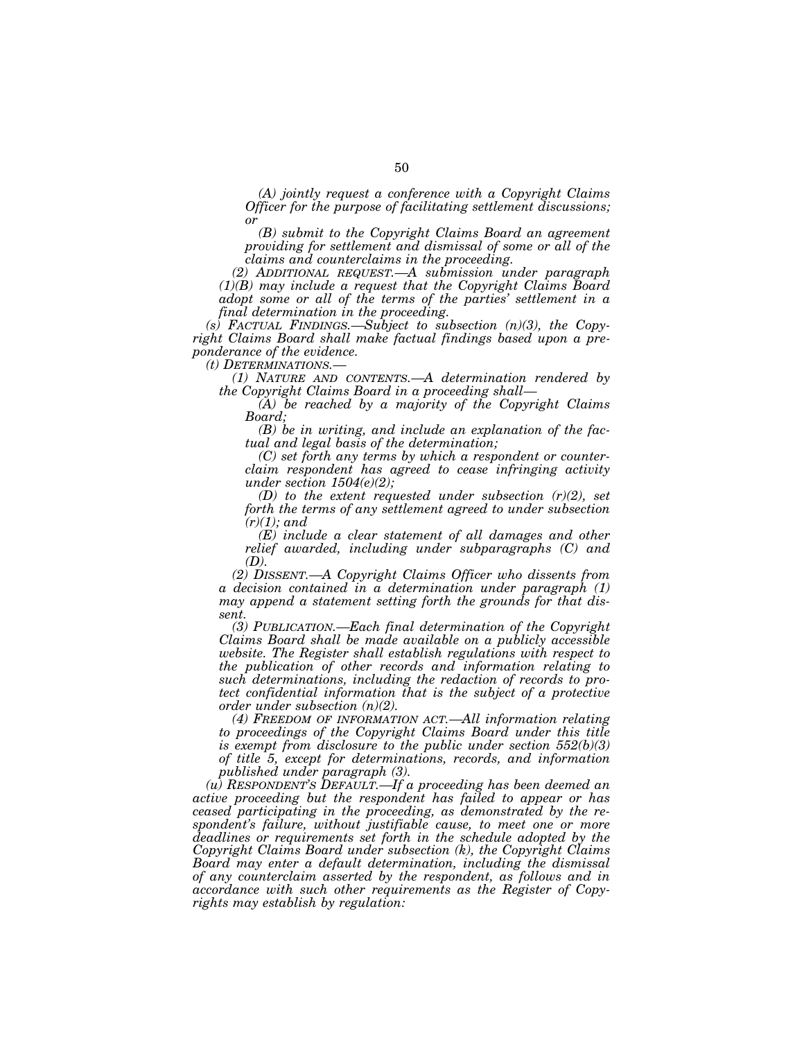*(A) jointly request a conference with a Copyright Claims Officer for the purpose of facilitating settlement discussions; or*

*(B) submit to the Copyright Claims Board an agreement providing for settlement and dismissal of some or all of the claims and counterclaims in the proceeding.*

*(2) ADDITIONAL REQUEST.—A submission under paragraph (1)(B) may include a request that the Copyright Claims Board adopt some or all of the terms of the parties' settlement in a final determination in the proceeding.*

*(s) FACTUAL FINDINGS.—Subject to subsection (n)(3), the Copyright Claims Board shall make factual findings based upon a preponderance of the evidence.*

*(t) DETERMINATIONS.—*

*(1) NATURE AND CONTENTS.—A determination rendered by the Copyright Claims Board in a proceeding shall—*

*(A) be reached by a majority of the Copyright Claims Board;*

*(B) be in writing, and include an explanation of the factual and legal basis of the determination;*

*(C) set forth any terms by which a respondent or counterclaim respondent has agreed to cease infringing activity under section 1504(e)(2);*

*(D) to the extent requested under subsection (r)(2), set forth the terms of any settlement agreed to under subsection (r)(1); and*

*(E) include a clear statement of all damages and other relief awarded, including under subparagraphs (C) and (D).*

*(2) DISSENT.—A Copyright Claims Officer who dissents from a decision contained in a determination under paragraph (1) may append a statement setting forth the grounds for that dissent.*

*(3) PUBLICATION.—Each final determination of the Copyright Claims Board shall be made available on a publicly accessible website. The Register shall establish regulations with respect to the publication of other records and information relating to such determinations, including the redaction of records to protect confidential information that is the subject of a protective order under subsection (n)(2).*

*(4) FREEDOM OF INFORMATION ACT.—All information relating to proceedings of the Copyright Claims Board under this title is exempt from disclosure to the public under section 552(b)(3) of title 5, except for determinations, records, and information published under paragraph (3).*

*(u) RESPONDENT'S DEFAULT.—If a proceeding has been deemed an active proceeding but the respondent has failed to appear or has ceased participating in the proceeding, as demonstrated by the respondent's failure, without justifiable cause, to meet one or more deadlines or requirements set forth in the schedule adopted by the Copyright Claims Board under subsection (k), the Copyright Claims Board may enter a default determination, including the dismissal of any counterclaim asserted by the respondent, as follows and in accordance with such other requirements as the Register of Copyrights may establish by regulation:*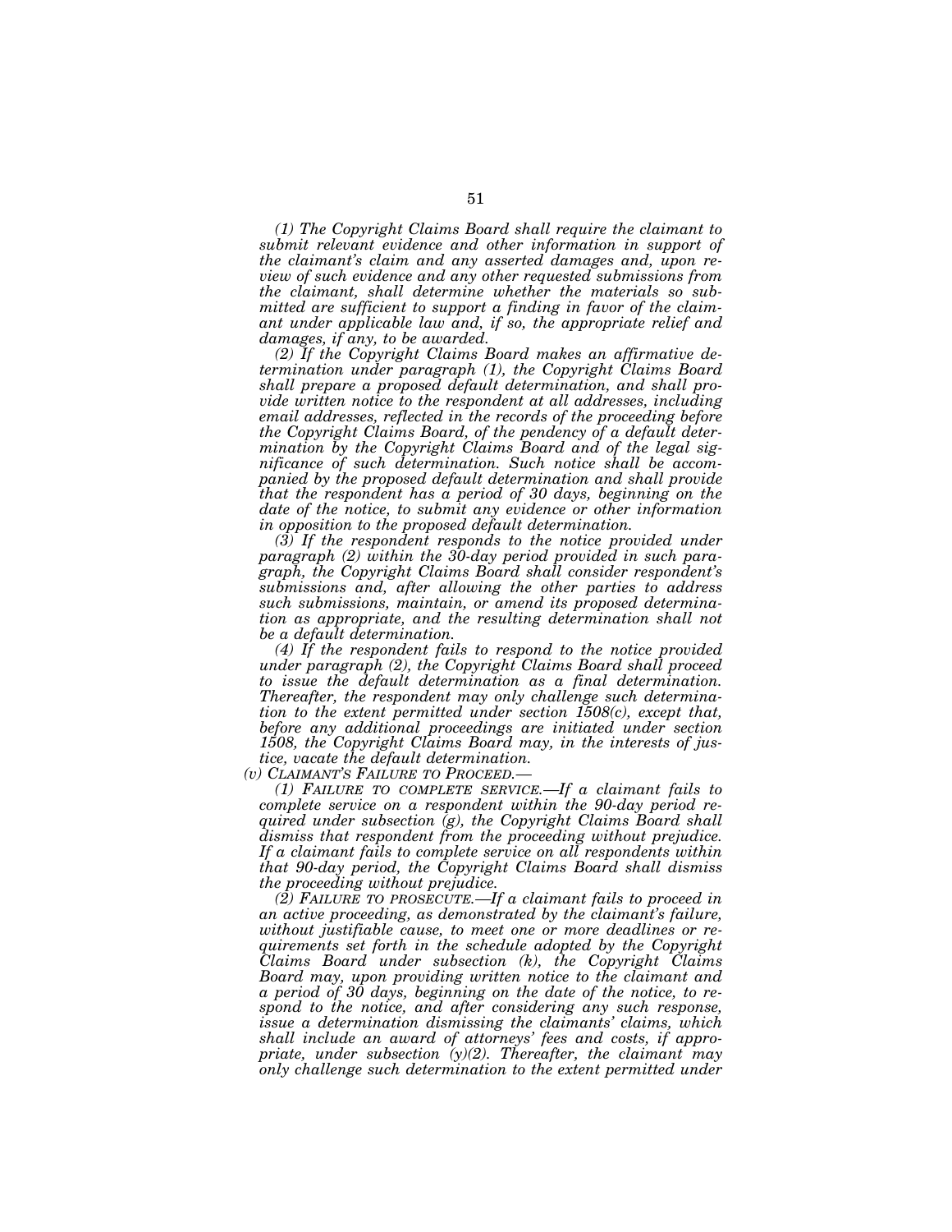*(1) The Copyright Claims Board shall require the claimant to submit relevant evidence and other information in support of the claimant's claim and any asserted damages and, upon review of such evidence and any other requested submissions from the claimant, shall determine whether the materials so submitted are sufficient to support a finding in favor of the claimant under applicable law and, if so, the appropriate relief and damages, if any, to be awarded.*

*(2) If the Copyright Claims Board makes an affirmative determination under paragraph (1), the Copyright Claims Board shall prepare a proposed default determination, and shall provide written notice to the respondent at all addresses, including email addresses, reflected in the records of the proceeding before the Copyright Claims Board, of the pendency of a default determination by the Copyright Claims Board and of the legal significance of such determination. Such notice shall be accompanied by the proposed default determination and shall provide that the respondent has a period of 30 days, beginning on the date of the notice, to submit any evidence or other information in opposition to the proposed default determination.*

*(3) If the respondent responds to the notice provided under paragraph (2) within the 30-day period provided in such paragraph, the Copyright Claims Board shall consider respondent's submissions and, after allowing the other parties to address such submissions, maintain, or amend its proposed determination as appropriate, and the resulting determination shall not be a default determination.*

*(4) If the respondent fails to respond to the notice provided under paragraph (2), the Copyright Claims Board shall proceed to issue the default determination as a final determination. Thereafter, the respondent may only challenge such determination to the extent permitted under section 1508(c), except that, before any additional proceedings are initiated under section 1508, the Copyright Claims Board may, in the interests of justice, vacate the default determination.*

*(v) CLAIMANT'S FAILURE TO PROCEED.—*

*(1) FAILURE TO COMPLETE SERVICE.—If a claimant fails to complete service on a respondent within the 90-day period required under subsection (g), the Copyright Claims Board shall dismiss that respondent from the proceeding without prejudice. If a claimant fails to complete service on all respondents within that 90-day period, the Copyright Claims Board shall dismiss the proceeding without prejudice.*

*(2) FAILURE TO PROSECUTE.—If a claimant fails to proceed in an active proceeding, as demonstrated by the claimant's failure, without justifiable cause, to meet one or more deadlines or requirements set forth in the schedule adopted by the Copyright Claims Board under subsection (k), the Copyright Claims Board may, upon providing written notice to the claimant and a period of 30 days, beginning on the date of the notice, to respond to the notice, and after considering any such response, issue a determination dismissing the claimants' claims, which shall include an award of attorneys' fees and costs, if appropriate, under subsection (y)(2). Thereafter, the claimant may only challenge such determination to the extent permitted under*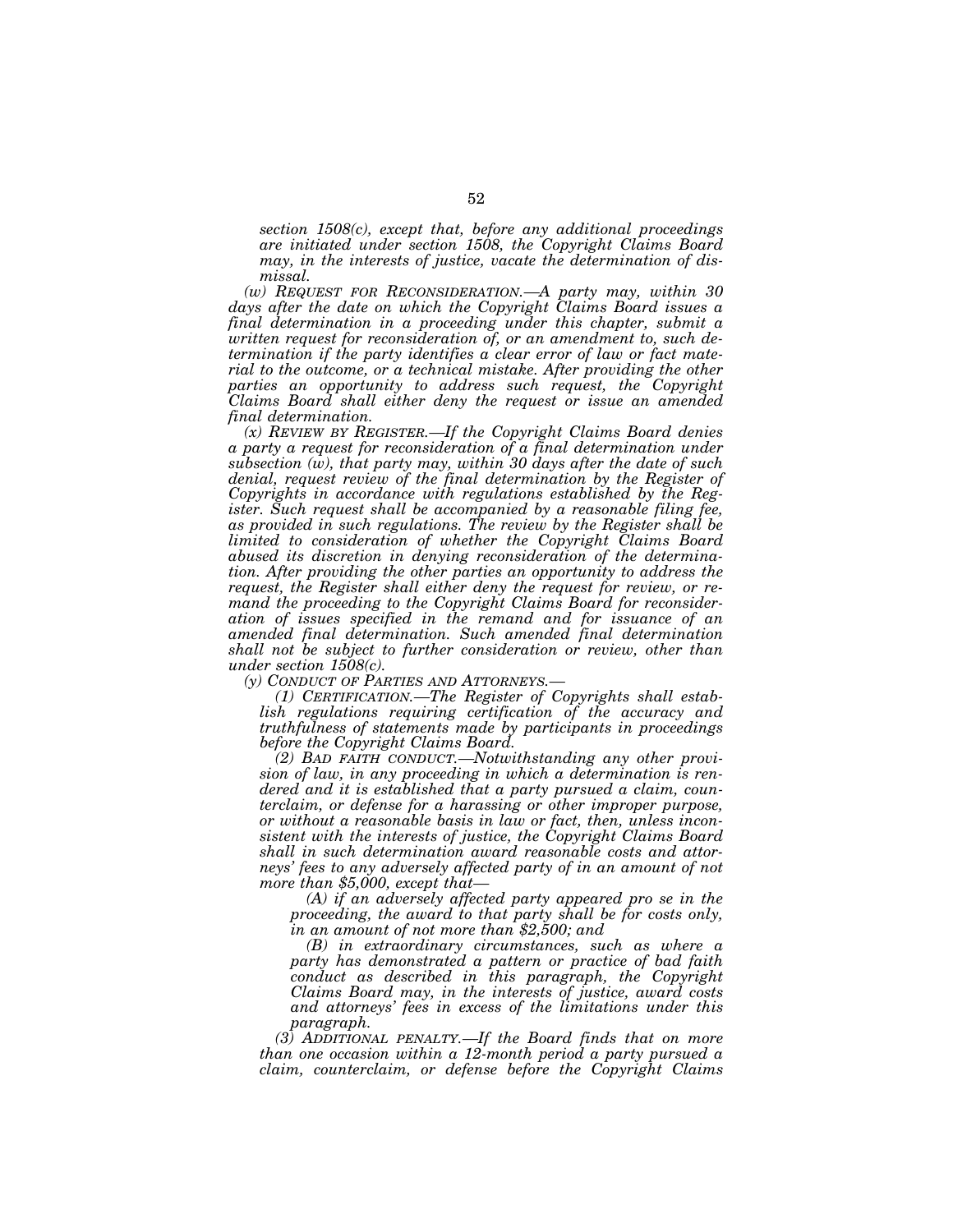*section 1508(c), except that, before any additional proceedings are initiated under section 1508, the Copyright Claims Board may, in the interests of justice, vacate the determination of dismissal.*

*(w) REQUEST FOR RECONSIDERATION.—A party may, within 30 days after the date on which the Copyright Claims Board issues a final determination in a proceeding under this chapter, submit a written request for reconsideration of, or an amendment to, such determination if the party identifies a clear error of law or fact material to the outcome, or a technical mistake. After providing the other parties an opportunity to address such request, the Copyright Claims Board shall either deny the request or issue an amended final determination.*

*(x) REVIEW BY REGISTER.—If the Copyright Claims Board denies a party a request for reconsideration of a final determination under subsection (w), that party may, within 30 days after the date of such denial, request review of the final determination by the Register of Copyrights in accordance with regulations established by the Register. Such request shall be accompanied by a reasonable filing fee, as provided in such regulations. The review by the Register shall be limited to consideration of whether the Copyright Claims Board abused its discretion in denying reconsideration of the determination. After providing the other parties an opportunity to address the request, the Register shall either deny the request for review, or remand the proceeding to the Copyright Claims Board for reconsideration of issues specified in the remand and for issuance of an amended final determination. Such amended final determination shall not be subject to further consideration or review, other than under section 1508(c).*

*(y) CONDUCT OF PARTIES AND ATTORNEYS.—*

*(1) CERTIFICATION.—The Register of Copyrights shall establish regulations requiring certification of the accuracy and truthfulness of statements made by participants in proceedings before the Copyright Claims Board.*

*(2) BAD FAITH CONDUCT.—Notwithstanding any other provision of law, in any proceeding in which a determination is rendered and it is established that a party pursued a claim, counterclaim, or defense for a harassing or other improper purpose, or without a reasonable basis in law or fact, then, unless inconsistent with the interests of justice, the Copyright Claims Board shall in such determination award reasonable costs and attorneys' fees to any adversely affected party of in an amount of not more than $5,000, except that—*

*(A) if an adversely affected party appeared pro se in the proceeding, the award to that party shall be for costs only, in an amount of not more than $2,500; and*

*(B) in extraordinary circumstances, such as where a party has demonstrated a pattern or practice of bad faith conduct as described in this paragraph, the Copyright Claims Board may, in the interests of justice, award costs and attorneys' fees in excess of the limitations under this paragraph.*

*(3) ADDITIONAL PENALTY.—If the Board finds that on more than one occasion within a 12-month period a party pursued a claim, counterclaim, or defense before the Copyright Claims*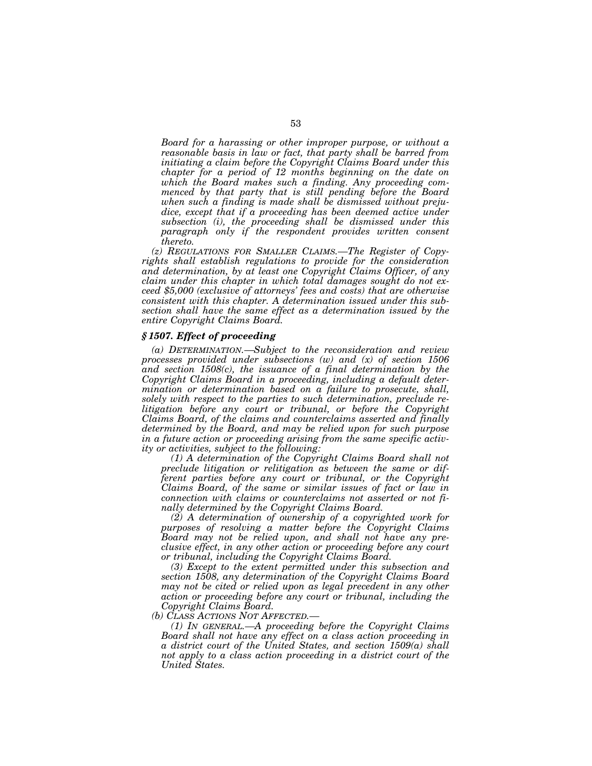*Board for a harassing or other improper purpose, or without a reasonable basis in law or fact, that party shall be barred from initiating a claim before the Copyright Claims Board under this chapter for a period of 12 months beginning on the date on which the Board makes such a finding. Any proceeding commenced by that party that is still pending before the Board when such a finding is made shall be dismissed without prejudice, except that if a proceeding has been deemed active under subsection (i), the proceeding shall be dismissed under this paragraph only if the respondent provides written consent thereto.*

*(z) REGULATIONS FOR SMALLER CLAIMS.—The Register of Copyrights shall establish regulations to provide for the consideration and determination, by at least one Copyright Claims Officer, of any claim under this chapter in which total damages sought do not exceed $5,000 (exclusive of attorneys' fees and costs) that are otherwise consistent with this chapter. A determination issued under this subsection shall have the same effect as a determination issued by the entire Copyright Claims Board.*

### *§ 1507. Effect of proceeding*

*(a) DETERMINATION.—Subject to the reconsideration and review processes provided under subsections (w) and (x) of section 1506 and section 1508(c), the issuance of a final determination by the Copyright Claims Board in a proceeding, including a default determination or determination based on a failure to prosecute, shall, solely with respect to the parties to such determination, preclude relitigation before any court or tribunal, or before the Copyright Claims Board, of the claims and counterclaims asserted and finally determined by the Board, and may be relied upon for such purpose in a future action or proceeding arising from the same specific activity or activities, subject to the following:*

*(1) A determination of the Copyright Claims Board shall not preclude litigation or relitigation as between the same or different parties before any court or tribunal, or the Copyright Claims Board, of the same or similar issues of fact or law in connection with claims or counterclaims not asserted or not finally determined by the Copyright Claims Board.*

*(2) A determination of ownership of a copyrighted work for purposes of resolving a matter before the Copyright Claims Board may not be relied upon, and shall not have any preclusive effect, in any other action or proceeding before any court or tribunal, including the Copyright Claims Board.*

*(3) Except to the extent permitted under this subsection and section 1508, any determination of the Copyright Claims Board may not be cited or relied upon as legal precedent in any other action or proceeding before any court or tribunal, including the Copyright Claims Board.*

*(b) CLASS ACTIONS NOT AFFECTED.—*

*(1) IN GENERAL.—A proceeding before the Copyright Claims Board shall not have any effect on a class action proceeding in a district court of the United States, and section 1509(a) shall not apply to a class action proceeding in a district court of the United States.*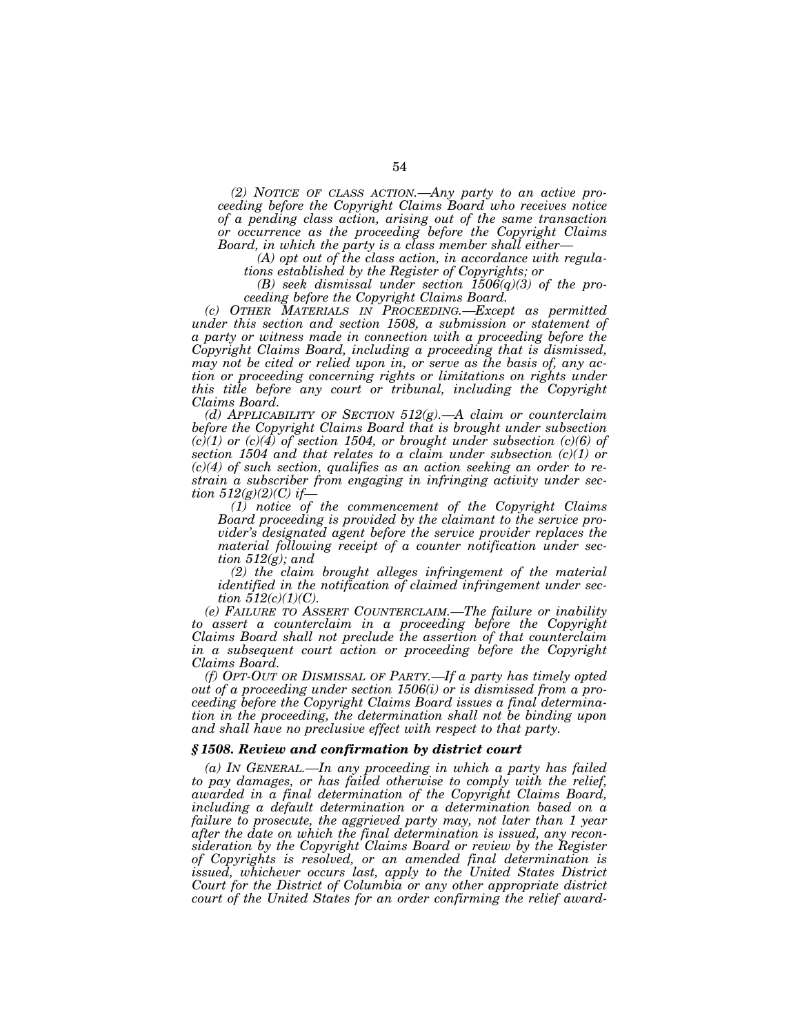*(2) NOTICE OF CLASS ACTION.—Any party to an active proceeding before the Copyright Claims Board who receives notice of a pending class action, arising out of the same transaction or occurrence as the proceeding before the Copyright Claims Board, in which the party is a class member shall either—*

*(A) opt out of the class action, in accordance with regulations established by the Register of Copyrights; or*

*(B) seek dismissal under section 1506(q)(3) of the proceeding before the Copyright Claims Board.*

*(c) OTHER MATERIALS IN PROCEEDING.—Except as permitted under this section and section 1508, a submission or statement of a party or witness made in connection with a proceeding before the Copyright Claims Board, including a proceeding that is dismissed, may not be cited or relied upon in, or serve as the basis of, any action or proceeding concerning rights or limitations on rights under this title before any court or tribunal, including the Copyright Claims Board.*

*(d) APPLICABILITY OF SECTION 512(g).—A claim or counterclaim before the Copyright Claims Board that is brought under subsection (c)(1) or (c)(4) of section 1504, or brought under subsection (c)(6) of section 1504 and that relates to a claim under subsection (c)(1) or (c)(4) of such section, qualifies as an action seeking an order to restrain a subscriber from engaging in infringing activity under section 512(g)(2)(C) if—*

*(1) notice of the commencement of the Copyright Claims Board proceeding is provided by the claimant to the service provider's designated agent before the service provider replaces the material following receipt of a counter notification under section 512(g); and*

*(2) the claim brought alleges infringement of the material identified in the notification of claimed infringement under section 512(c)(1)(C).*

*(e) FAILURE TO ASSERT COUNTERCLAIM.—The failure or inability to assert a counterclaim in a proceeding before the Copyright Claims Board shall not preclude the assertion of that counterclaim in a subsequent court action or proceeding before the Copyright Claims Board.*

*(f) OPT-OUT OR DISMISSAL OF PARTY.—If a party has timely opted out of a proceeding under section 1506(i) or is dismissed from a proceeding before the Copyright Claims Board issues a final determination in the proceeding, the determination shall not be binding upon and shall have no preclusive effect with respect to that party.*

### *§ 1508. Review and confirmation by district court*

*(a) IN GENERAL.—In any proceeding in which a party has failed to pay damages, or has failed otherwise to comply with the relief, awarded in a final determination of the Copyright Claims Board, including a default determination or a determination based on a failure to prosecute, the aggrieved party may, not later than 1 year after the date on which the final determination is issued, any reconsideration by the Copyright Claims Board or review by the Register of Copyrights is resolved, or an amended final determination is issued, whichever occurs last, apply to the United States District Court for the District of Columbia or any other appropriate district court of the United States for an order confirming the relief award-*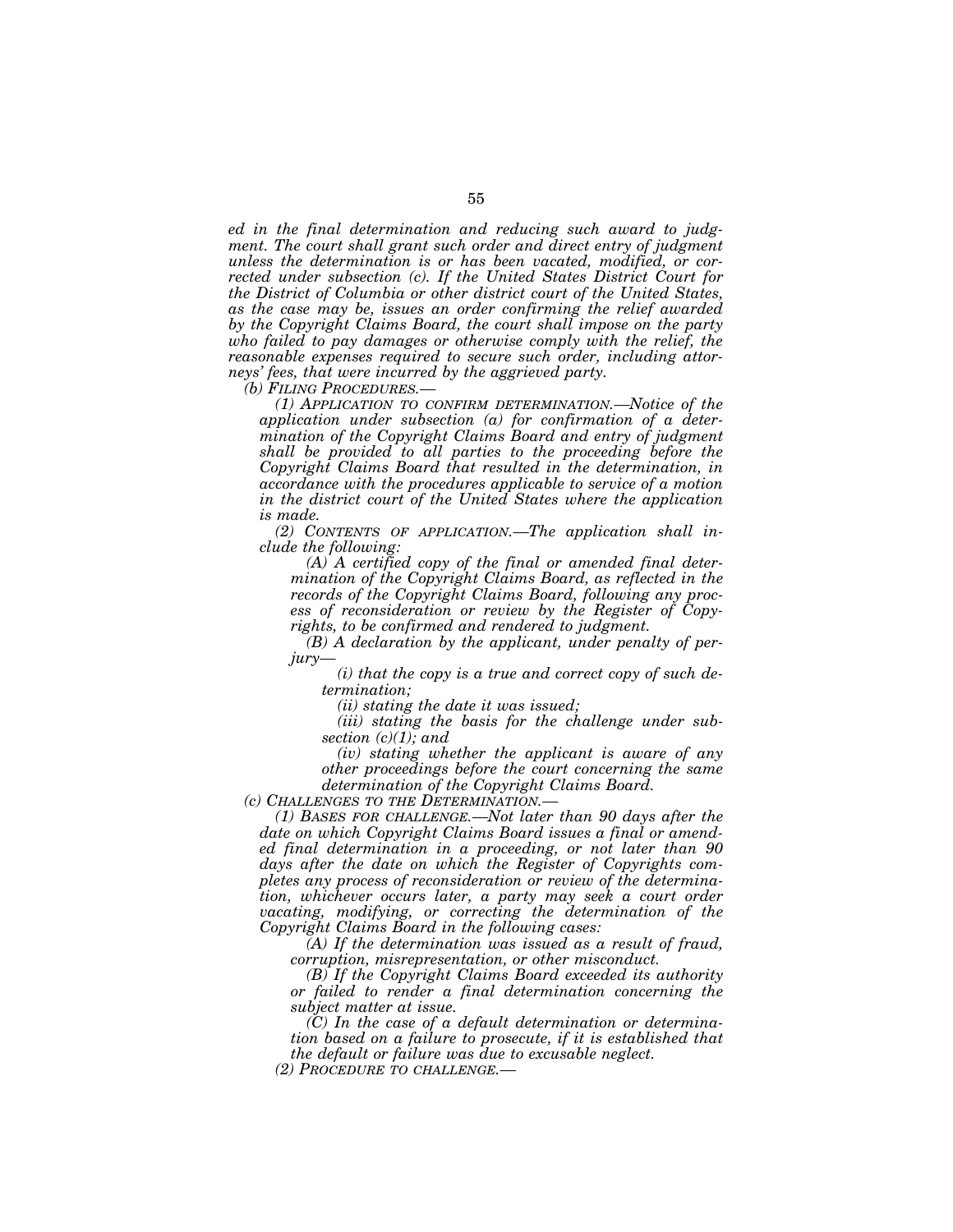*ed in the final determination and reducing such award to judgment. The court shall grant such order and direct entry of judgment unless the determination is or has been vacated, modified, or corrected under subsection (c). If the United States District Court for the District of Columbia or other district court of the United States, as the case may be, issues an order confirming the relief awarded by the Copyright Claims Board, the court shall impose on the party who failed to pay damages or otherwise comply with the relief, the reasonable expenses required to secure such order, including attorneys' fees, that were incurred by the aggrieved party.*

*(b) FILING PROCEDURES.—*

*(1) APPLICATION TO CONFIRM DETERMINATION.—Notice of the application under subsection (a) for confirmation of a determination of the Copyright Claims Board and entry of judgment shall be provided to all parties to the proceeding before the Copyright Claims Board that resulted in the determination, in accordance with the procedures applicable to service of a motion in the district court of the United States where the application is made.*

*(2) CONTENTS OF APPLICATION.—The application shall include the following:*

*(A) A certified copy of the final or amended final determination of the Copyright Claims Board, as reflected in the records of the Copyright Claims Board, following any process of reconsideration or review by the Register of Copyrights, to be confirmed and rendered to judgment.*

*(B) A declaration by the applicant, under penalty of perjury—*

*(i) that the copy is a true and correct copy of such determination;*

*(ii) stating the date it was issued;*

*(iii) stating the basis for the challenge under subsection (c)(1); and*

*(iv) stating whether the applicant is aware of any other proceedings before the court concerning the same determination of the Copyright Claims Board.*

*(c) CHALLENGES TO THE DETERMINATION.—*

*(1) BASES FOR CHALLENGE.—Not later than 90 days after the date on which Copyright Claims Board issues a final or amended final determination in a proceeding, or not later than 90 days after the date on which the Register of Copyrights completes any process of reconsideration or review of the determination, whichever occurs later, a party may seek a court order vacating, modifying, or correcting the determination of the Copyright Claims Board in the following cases:*

*(A) If the determination was issued as a result of fraud, corruption, misrepresentation, or other misconduct.*

*(B) If the Copyright Claims Board exceeded its authority or failed to render a final determination concerning the subject matter at issue.*

*(C) In the case of a default determination or determination based on a failure to prosecute, if it is established that the default or failure was due to excusable neglect.*

*(2) PROCEDURE TO CHALLENGE.—*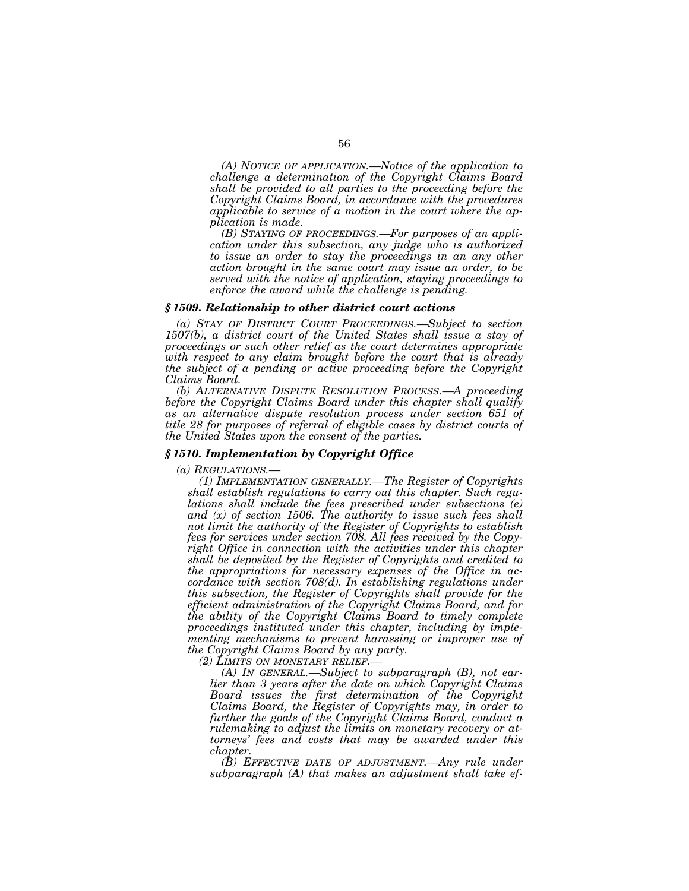*(A) NOTICE OF APPLICATION.—Notice of the application to challenge a determination of the Copyright Claims Board shall be provided to all parties to the proceeding before the Copyright Claims Board, in accordance with the procedures applicable to service of a motion in the court where the application is made.*

*(B) STAYING OF PROCEEDINGS.—For purposes of an application under this subsection, any judge who is authorized to issue an order to stay the proceedings in an any other action brought in the same court may issue an order, to be served with the notice of application, staying proceedings to enforce the award while the challenge is pending.*

### *§ 1509. Relationship to other district court actions*

*(a) STAY OF DISTRICT COURT PROCEEDINGS.—Subject to section 1507(b), a district court of the United States shall issue a stay of proceedings or such other relief as the court determines appropriate with respect to any claim brought before the court that is already the subject of a pending or active proceeding before the Copyright Claims Board.*

*(b) ALTERNATIVE DISPUTE RESOLUTION PROCESS.—A proceeding before the Copyright Claims Board under this chapter shall qualify as an alternative dispute resolution process under section 651 of title 28 for purposes of referral of eligible cases by district courts of the United States upon the consent of the parties.*

### *§ 1510. Implementation by Copyright Office*

*(a) REGULATIONS.—*

*(1) IMPLEMENTATION GENERALLY.—The Register of Copyrights shall establish regulations to carry out this chapter. Such regulations shall include the fees prescribed under subsections (e) and (x) of section 1506. The authority to issue such fees shall not limit the authority of the Register of Copyrights to establish fees for services under section 708. All fees received by the Copyright Office in connection with the activities under this chapter shall be deposited by the Register of Copyrights and credited to the appropriations for necessary expenses of the Office in accordance with section 708(d). In establishing regulations under this subsection, the Register of Copyrights shall provide for the efficient administration of the Copyright Claims Board, and for the ability of the Copyright Claims Board to timely complete proceedings instituted under this chapter, including by implementing mechanisms to prevent harassing or improper use of the Copyright Claims Board by any party.*

*(2) LIMITS ON MONETARY RELIEF.—*

*(A) IN GENERAL.—Subject to subparagraph (B), not earlier than 3 years after the date on which Copyright Claims Board issues the first determination of the Copyright Claims Board, the Register of Copyrights may, in order to further the goals of the Copyright Claims Board, conduct a rulemaking to adjust the limits on monetary recovery or attorneys' fees and costs that may be awarded under this chapter.*

*(B) EFFECTIVE DATE OF ADJUSTMENT.—Any rule under subparagraph (A) that makes an adjustment shall take ef-*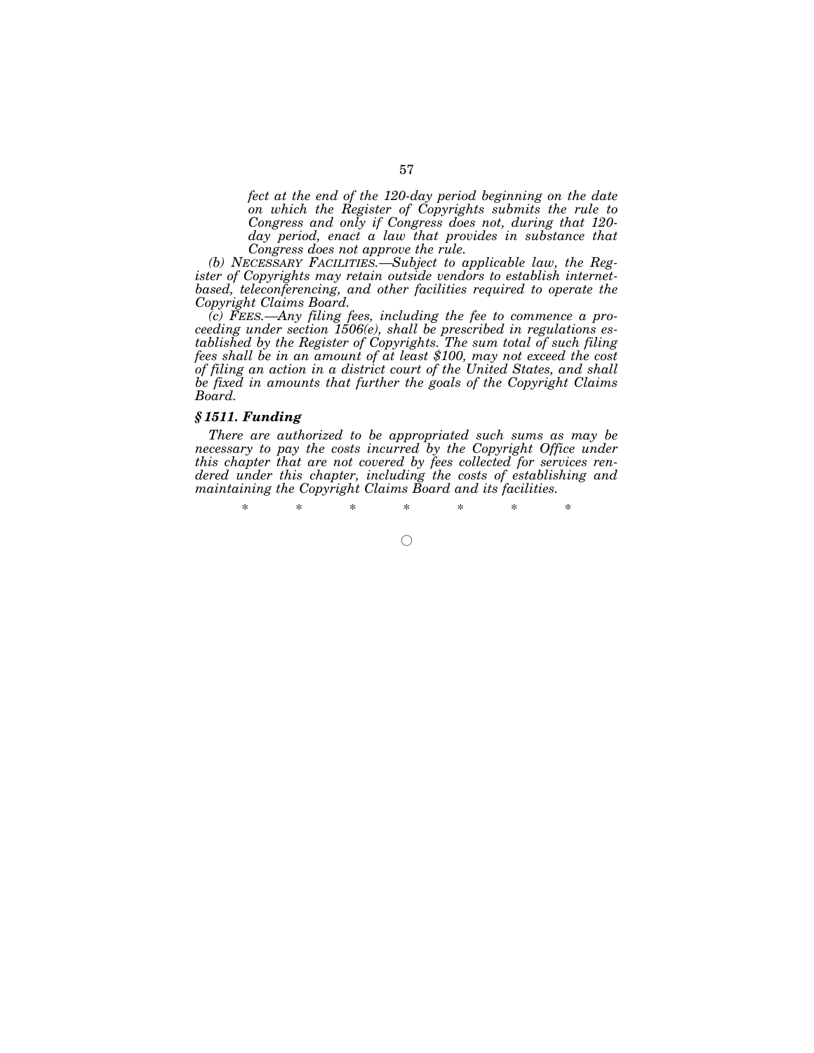*fect at the end of the 120-day period beginning on the date on which the Register of Copyrights submits the rule to Congress and only if Congress does not, during that 120-day period, enact a law that provides in substance that Congress does not approve the rule.*

*(b) NECESSARY FACILITIES.—Subject to applicable law, the Register of Copyrights may retain outside vendors to establish internet-based, teleconferencing, and other facilities required to operate the Copyright Claims Board.*

*(c) FEES.—Any filing fees, including the fee to commence a proceeding under section 1506(e), shall be prescribed in regulations established by the Register of Copyrights. The sum total of such filing fees shall be in an amount of at least $100, may not exceed the cost of filing an action in a district court of the United States, and shall be fixed in amounts that further the goals of the Copyright Claims Board.*

### *§ 1511. Funding*

*There are authorized to be appropriated such sums as may be necessary to pay the costs incurred by the Copyright Office under this chapter that are not covered by fees collected for services rendered under this chapter, including the costs of establishing and maintaining the Copyright Claims Board and its facilities.*

\* \* \* \* \* \* \*